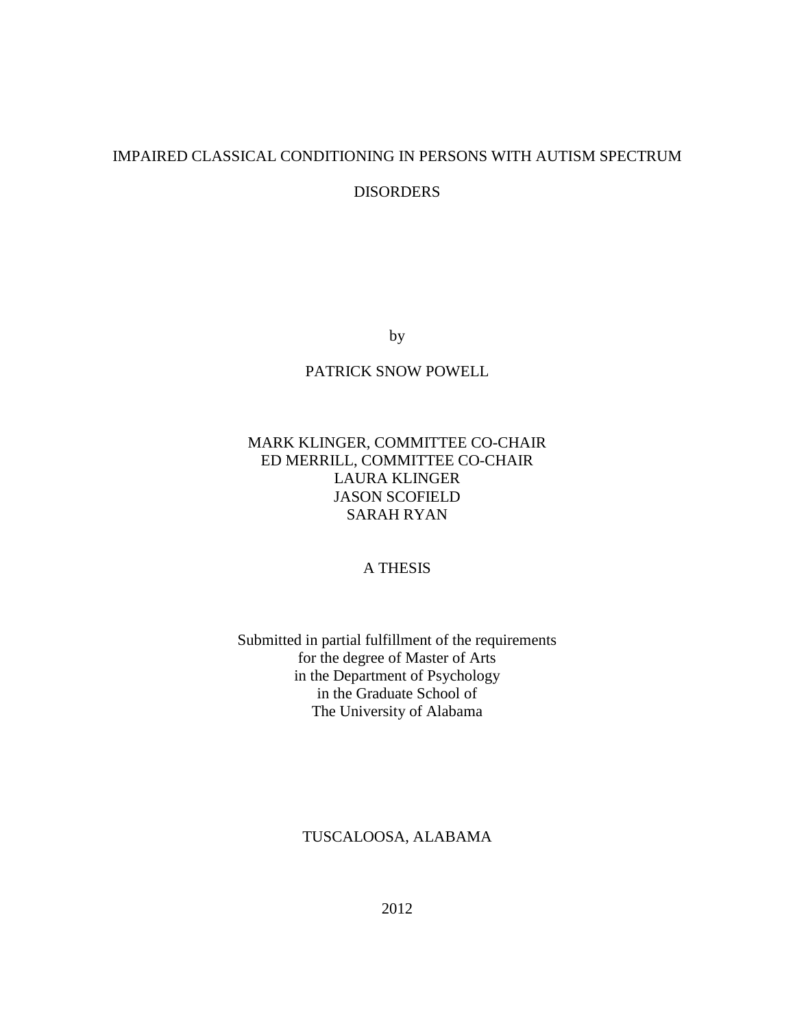# IMPAIRED CLASSICAL CONDITIONING IN PERSONS WITH AUTISM SPECTRUM DISORDERS

by

PATRICK SNOW POWELL

MARK KLINGER, COMMITTEE CO-CHAIR
ED MERRILL, COMMITTEE CO-CHAIR
LAURA KLINGER
JASON SCOFIELD
SARAH RYAN

A THESIS

Submitted in partial fulfillment of the requirements
for the degree of Master of Arts
in the Department of Psychology
in the Graduate School of
The University of Alabama

TUSCALOOSA, ALABAMA

2012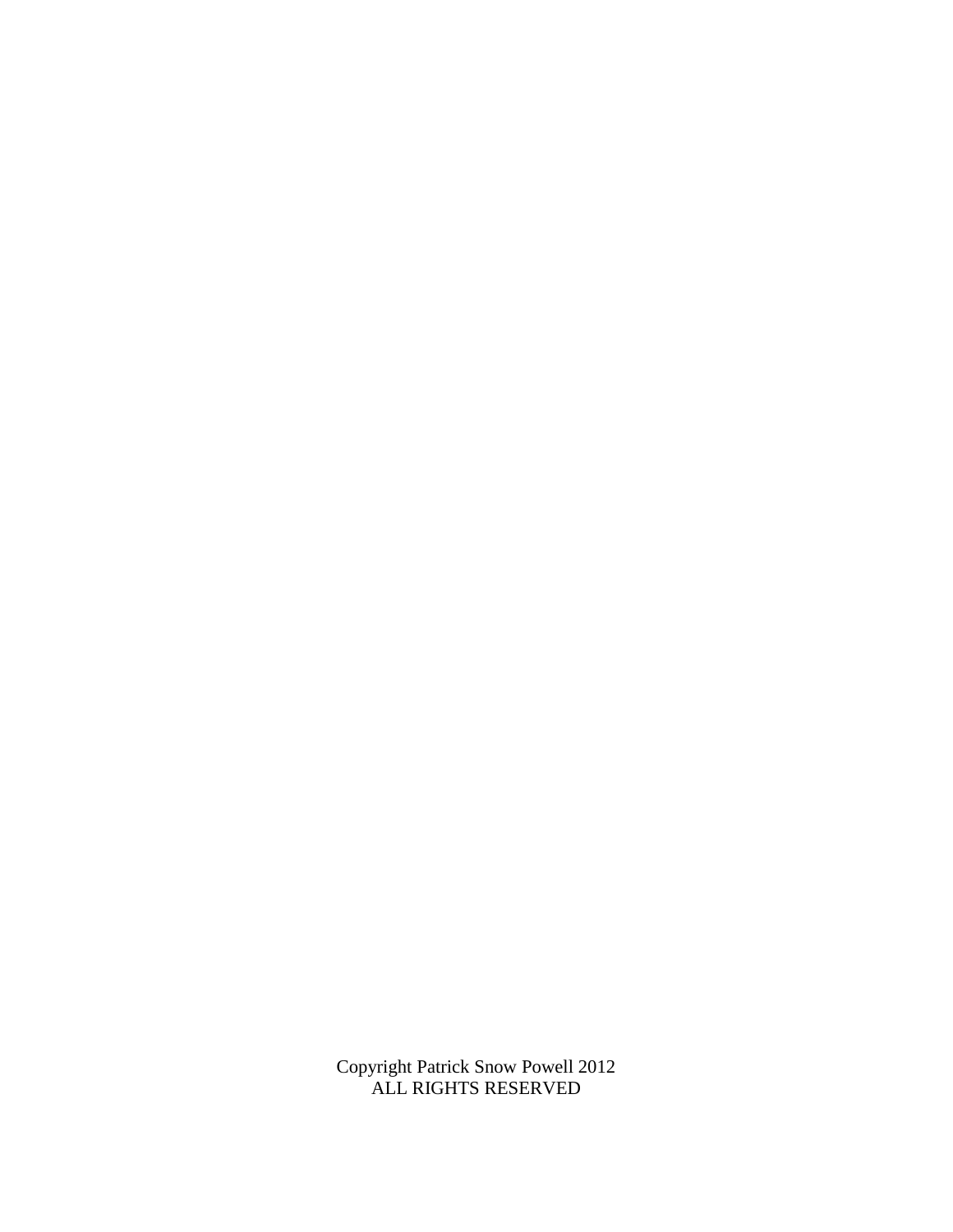Copyright Patrick Snow Powell 2012
ALL RIGHTS RESERVED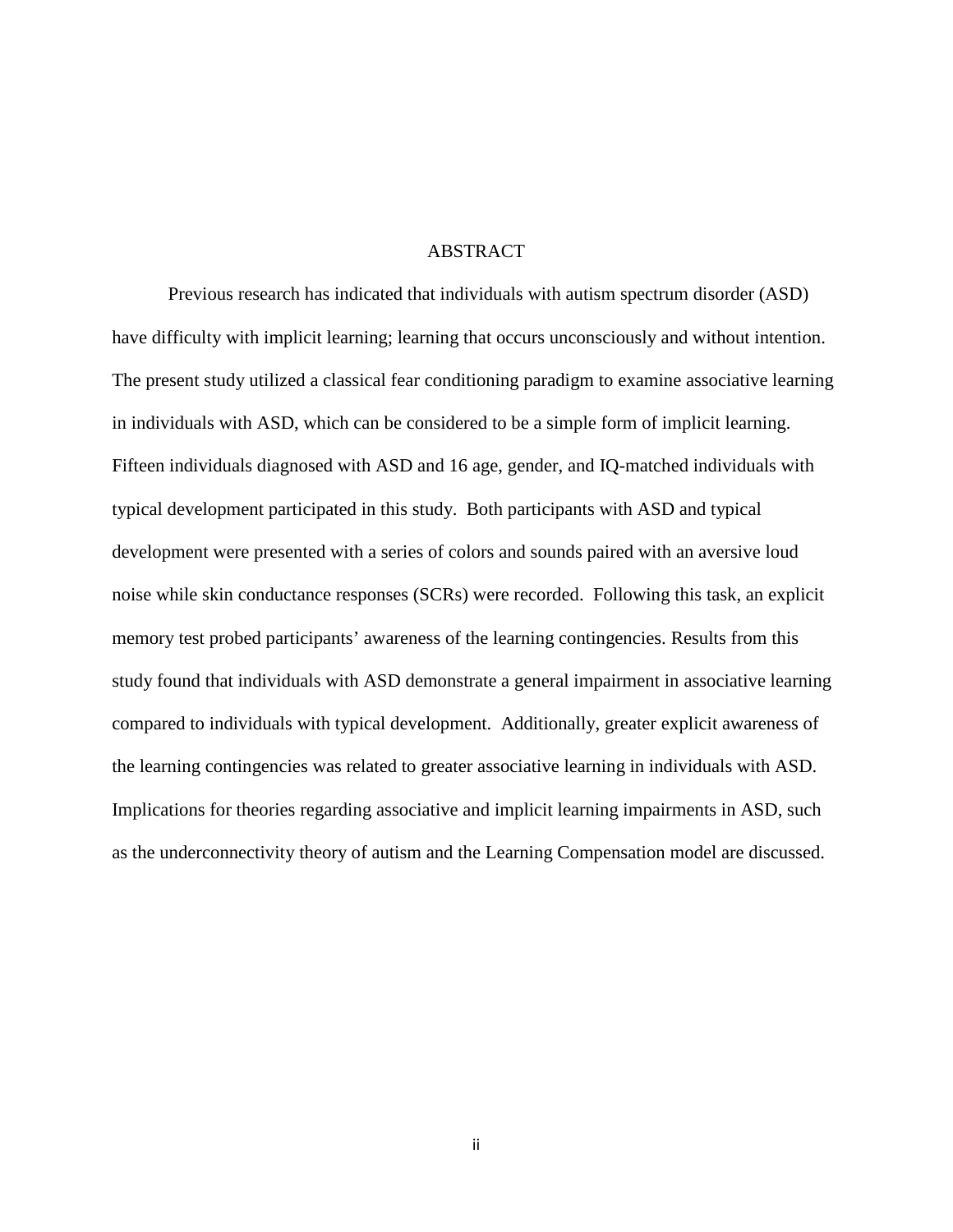# ABSTRACT

Previous research has indicated that individuals with autism spectrum disorder (ASD) have difficulty with implicit learning; learning that occurs unconsciously and without intention. The present study utilized a classical fear conditioning paradigm to examine associative learning in individuals with ASD, which can be considered to be a simple form of implicit learning. Fifteen individuals diagnosed with ASD and 16 age, gender, and IQ-matched individuals with typical development participated in this study. Both participants with ASD and typical development were presented with a series of colors and sounds paired with an aversive loud noise while skin conductance responses (SCRs) were recorded. Following this task, an explicit memory test probed participants' awareness of the learning contingencies. Results from this study found that individuals with ASD demonstrate a general impairment in associative learning compared to individuals with typical development. Additionally, greater explicit awareness of the learning contingencies was related to greater associative learning in individuals with ASD. Implications for theories regarding associative and implicit learning impairments in ASD, such as the underconnectivity theory of autism and the Learning Compensation model are discussed.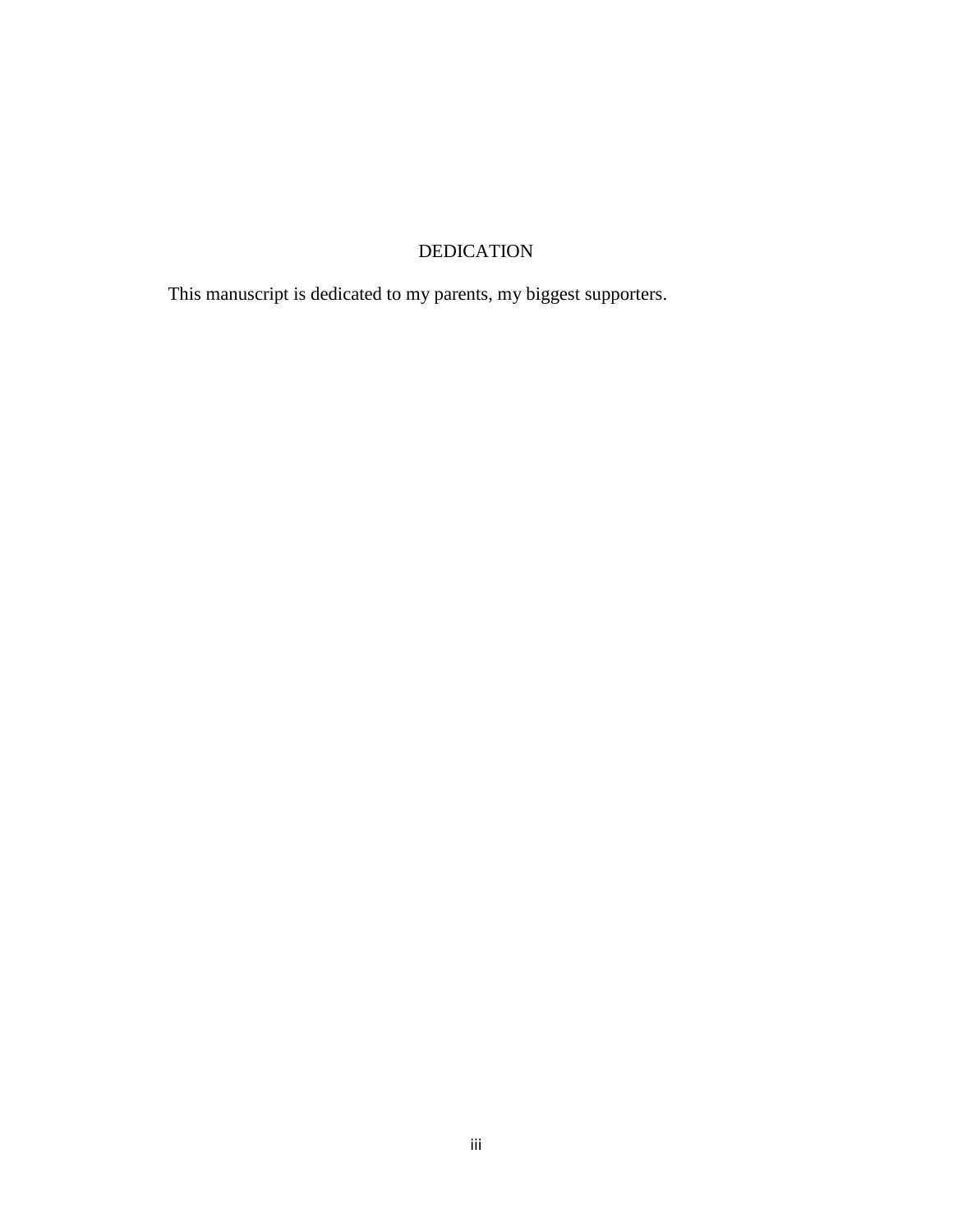# DEDICATION

This manuscript is dedicated to my parents, my biggest supporters.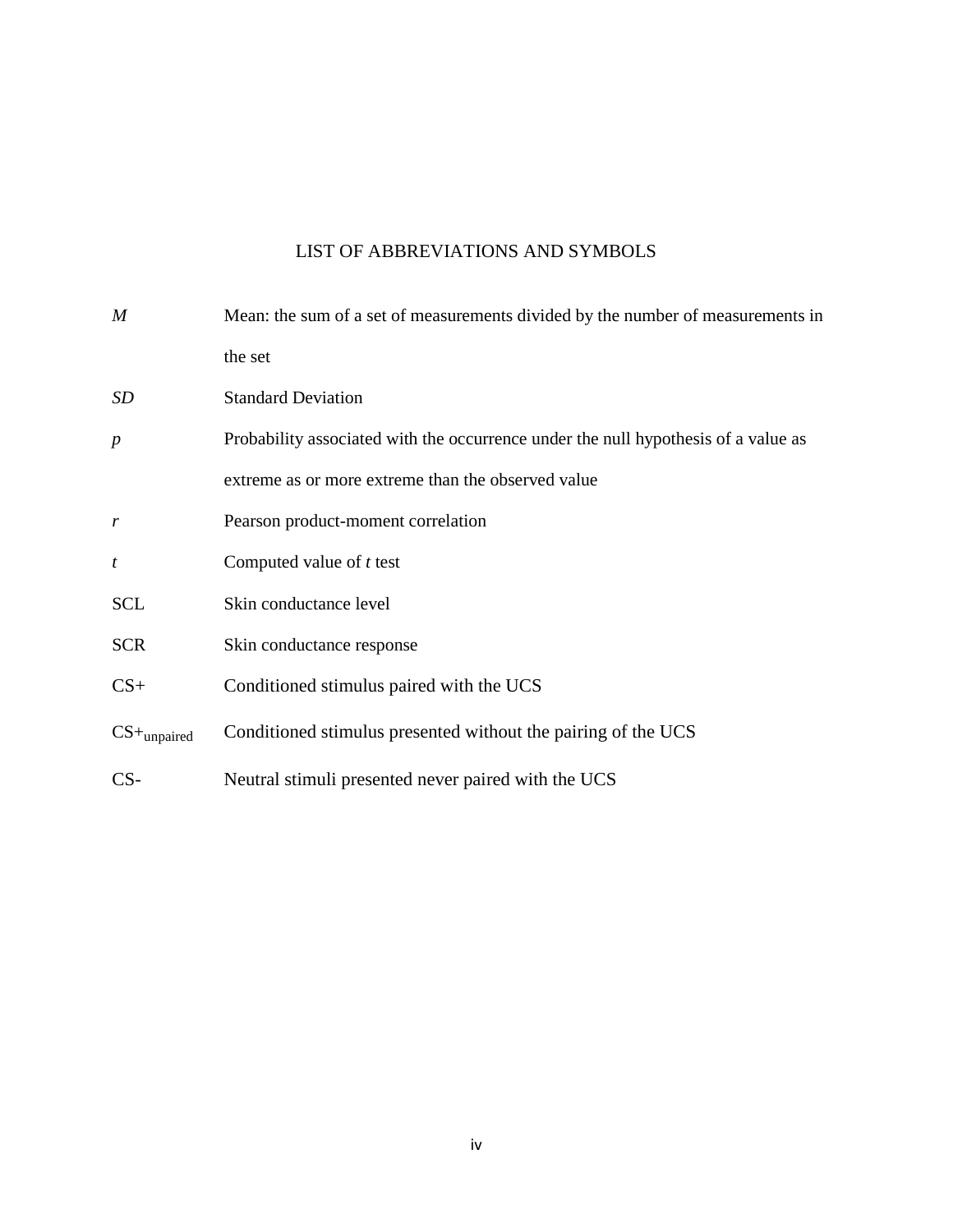# LIST OF ABBREVIATIONS AND SYMBOLS

| | |
|---|---|
| *M* | Mean: the sum of a set of measurements divided by the number of measurements in the set |
| *SD* | Standard Deviation |
| *p* | Probability associated with the occurrence under the null hypothesis of a value as extreme as or more extreme than the observed value |
| *r* | Pearson product-moment correlation |
| *t* | Computed value of *t* test |
| SCL | Skin conductance level |
| SCR | Skin conductance response |
| CS+ | Conditioned stimulus paired with the UCS |
| $CS+_{unpaired}$ | Conditioned stimulus presented without the pairing of the UCS |
| CS- | Neutral stimuli presented never paired with the UCS |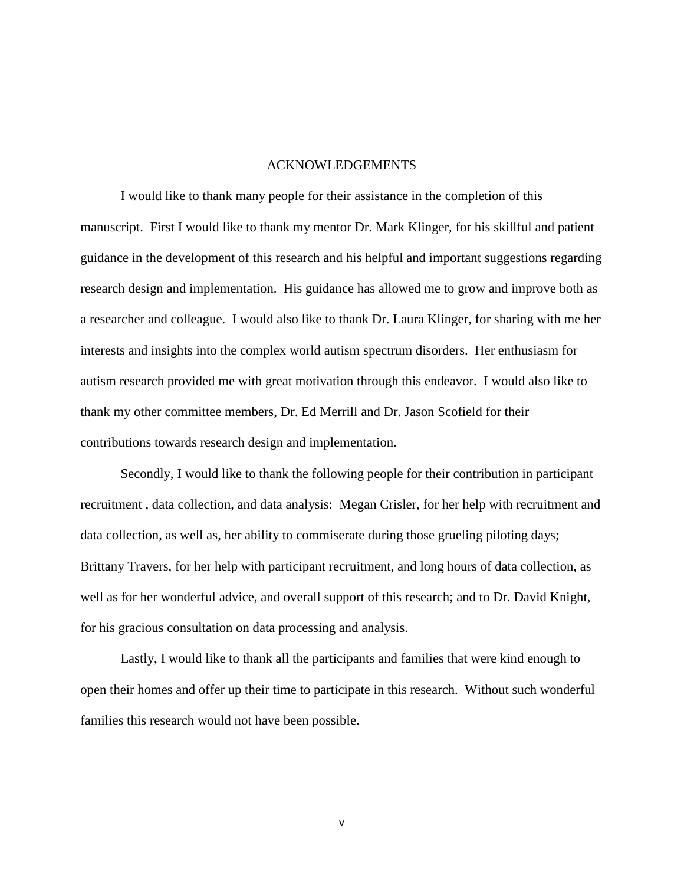# ACKNOWLEDGEMENTS

I would like to thank many people for their assistance in the completion of this manuscript. First I would like to thank my mentor Dr. Mark Klinger, for his skillful and patient guidance in the development of this research and his helpful and important suggestions regarding research design and implementation. His guidance has allowed me to grow and improve both as a researcher and colleague. I would also like to thank Dr. Laura Klinger, for sharing with me her interests and insights into the complex world autism spectrum disorders. Her enthusiasm for autism research provided me with great motivation through this endeavor. I would also like to thank my other committee members, Dr. Ed Merrill and Dr. Jason Scofield for their contributions towards research design and implementation.

Secondly, I would like to thank the following people for their contribution in participant recruitment , data collection, and data analysis: Megan Crisler, for her help with recruitment and data collection, as well as, her ability to commiserate during those grueling piloting days; Brittany Travers, for her help with participant recruitment, and long hours of data collection, as well as for her wonderful advice, and overall support of this research; and to Dr. David Knight, for his gracious consultation on data processing and analysis.

Lastly, I would like to thank all the participants and families that were kind enough to open their homes and offer up their time to participate in this research. Without such wonderful families this research would not have been possible.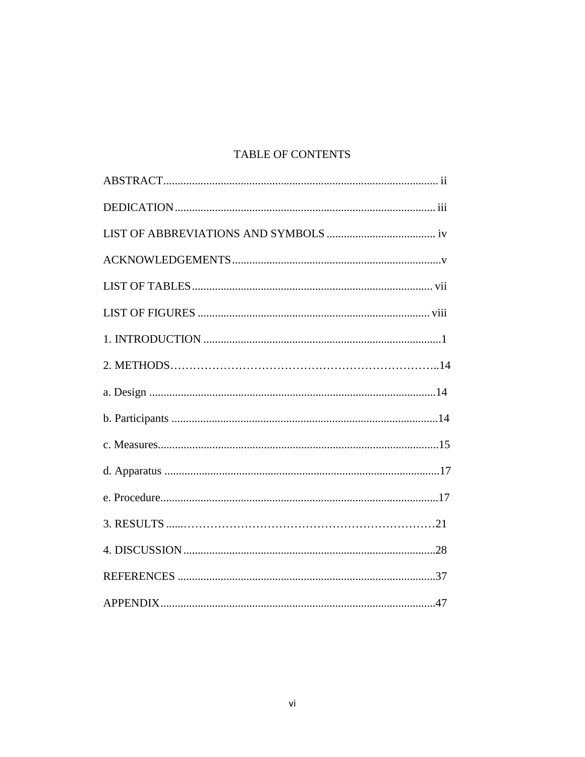# TABLE OF CONTENTS

ABSTRACT............................................................................................... ii

DEDICATION.......................................................................................... iii

LIST OF ABBREVIATIONS AND SYMBOLS ...................................... iv

ACKNOWLEDGEMENTS........................................................................v

LIST OF TABLES.................................................................................... vii

LIST OF FIGURES ................................................................................. viii

1. INTRODUCTION ...................................................................................1

2. METHODS…………………………………………………………….14

a. Design ....................................................................................................14

b. Participants .............................................................................................14

c. Measures.................................................................................................15

d. Apparatus ................................................................................................17

e. Procedure.................................................................................................17

3. RESULTS ......…………………………………………………………21

4. DISCUSSION........................................................................................28

REFERENCES ..........................................................................................37

APPENDIX................................................................................................47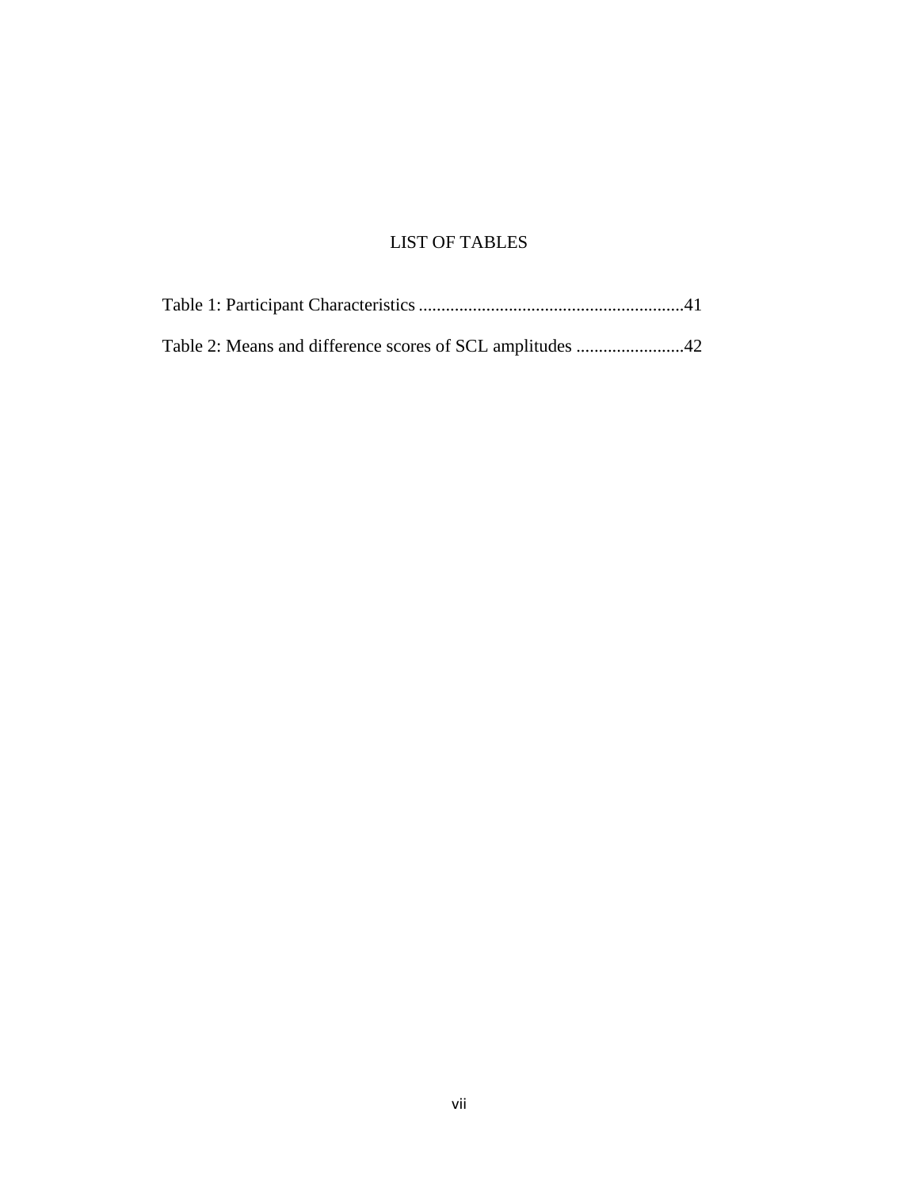# LIST OF TABLES

Table 1: Participant Characteristics ..........................................................41

Table 2: Means and difference scores of SCL amplitudes ........................42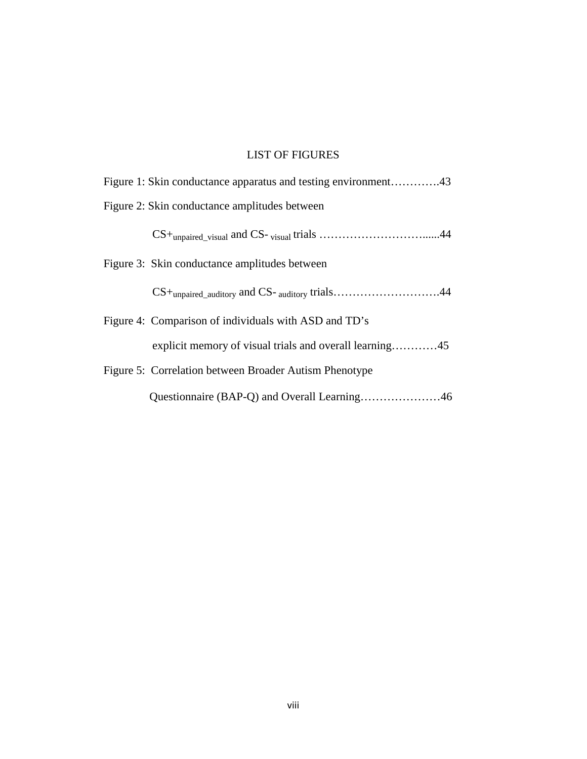# LIST OF FIGURES

Figure 1: Skin conductance apparatus and testing environment………….43

Figure 2: Skin conductance amplitudes between $CS+_{unpaired\_visual}$ and $CS-_{visual}$ trials …………………………......44

Figure 3: Skin conductance amplitudes between $CS+_{unpaired\_auditory}$ and $CS-_{auditory}$ trials……………………….44

Figure 4: Comparison of individuals with ASD and TD's explicit memory of visual trials and overall learning…………45

Figure 5: Correlation between Broader Autism Phenotype Questionnaire (BAP-Q) and Overall Learning…………………46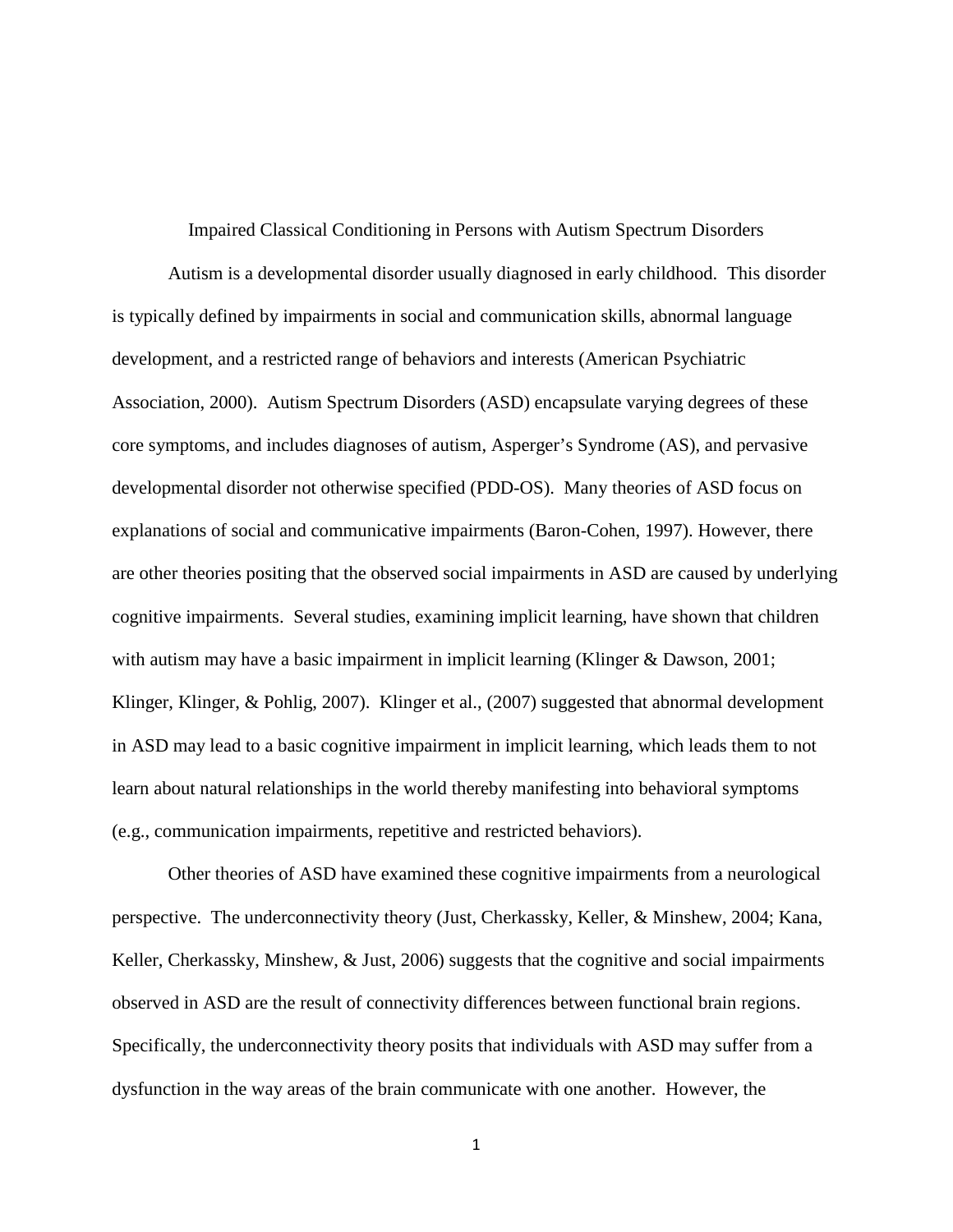# Impaired Classical Conditioning in Persons with Autism Spectrum Disorders

Autism is a developmental disorder usually diagnosed in early childhood. This disorder is typically defined by impairments in social and communication skills, abnormal language development, and a restricted range of behaviors and interests (American Psychiatric Association, 2000). Autism Spectrum Disorders (ASD) encapsulate varying degrees of these core symptoms, and includes diagnoses of autism, Asperger's Syndrome (AS), and pervasive developmental disorder not otherwise specified (PDD-OS). Many theories of ASD focus on explanations of social and communicative impairments (Baron-Cohen, 1997). However, there are other theories positing that the observed social impairments in ASD are caused by underlying cognitive impairments. Several studies, examining implicit learning, have shown that children with autism may have a basic impairment in implicit learning (Klinger & Dawson, 2001; Klinger, Klinger, & Pohlig, 2007). Klinger et al., (2007) suggested that abnormal development in ASD may lead to a basic cognitive impairment in implicit learning, which leads them to not learn about natural relationships in the world thereby manifesting into behavioral symptoms (e.g., communication impairments, repetitive and restricted behaviors).

Other theories of ASD have examined these cognitive impairments from a neurological perspective. The underconnectivity theory (Just, Cherkassky, Keller, & Minshew, 2004; Kana, Keller, Cherkassky, Minshew, & Just, 2006) suggests that the cognitive and social impairments observed in ASD are the result of connectivity differences between functional brain regions. Specifically, the underconnectivity theory posits that individuals with ASD may suffer from a dysfunction in the way areas of the brain communicate with one another. However, the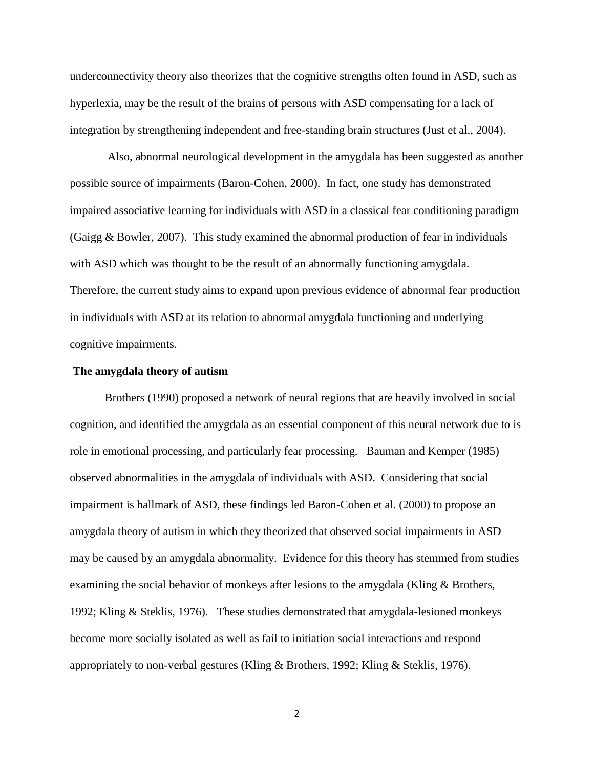underconnectivity theory also theorizes that the cognitive strengths often found in ASD, such as hyperlexia, may be the result of the brains of persons with ASD compensating for a lack of integration by strengthening independent and free-standing brain structures (Just et al., 2004).

Also, abnormal neurological development in the amygdala has been suggested as another possible source of impairments (Baron-Cohen, 2000). In fact, one study has demonstrated impaired associative learning for individuals with ASD in a classical fear conditioning paradigm (Gaigg & Bowler, 2007). This study examined the abnormal production of fear in individuals with ASD which was thought to be the result of an abnormally functioning amygdala. Therefore, the current study aims to expand upon previous evidence of abnormal fear production in individuals with ASD at its relation to abnormal amygdala functioning and underlying cognitive impairments.

**The amygdala theory of autism**

Brothers (1990) proposed a network of neural regions that are heavily involved in social cognition, and identified the amygdala as an essential component of this neural network due to is role in emotional processing, and particularly fear processing. Bauman and Kemper (1985) observed abnormalities in the amygdala of individuals with ASD. Considering that social impairment is hallmark of ASD, these findings led Baron-Cohen et al. (2000) to propose an amygdala theory of autism in which they theorized that observed social impairments in ASD may be caused by an amygdala abnormality. Evidence for this theory has stemmed from studies examining the social behavior of monkeys after lesions to the amygdala (Kling & Brothers, 1992; Kling & Steklis, 1976). These studies demonstrated that amygdala-lesioned monkeys become more socially isolated as well as fail to initiation social interactions and respond appropriately to non-verbal gestures (Kling & Brothers, 1992; Kling & Steklis, 1976).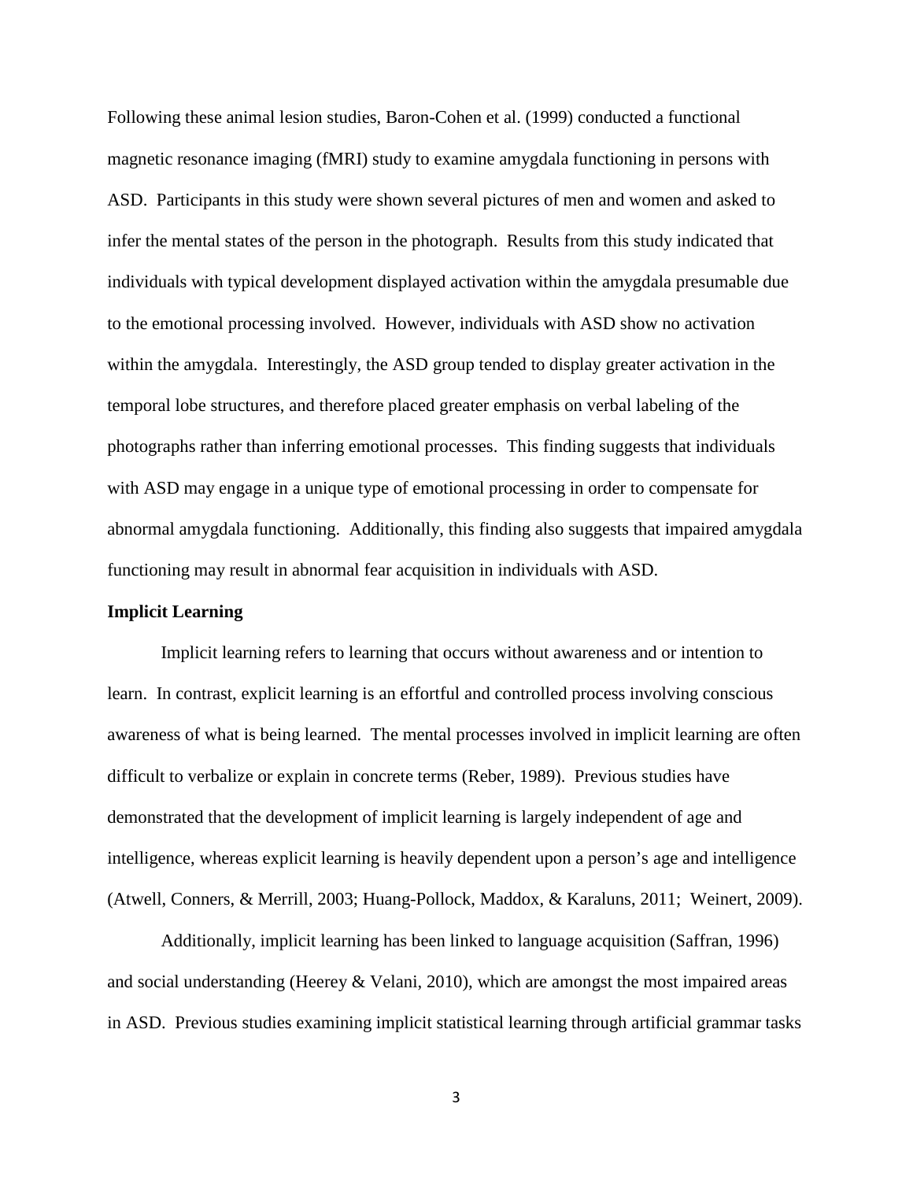Following these animal lesion studies, Baron-Cohen et al. (1999) conducted a functional magnetic resonance imaging (fMRI) study to examine amygdala functioning in persons with ASD. Participants in this study were shown several pictures of men and women and asked to infer the mental states of the person in the photograph. Results from this study indicated that individuals with typical development displayed activation within the amygdala presumable due to the emotional processing involved. However, individuals with ASD show no activation within the amygdala. Interestingly, the ASD group tended to display greater activation in the temporal lobe structures, and therefore placed greater emphasis on verbal labeling of the photographs rather than inferring emotional processes. This finding suggests that individuals with ASD may engage in a unique type of emotional processing in order to compensate for abnormal amygdala functioning. Additionally, this finding also suggests that impaired amygdala functioning may result in abnormal fear acquisition in individuals with ASD.

**Implicit Learning**

Implicit learning refers to learning that occurs without awareness and or intention to learn. In contrast, explicit learning is an effortful and controlled process involving conscious awareness of what is being learned. The mental processes involved in implicit learning are often difficult to verbalize or explain in concrete terms (Reber, 1989). Previous studies have demonstrated that the development of implicit learning is largely independent of age and intelligence, whereas explicit learning is heavily dependent upon a person's age and intelligence (Atwell, Conners, & Merrill, 2003; Huang-Pollock, Maddox, & Karaluns, 2011; Weinert, 2009).

Additionally, implicit learning has been linked to language acquisition (Saffran, 1996) and social understanding (Heerey & Velani, 2010), which are amongst the most impaired areas in ASD. Previous studies examining implicit statistical learning through artificial grammar tasks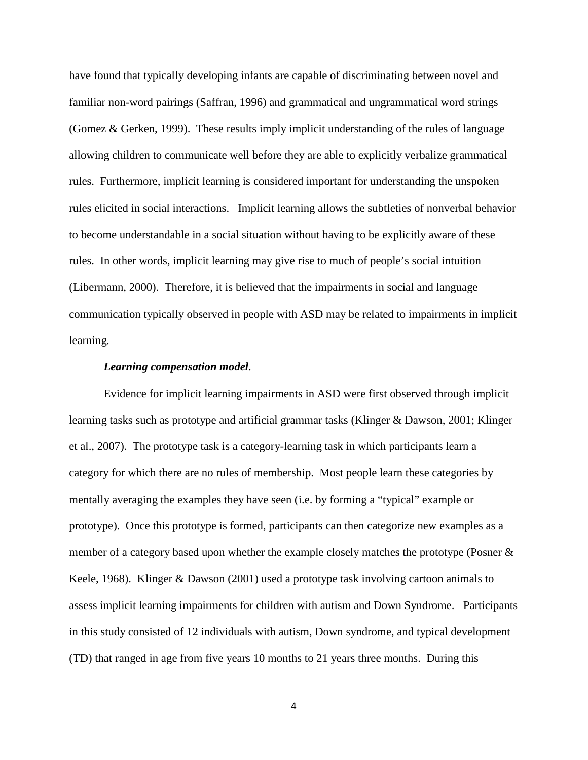have found that typically developing infants are capable of discriminating between novel and familiar non-word pairings (Saffran, 1996) and grammatical and ungrammatical word strings (Gomez & Gerken, 1999). These results imply implicit understanding of the rules of language allowing children to communicate well before they are able to explicitly verbalize grammatical rules. Furthermore, implicit learning is considered important for understanding the unspoken rules elicited in social interactions. Implicit learning allows the subtleties of nonverbal behavior to become understandable in a social situation without having to be explicitly aware of these rules. In other words, implicit learning may give rise to much of people's social intuition (Libermann, 2000). Therefore, it is believed that the impairments in social and language communication typically observed in people with ASD may be related to impairments in implicit learning.

#### ***Learning compensation model***.

Evidence for implicit learning impairments in ASD were first observed through implicit learning tasks such as prototype and artificial grammar tasks (Klinger & Dawson, 2001; Klinger et al., 2007). The prototype task is a category-learning task in which participants learn a category for which there are no rules of membership. Most people learn these categories by mentally averaging the examples they have seen (i.e. by forming a "typical" example or prototype). Once this prototype is formed, participants can then categorize new examples as a member of a category based upon whether the example closely matches the prototype (Posner & Keele, 1968). Klinger & Dawson (2001) used a prototype task involving cartoon animals to assess implicit learning impairments for children with autism and Down Syndrome. Participants in this study consisted of 12 individuals with autism, Down syndrome, and typical development (TD) that ranged in age from five years 10 months to 21 years three months. During this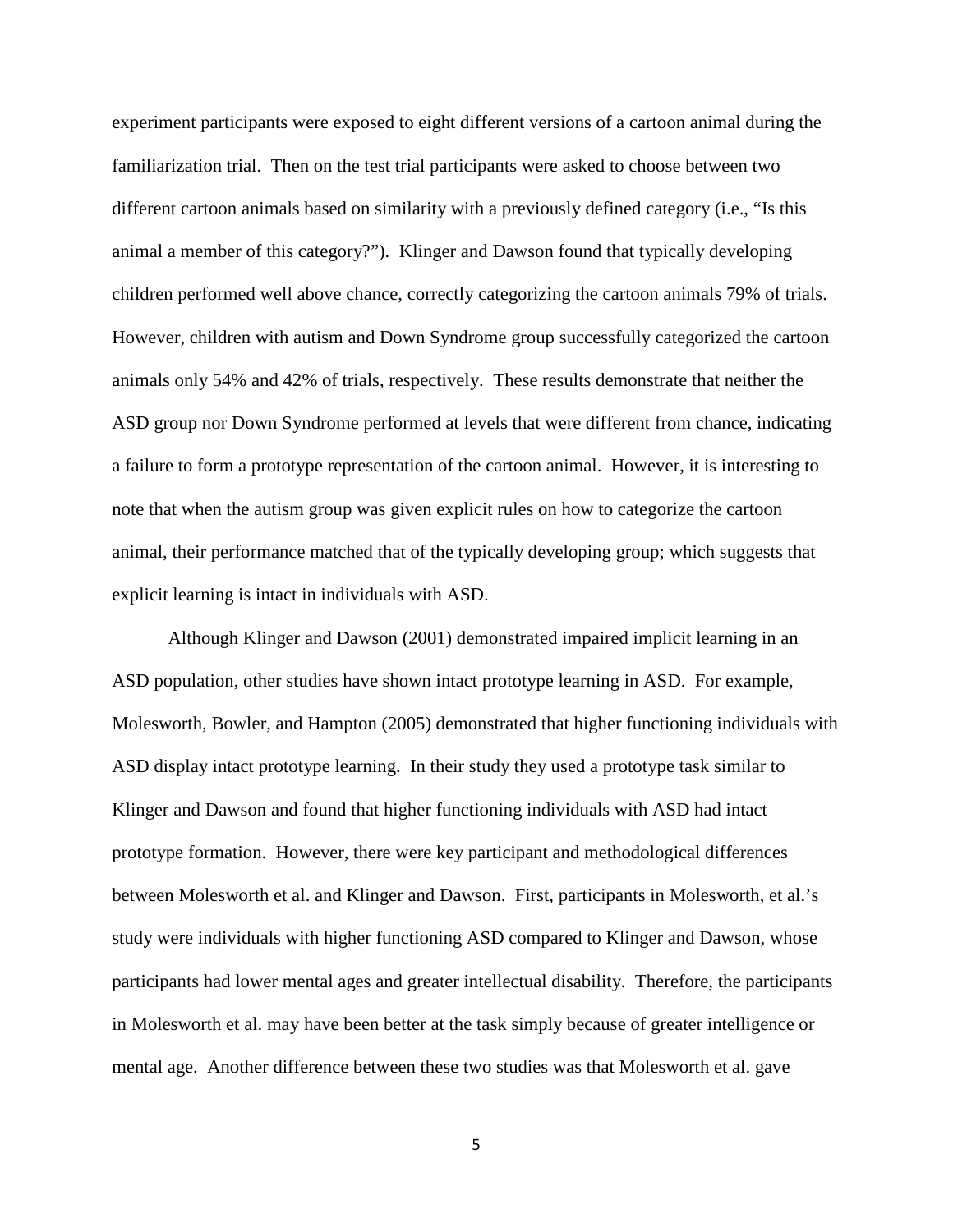experiment participants were exposed to eight different versions of a cartoon animal during the familiarization trial. Then on the test trial participants were asked to choose between two different cartoon animals based on similarity with a previously defined category (i.e., "Is this animal a member of this category?"). Klinger and Dawson found that typically developing children performed well above chance, correctly categorizing the cartoon animals 79% of trials. However, children with autism and Down Syndrome group successfully categorized the cartoon animals only 54% and 42% of trials, respectively. These results demonstrate that neither the ASD group nor Down Syndrome performed at levels that were different from chance, indicating a failure to form a prototype representation of the cartoon animal. However, it is interesting to note that when the autism group was given explicit rules on how to categorize the cartoon animal, their performance matched that of the typically developing group; which suggests that explicit learning is intact in individuals with ASD.

Although Klinger and Dawson (2001) demonstrated impaired implicit learning in an ASD population, other studies have shown intact prototype learning in ASD. For example, Molesworth, Bowler, and Hampton (2005) demonstrated that higher functioning individuals with ASD display intact prototype learning. In their study they used a prototype task similar to Klinger and Dawson and found that higher functioning individuals with ASD had intact prototype formation. However, there were key participant and methodological differences between Molesworth et al. and Klinger and Dawson. First, participants in Molesworth, et al.'s study were individuals with higher functioning ASD compared to Klinger and Dawson, whose participants had lower mental ages and greater intellectual disability. Therefore, the participants in Molesworth et al. may have been better at the task simply because of greater intelligence or mental age. Another difference between these two studies was that Molesworth et al. gave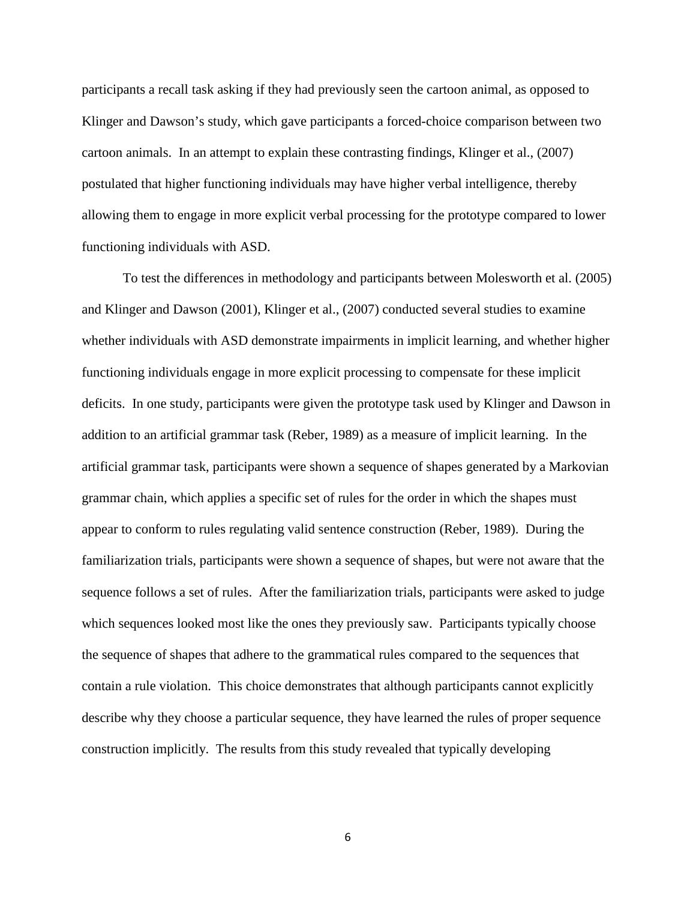participants a recall task asking if they had previously seen the cartoon animal, as opposed to Klinger and Dawson's study, which gave participants a forced-choice comparison between two cartoon animals. In an attempt to explain these contrasting findings, Klinger et al., (2007) postulated that higher functioning individuals may have higher verbal intelligence, thereby allowing them to engage in more explicit verbal processing for the prototype compared to lower functioning individuals with ASD.

To test the differences in methodology and participants between Molesworth et al. (2005) and Klinger and Dawson (2001), Klinger et al., (2007) conducted several studies to examine whether individuals with ASD demonstrate impairments in implicit learning, and whether higher functioning individuals engage in more explicit processing to compensate for these implicit deficits. In one study, participants were given the prototype task used by Klinger and Dawson in addition to an artificial grammar task (Reber, 1989) as a measure of implicit learning. In the artificial grammar task, participants were shown a sequence of shapes generated by a Markovian grammar chain, which applies a specific set of rules for the order in which the shapes must appear to conform to rules regulating valid sentence construction (Reber, 1989). During the familiarization trials, participants were shown a sequence of shapes, but were not aware that the sequence follows a set of rules. After the familiarization trials, participants were asked to judge which sequences looked most like the ones they previously saw. Participants typically choose the sequence of shapes that adhere to the grammatical rules compared to the sequences that contain a rule violation. This choice demonstrates that although participants cannot explicitly describe why they choose a particular sequence, they have learned the rules of proper sequence construction implicitly. The results from this study revealed that typically developing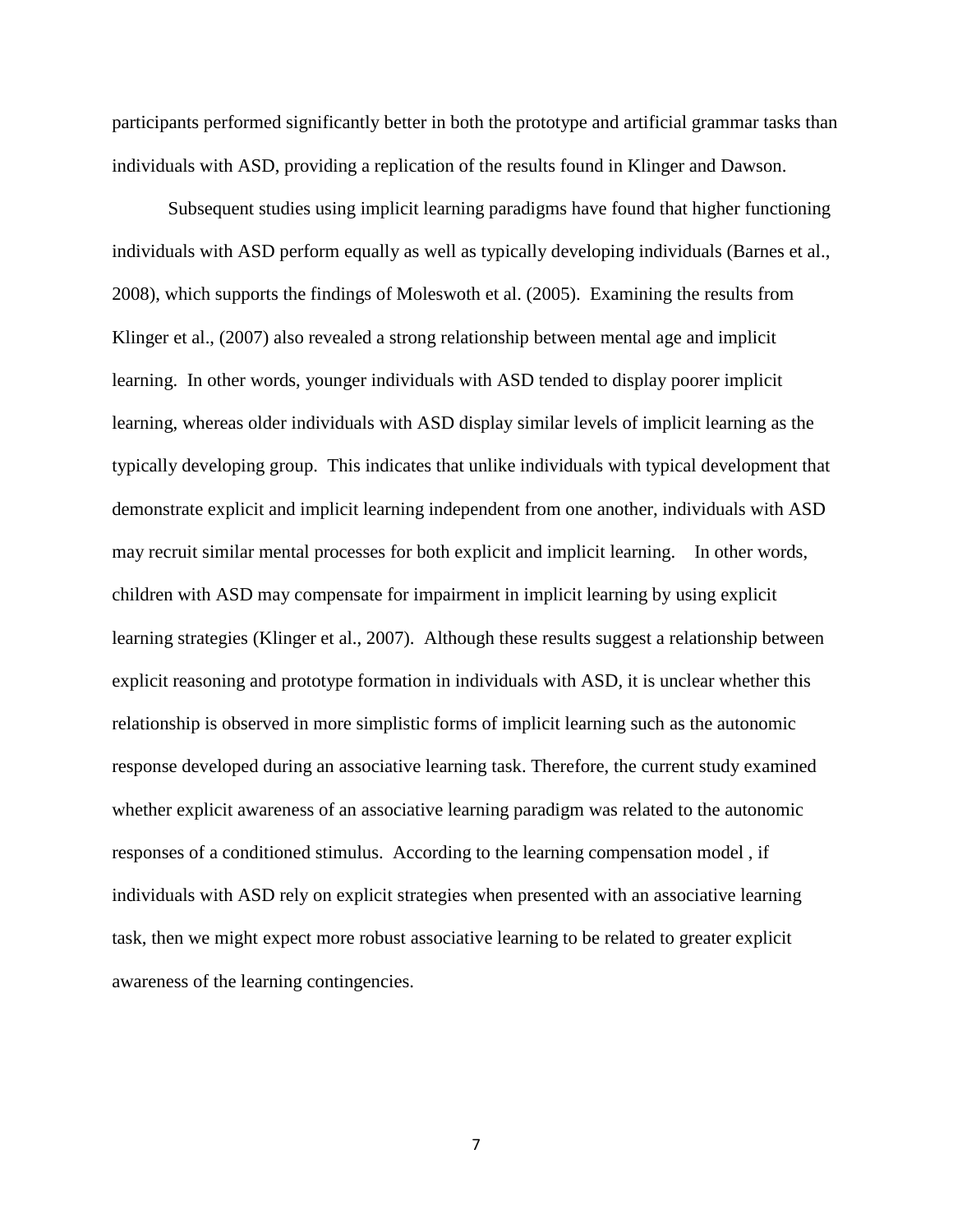participants performed significantly better in both the prototype and artificial grammar tasks than individuals with ASD, providing a replication of the results found in Klinger and Dawson.

Subsequent studies using implicit learning paradigms have found that higher functioning individuals with ASD perform equally as well as typically developing individuals (Barnes et al., 2008), which supports the findings of Moleswoth et al. (2005). Examining the results from Klinger et al., (2007) also revealed a strong relationship between mental age and implicit learning. In other words, younger individuals with ASD tended to display poorer implicit learning, whereas older individuals with ASD display similar levels of implicit learning as the typically developing group. This indicates that unlike individuals with typical development that demonstrate explicit and implicit learning independent from one another, individuals with ASD may recruit similar mental processes for both explicit and implicit learning. In other words, children with ASD may compensate for impairment in implicit learning by using explicit learning strategies (Klinger et al., 2007). Although these results suggest a relationship between explicit reasoning and prototype formation in individuals with ASD, it is unclear whether this relationship is observed in more simplistic forms of implicit learning such as the autonomic response developed during an associative learning task. Therefore, the current study examined whether explicit awareness of an associative learning paradigm was related to the autonomic responses of a conditioned stimulus. According to the learning compensation model , if individuals with ASD rely on explicit strategies when presented with an associative learning task, then we might expect more robust associative learning to be related to greater explicit awareness of the learning contingencies.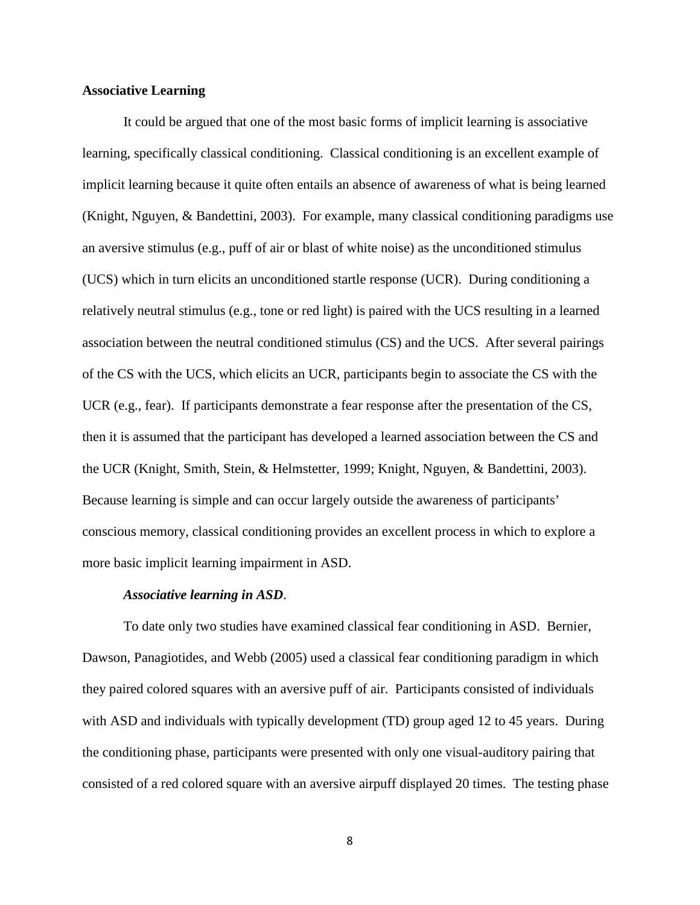**Associative Learning**

It could be argued that one of the most basic forms of implicit learning is associative learning, specifically classical conditioning. Classical conditioning is an excellent example of implicit learning because it quite often entails an absence of awareness of what is being learned (Knight, Nguyen, & Bandettini, 2003). For example, many classical conditioning paradigms use an aversive stimulus (e.g., puff of air or blast of white noise) as the unconditioned stimulus (UCS) which in turn elicits an unconditioned startle response (UCR). During conditioning a relatively neutral stimulus (e.g., tone or red light) is paired with the UCS resulting in a learned association between the neutral conditioned stimulus (CS) and the UCS. After several pairings of the CS with the UCS, which elicits an UCR, participants begin to associate the CS with the UCR (e.g., fear). If participants demonstrate a fear response after the presentation of the CS, then it is assumed that the participant has developed a learned association between the CS and the UCR (Knight, Smith, Stein, & Helmstetter, 1999; Knight, Nguyen, & Bandettini, 2003). Because learning is simple and can occur largely outside the awareness of participants' conscious memory, classical conditioning provides an excellent process in which to explore a more basic implicit learning impairment in ASD.

***Associative learning in ASD*.**

To date only two studies have examined classical fear conditioning in ASD. Bernier, Dawson, Panagiotides, and Webb (2005) used a classical fear conditioning paradigm in which they paired colored squares with an aversive puff of air. Participants consisted of individuals with ASD and individuals with typically development (TD) group aged 12 to 45 years. During the conditioning phase, participants were presented with only one visual-auditory pairing that consisted of a red colored square with an aversive airpuff displayed 20 times. The testing phase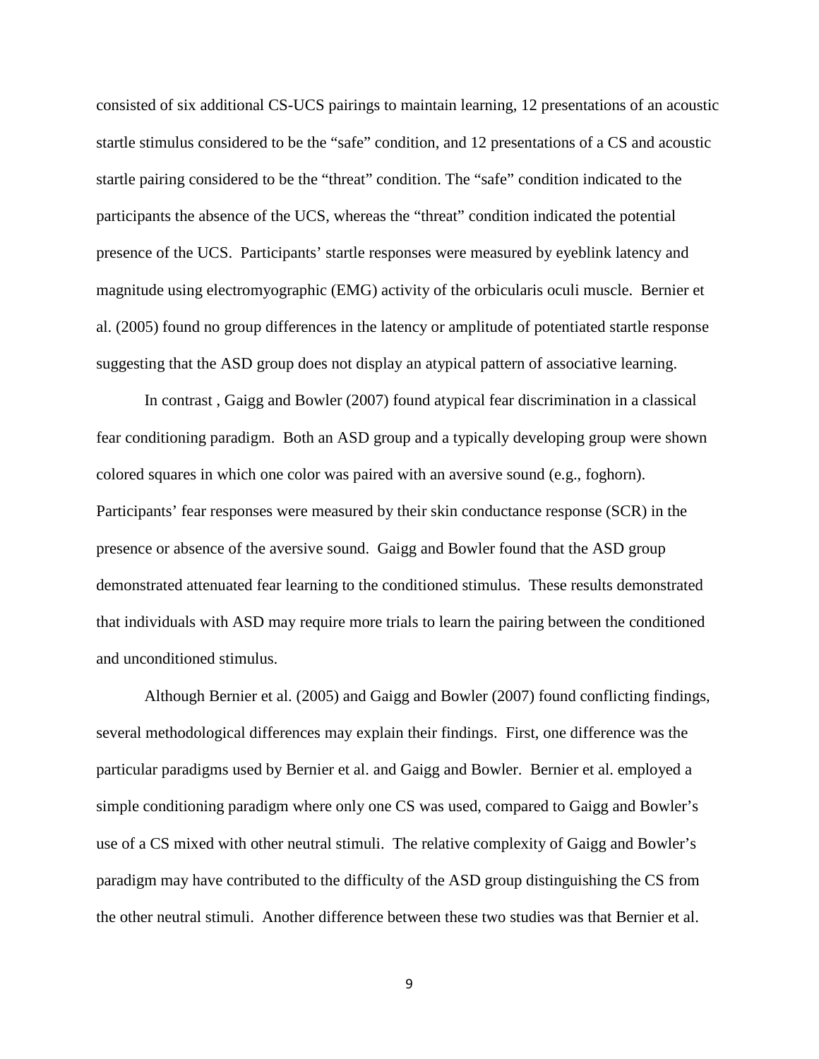consisted of six additional CS-UCS pairings to maintain learning, 12 presentations of an acoustic startle stimulus considered to be the "safe" condition, and 12 presentations of a CS and acoustic startle pairing considered to be the "threat" condition. The "safe" condition indicated to the participants the absence of the UCS, whereas the "threat" condition indicated the potential presence of the UCS. Participants' startle responses were measured by eyeblink latency and magnitude using electromyographic (EMG) activity of the orbicularis oculi muscle. Bernier et al. (2005) found no group differences in the latency or amplitude of potentiated startle response suggesting that the ASD group does not display an atypical pattern of associative learning.

In contrast , Gaigg and Bowler (2007) found atypical fear discrimination in a classical fear conditioning paradigm. Both an ASD group and a typically developing group were shown colored squares in which one color was paired with an aversive sound (e.g., foghorn). Participants' fear responses were measured by their skin conductance response (SCR) in the presence or absence of the aversive sound. Gaigg and Bowler found that the ASD group demonstrated attenuated fear learning to the conditioned stimulus. These results demonstrated that individuals with ASD may require more trials to learn the pairing between the conditioned and unconditioned stimulus.

Although Bernier et al. (2005) and Gaigg and Bowler (2007) found conflicting findings, several methodological differences may explain their findings. First, one difference was the particular paradigms used by Bernier et al. and Gaigg and Bowler. Bernier et al. employed a simple conditioning paradigm where only one CS was used, compared to Gaigg and Bowler's use of a CS mixed with other neutral stimuli. The relative complexity of Gaigg and Bowler's paradigm may have contributed to the difficulty of the ASD group distinguishing the CS from the other neutral stimuli. Another difference between these two studies was that Bernier et al.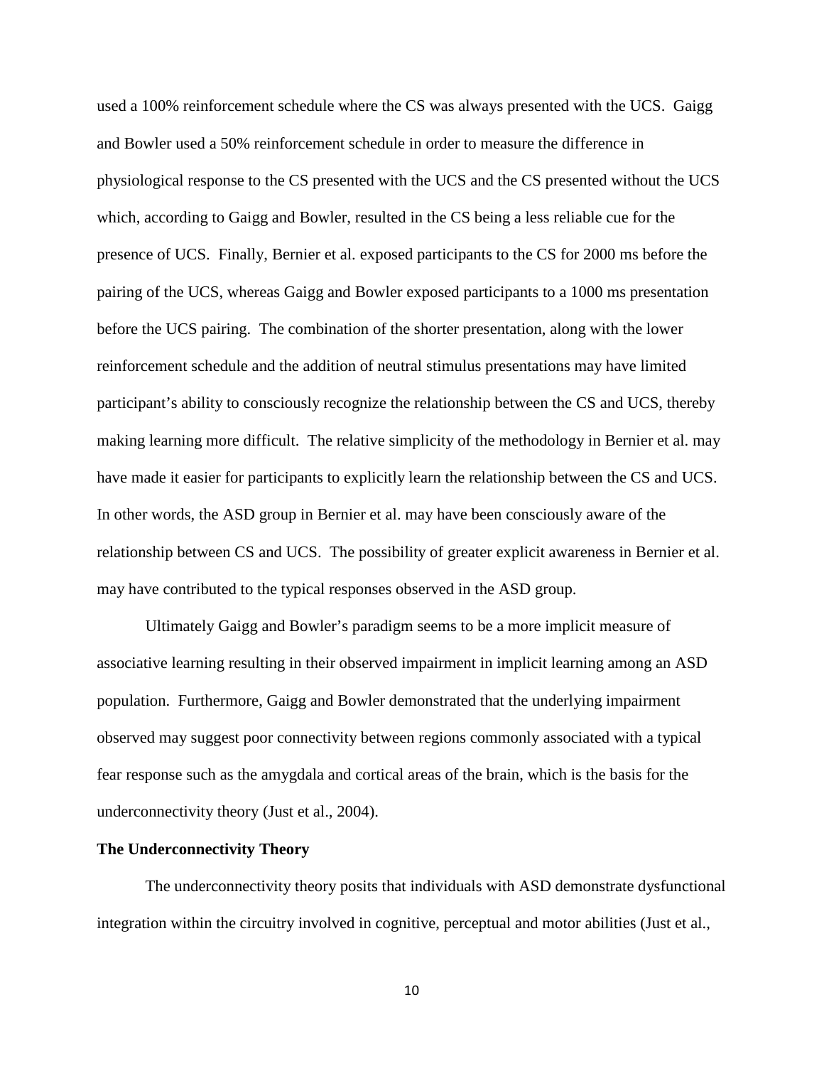used a 100% reinforcement schedule where the CS was always presented with the UCS. Gaigg and Bowler used a 50% reinforcement schedule in order to measure the difference in physiological response to the CS presented with the UCS and the CS presented without the UCS which, according to Gaigg and Bowler, resulted in the CS being a less reliable cue for the presence of UCS. Finally, Bernier et al. exposed participants to the CS for 2000 ms before the pairing of the UCS, whereas Gaigg and Bowler exposed participants to a 1000 ms presentation before the UCS pairing. The combination of the shorter presentation, along with the lower reinforcement schedule and the addition of neutral stimulus presentations may have limited participant's ability to consciously recognize the relationship between the CS and UCS, thereby making learning more difficult. The relative simplicity of the methodology in Bernier et al. may have made it easier for participants to explicitly learn the relationship between the CS and UCS. In other words, the ASD group in Bernier et al. may have been consciously aware of the relationship between CS and UCS. The possibility of greater explicit awareness in Bernier et al. may have contributed to the typical responses observed in the ASD group.

Ultimately Gaigg and Bowler's paradigm seems to be a more implicit measure of associative learning resulting in their observed impairment in implicit learning among an ASD population. Furthermore, Gaigg and Bowler demonstrated that the underlying impairment observed may suggest poor connectivity between regions commonly associated with a typical fear response such as the amygdala and cortical areas of the brain, which is the basis for the underconnectivity theory (Just et al., 2004).

**The Underconnectivity Theory**

The underconnectivity theory posits that individuals with ASD demonstrate dysfunctional integration within the circuitry involved in cognitive, perceptual and motor abilities (Just et al.,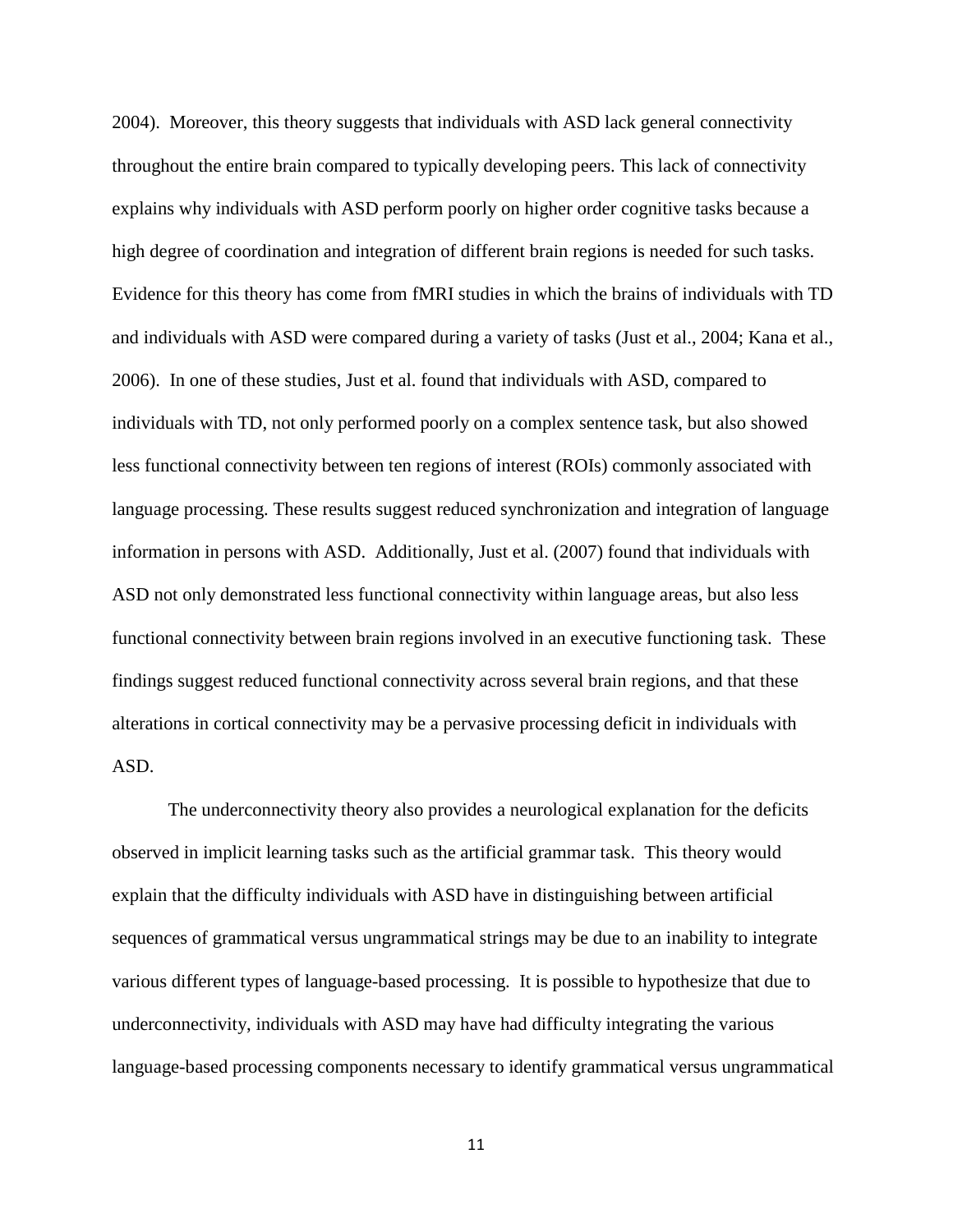2004). Moreover, this theory suggests that individuals with ASD lack general connectivity throughout the entire brain compared to typically developing peers. This lack of connectivity explains why individuals with ASD perform poorly on higher order cognitive tasks because a high degree of coordination and integration of different brain regions is needed for such tasks. Evidence for this theory has come from fMRI studies in which the brains of individuals with TD and individuals with ASD were compared during a variety of tasks (Just et al., 2004; Kana et al., 2006). In one of these studies, Just et al. found that individuals with ASD, compared to individuals with TD, not only performed poorly on a complex sentence task, but also showed less functional connectivity between ten regions of interest (ROIs) commonly associated with language processing. These results suggest reduced synchronization and integration of language information in persons with ASD. Additionally, Just et al. (2007) found that individuals with ASD not only demonstrated less functional connectivity within language areas, but also less functional connectivity between brain regions involved in an executive functioning task. These findings suggest reduced functional connectivity across several brain regions, and that these alterations in cortical connectivity may be a pervasive processing deficit in individuals with ASD.

The underconnectivity theory also provides a neurological explanation for the deficits observed in implicit learning tasks such as the artificial grammar task. This theory would explain that the difficulty individuals with ASD have in distinguishing between artificial sequences of grammatical versus ungrammatical strings may be due to an inability to integrate various different types of language-based processing. It is possible to hypothesize that due to underconnectivity, individuals with ASD may have had difficulty integrating the various language-based processing components necessary to identify grammatical versus ungrammatical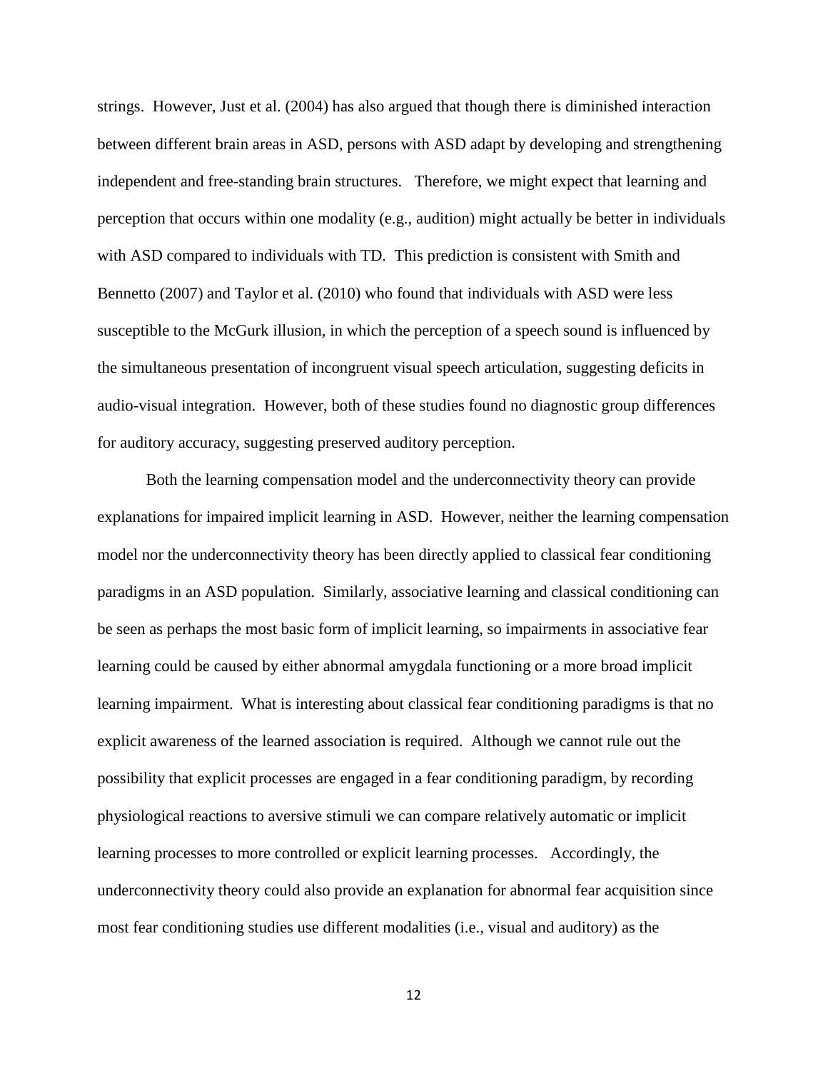strings. However, Just et al. (2004) has also argued that though there is diminished interaction between different brain areas in ASD, persons with ASD adapt by developing and strengthening independent and free-standing brain structures. Therefore, we might expect that learning and perception that occurs within one modality (e.g., audition) might actually be better in individuals with ASD compared to individuals with TD. This prediction is consistent with Smith and Bennetto (2007) and Taylor et al. (2010) who found that individuals with ASD were less susceptible to the McGurk illusion, in which the perception of a speech sound is influenced by the simultaneous presentation of incongruent visual speech articulation, suggesting deficits in audio-visual integration. However, both of these studies found no diagnostic group differences for auditory accuracy, suggesting preserved auditory perception.

Both the learning compensation model and the underconnectivity theory can provide explanations for impaired implicit learning in ASD. However, neither the learning compensation model nor the underconnectivity theory has been directly applied to classical fear conditioning paradigms in an ASD population. Similarly, associative learning and classical conditioning can be seen as perhaps the most basic form of implicit learning, so impairments in associative fear learning could be caused by either abnormal amygdala functioning or a more broad implicit learning impairment. What is interesting about classical fear conditioning paradigms is that no explicit awareness of the learned association is required. Although we cannot rule out the possibility that explicit processes are engaged in a fear conditioning paradigm, by recording physiological reactions to aversive stimuli we can compare relatively automatic or implicit learning processes to more controlled or explicit learning processes. Accordingly, the underconnectivity theory could also provide an explanation for abnormal fear acquisition since most fear conditioning studies use different modalities (i.e., visual and auditory) as the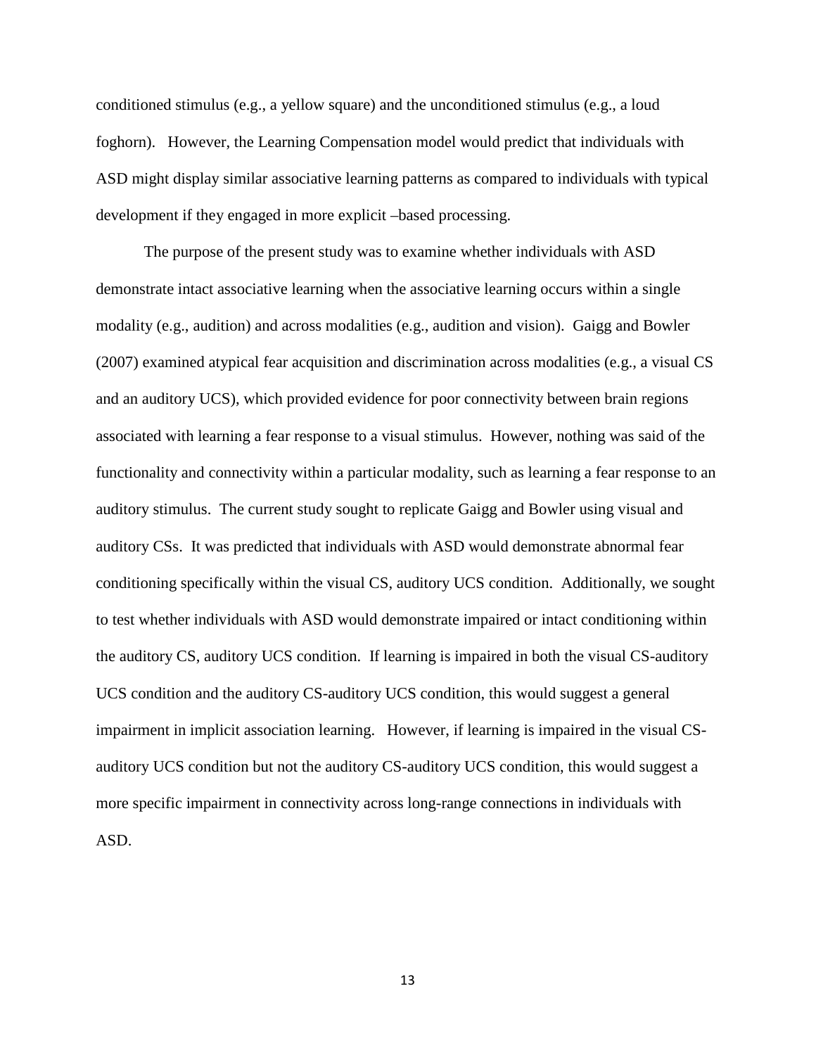conditioned stimulus (e.g., a yellow square) and the unconditioned stimulus (e.g., a loud foghorn). However, the Learning Compensation model would predict that individuals with ASD might display similar associative learning patterns as compared to individuals with typical development if they engaged in more explicit –based processing.

The purpose of the present study was to examine whether individuals with ASD demonstrate intact associative learning when the associative learning occurs within a single modality (e.g., audition) and across modalities (e.g., audition and vision). Gaigg and Bowler (2007) examined atypical fear acquisition and discrimination across modalities (e.g., a visual CS and an auditory UCS), which provided evidence for poor connectivity between brain regions associated with learning a fear response to a visual stimulus. However, nothing was said of the functionality and connectivity within a particular modality, such as learning a fear response to an auditory stimulus. The current study sought to replicate Gaigg and Bowler using visual and auditory CSs. It was predicted that individuals with ASD would demonstrate abnormal fear conditioning specifically within the visual CS, auditory UCS condition. Additionally, we sought to test whether individuals with ASD would demonstrate impaired or intact conditioning within the auditory CS, auditory UCS condition. If learning is impaired in both the visual CS-auditory UCS condition and the auditory CS-auditory UCS condition, this would suggest a general impairment in implicit association learning. However, if learning is impaired in the visual CS-auditory UCS condition but not the auditory CS-auditory UCS condition, this would suggest a more specific impairment in connectivity across long-range connections in individuals with ASD.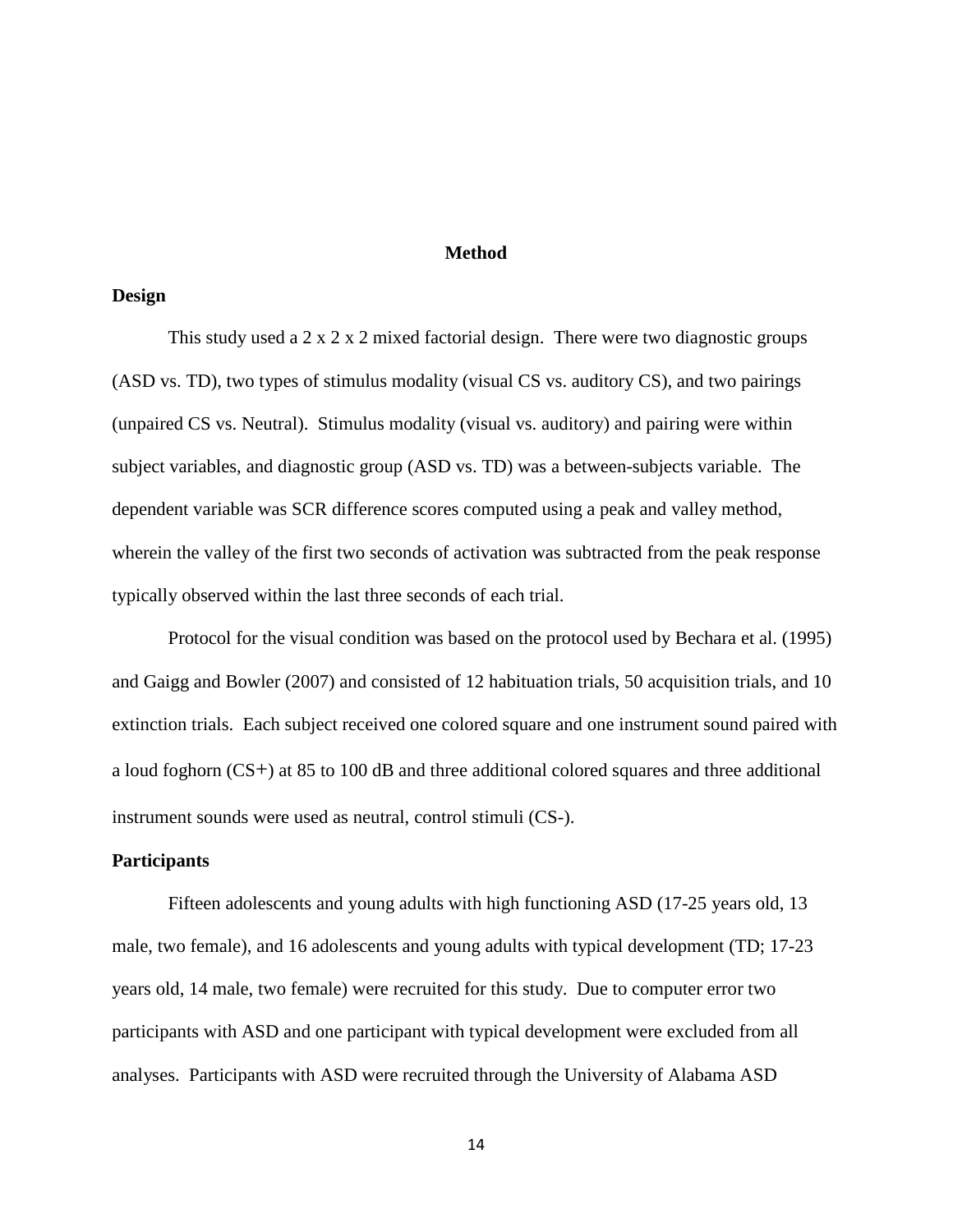# Method

## Design

This study used a 2 x 2 x 2 mixed factorial design. There were two diagnostic groups (ASD vs. TD), two types of stimulus modality (visual CS vs. auditory CS), and two pairings (unpaired CS vs. Neutral). Stimulus modality (visual vs. auditory) and pairing were within subject variables, and diagnostic group (ASD vs. TD) was a between-subjects variable. The dependent variable was SCR difference scores computed using a peak and valley method, wherein the valley of the first two seconds of activation was subtracted from the peak response typically observed within the last three seconds of each trial.

Protocol for the visual condition was based on the protocol used by Bechara et al. (1995) and Gaigg and Bowler (2007) and consisted of 12 habituation trials, 50 acquisition trials, and 10 extinction trials. Each subject received one colored square and one instrument sound paired with a loud foghorn (CS+) at 85 to 100 dB and three additional colored squares and three additional instrument sounds were used as neutral, control stimuli (CS-).

## Participants

Fifteen adolescents and young adults with high functioning ASD (17-25 years old, 13 male, two female), and 16 adolescents and young adults with typical development (TD; 17-23 years old, 14 male, two female) were recruited for this study. Due to computer error two participants with ASD and one participant with typical development were excluded from all analyses. Participants with ASD were recruited through the University of Alabama ASD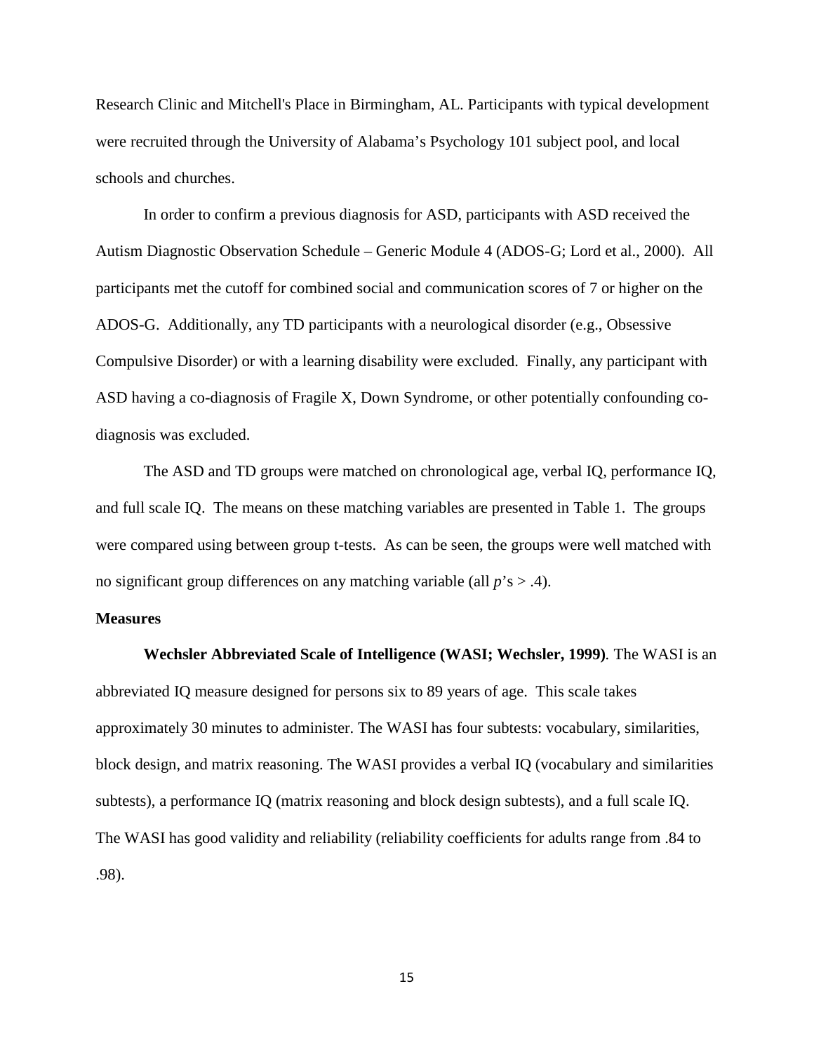Research Clinic and Mitchell's Place in Birmingham, AL. Participants with typical development were recruited through the University of Alabama's Psychology 101 subject pool, and local schools and churches.

In order to confirm a previous diagnosis for ASD, participants with ASD received the Autism Diagnostic Observation Schedule – Generic Module 4 (ADOS-G; Lord et al., 2000). All participants met the cutoff for combined social and communication scores of 7 or higher on the ADOS-G. Additionally, any TD participants with a neurological disorder (e.g., Obsessive Compulsive Disorder) or with a learning disability were excluded. Finally, any participant with ASD having a co-diagnosis of Fragile X, Down Syndrome, or other potentially confounding co-diagnosis was excluded.

The ASD and TD groups were matched on chronological age, verbal IQ, performance IQ, and full scale IQ. The means on these matching variables are presented in Table 1. The groups were compared using between group t-tests. As can be seen, the groups were well matched with no significant group differences on any matching variable (all *p*'s > .4).

## Measures

**Wechsler Abbreviated Scale of Intelligence (WASI; Wechsler, 1999)***.* The WASI is an abbreviated IQ measure designed for persons six to 89 years of age. This scale takes approximately 30 minutes to administer. The WASI has four subtests: vocabulary, similarities, block design, and matrix reasoning. The WASI provides a verbal IQ (vocabulary and similarities subtests), a performance IQ (matrix reasoning and block design subtests), and a full scale IQ. The WASI has good validity and reliability (reliability coefficients for adults range from .84 to .98).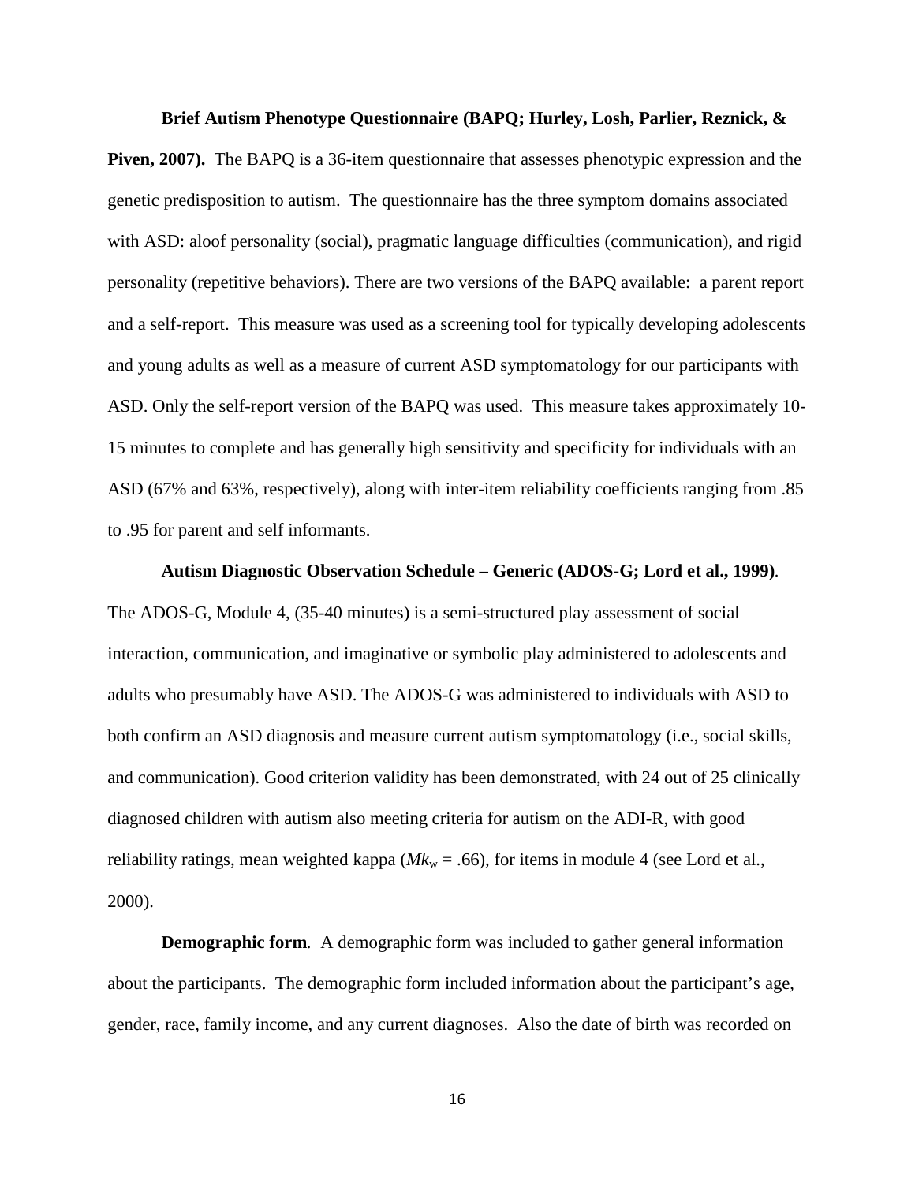**Brief Autism Phenotype Questionnaire (BAPQ; Hurley, Losh, Parlier, Reznick, & Piven, 2007).** The BAPQ is a 36-item questionnaire that assesses phenotypic expression and the genetic predisposition to autism. The questionnaire has the three symptom domains associated with ASD: aloof personality (social), pragmatic language difficulties (communication), and rigid personality (repetitive behaviors). There are two versions of the BAPQ available: a parent report and a self-report. This measure was used as a screening tool for typically developing adolescents and young adults as well as a measure of current ASD symptomatology for our participants with ASD. Only the self-report version of the BAPQ was used. This measure takes approximately 10-15 minutes to complete and has generally high sensitivity and specificity for individuals with an ASD (67% and 63%, respectively), along with inter-item reliability coefficients ranging from .85 to .95 for parent and self informants.

**Autism Diagnostic Observation Schedule – Generic (ADOS-G; Lord et al., 1999)**. The ADOS-G, Module 4, (35-40 minutes) is a semi-structured play assessment of social interaction, communication, and imaginative or symbolic play administered to adolescents and adults who presumably have ASD. The ADOS-G was administered to individuals with ASD to both confirm an ASD diagnosis and measure current autism symptomatology (i.e., social skills, and communication). Good criterion validity has been demonstrated, with 24 out of 25 clinically diagnosed children with autism also meeting criteria for autism on the ADI-R, with good reliability ratings, mean weighted kappa ($Mk_w = .66$), for items in module 4 (see Lord et al., 2000).

**Demographic form**. A demographic form was included to gather general information about the participants. The demographic form included information about the participant's age, gender, race, family income, and any current diagnoses. Also the date of birth was recorded on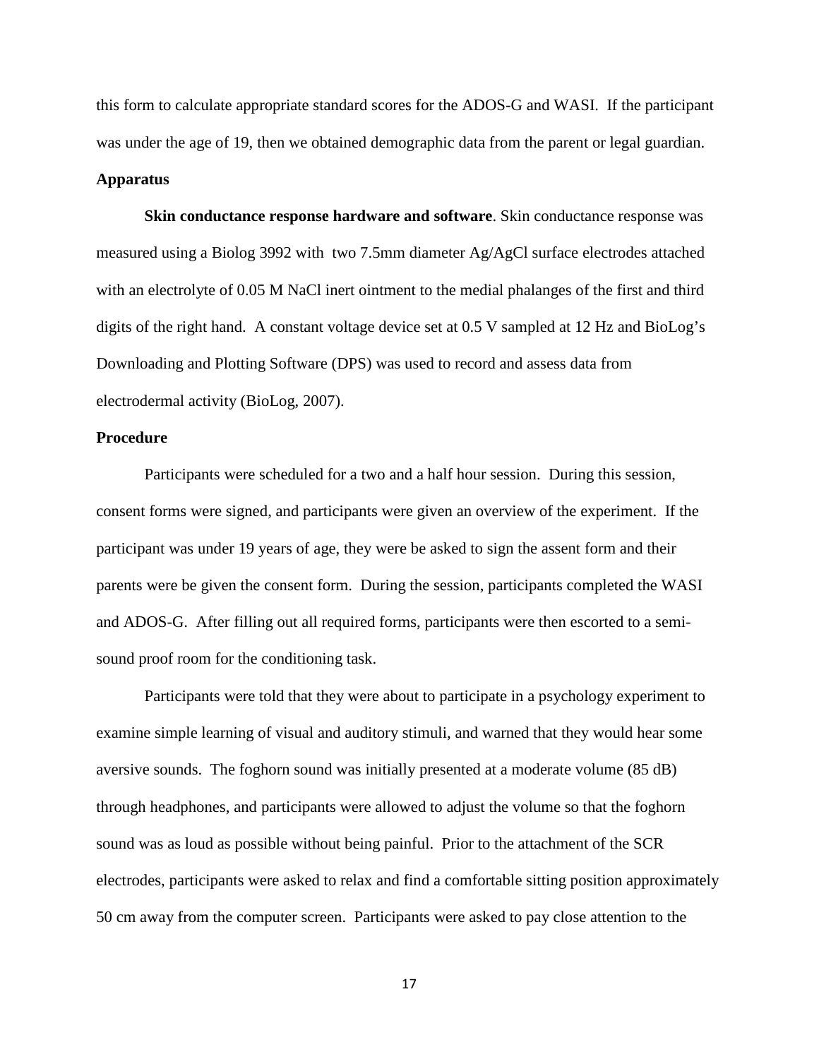this form to calculate appropriate standard scores for the ADOS-G and WASI. If the participant was under the age of 19, then we obtained demographic data from the parent or legal guardian.

### Apparatus

**Skin conductance response hardware and software**. Skin conductance response was measured using a Biolog 3992 with two 7.5mm diameter Ag/AgCl surface electrodes attached with an electrolyte of 0.05 M NaCl inert ointment to the medial phalanges of the first and third digits of the right hand. A constant voltage device set at 0.5 V sampled at 12 Hz and BioLog's Downloading and Plotting Software (DPS) was used to record and assess data from electrodermal activity (BioLog, 2007).

### Procedure

Participants were scheduled for a two and a half hour session. During this session, consent forms were signed, and participants were given an overview of the experiment. If the participant was under 19 years of age, they were be asked to sign the assent form and their parents were be given the consent form. During the session, participants completed the WASI and ADOS-G. After filling out all required forms, participants were then escorted to a semi-sound proof room for the conditioning task.

Participants were told that they were about to participate in a psychology experiment to examine simple learning of visual and auditory stimuli, and warned that they would hear some aversive sounds. The foghorn sound was initially presented at a moderate volume (85 dB) through headphones, and participants were allowed to adjust the volume so that the foghorn sound was as loud as possible without being painful. Prior to the attachment of the SCR electrodes, participants were asked to relax and find a comfortable sitting position approximately 50 cm away from the computer screen. Participants were asked to pay close attention to the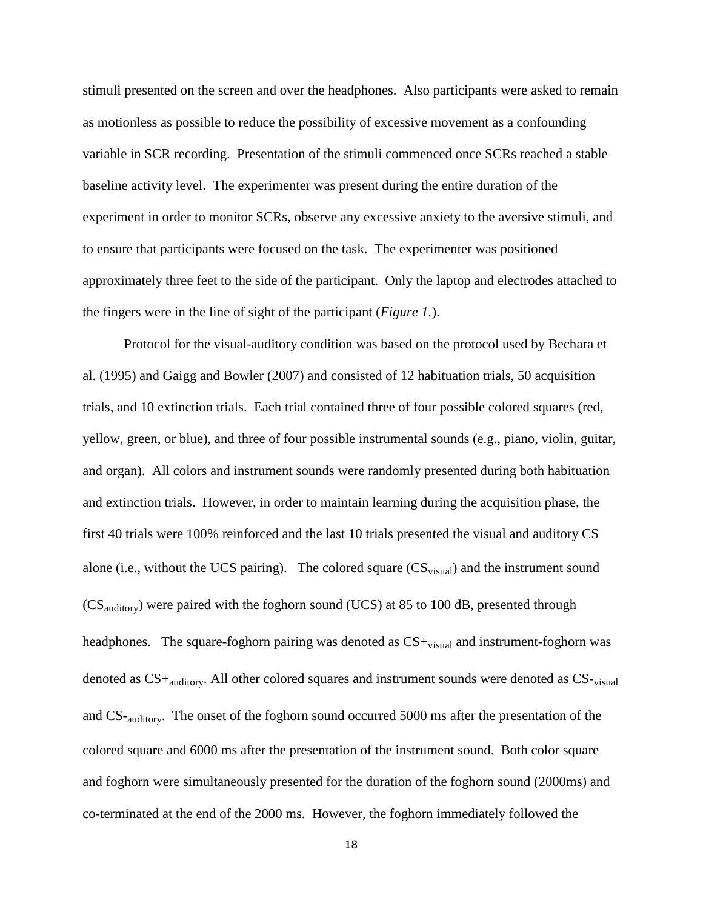stimuli presented on the screen and over the headphones. Also participants were asked to remain as motionless as possible to reduce the possibility of excessive movement as a confounding variable in SCR recording. Presentation of the stimuli commenced once SCRs reached a stable baseline activity level. The experimenter was present during the entire duration of the experiment in order to monitor SCRs, observe any excessive anxiety to the aversive stimuli, and to ensure that participants were focused on the task. The experimenter was positioned approximately three feet to the side of the participant. Only the laptop and electrodes attached to the fingers were in the line of sight of the participant (*Figure 1.*).

Protocol for the visual-auditory condition was based on the protocol used by Bechara et al. (1995) and Gaigg and Bowler (2007) and consisted of 12 habituation trials, 50 acquisition trials, and 10 extinction trials. Each trial contained three of four possible colored squares (red, yellow, green, or blue), and three of four possible instrumental sounds (e.g., piano, violin, guitar, and organ). All colors and instrument sounds were randomly presented during both habituation and extinction trials. However, in order to maintain learning during the acquisition phase, the first 40 trials were 100% reinforced and the last 10 trials presented the visual and auditory CS alone (i.e., without the UCS pairing). The colored square ($CS_{visual}$) and the instrument sound ($CS_{auditory}$) were paired with the foghorn sound (UCS) at 85 to 100 dB, presented through headphones. The square-foghorn pairing was denoted as $CS+_{visual}$ and instrument-foghorn was denoted as $CS+_{auditory}$. All other colored squares and instrument sounds were denoted as $CS-_{visual}$ and $CS-_{auditory}$. The onset of the foghorn sound occurred 5000 ms after the presentation of the colored square and 6000 ms after the presentation of the instrument sound. Both color square and foghorn were simultaneously presented for the duration of the foghorn sound (2000ms) and co-terminated at the end of the 2000 ms. However, the foghorn immediately followed the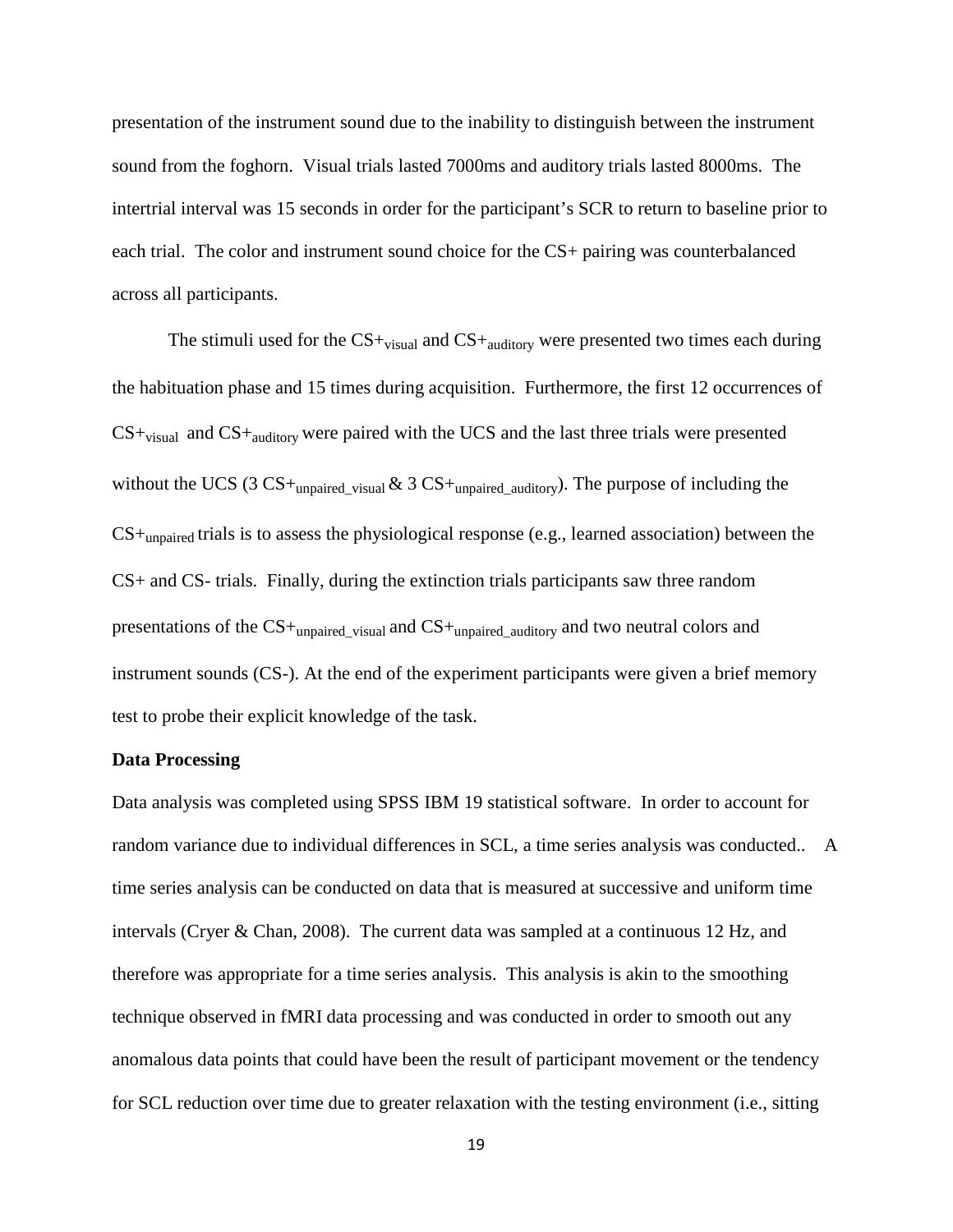presentation of the instrument sound due to the inability to distinguish between the instrument sound from the foghorn. Visual trials lasted 7000ms and auditory trials lasted 8000ms. The intertrial interval was 15 seconds in order for the participant's SCR to return to baseline prior to each trial. The color and instrument sound choice for the CS+ pairing was counterbalanced across all participants.

The stimuli used for the $CS+_{visual}$ and $CS+_{auditory}$ were presented two times each during the habituation phase and 15 times during acquisition. Furthermore, the first 12 occurrences of $CS+_{visual}$ and $CS+_{auditory}$ were paired with the UCS and the last three trials were presented without the UCS (3 $CS+_{unpaired\_visual}$ & 3 $CS+_{unpaired\_auditory}$). The purpose of including the $CS+_{unpaired}$ trials is to assess the physiological response (e.g., learned association) between the CS+ and CS- trials. Finally, during the extinction trials participants saw three random presentations of the $CS+_{unpaired\_visual}$ and $CS+_{unpaired\_auditory}$ and two neutral colors and instrument sounds (CS-). At the end of the experiment participants were given a brief memory test to probe their explicit knowledge of the task.

**Data Processing**

Data analysis was completed using SPSS IBM 19 statistical software. In order to account for random variance due to individual differences in SCL, a time series analysis was conducted.. A time series analysis can be conducted on data that is measured at successive and uniform time intervals (Cryer & Chan, 2008). The current data was sampled at a continuous 12 Hz, and therefore was appropriate for a time series analysis. This analysis is akin to the smoothing technique observed in fMRI data processing and was conducted in order to smooth out any anomalous data points that could have been the result of participant movement or the tendency for SCL reduction over time due to greater relaxation with the testing environment (i.e., sitting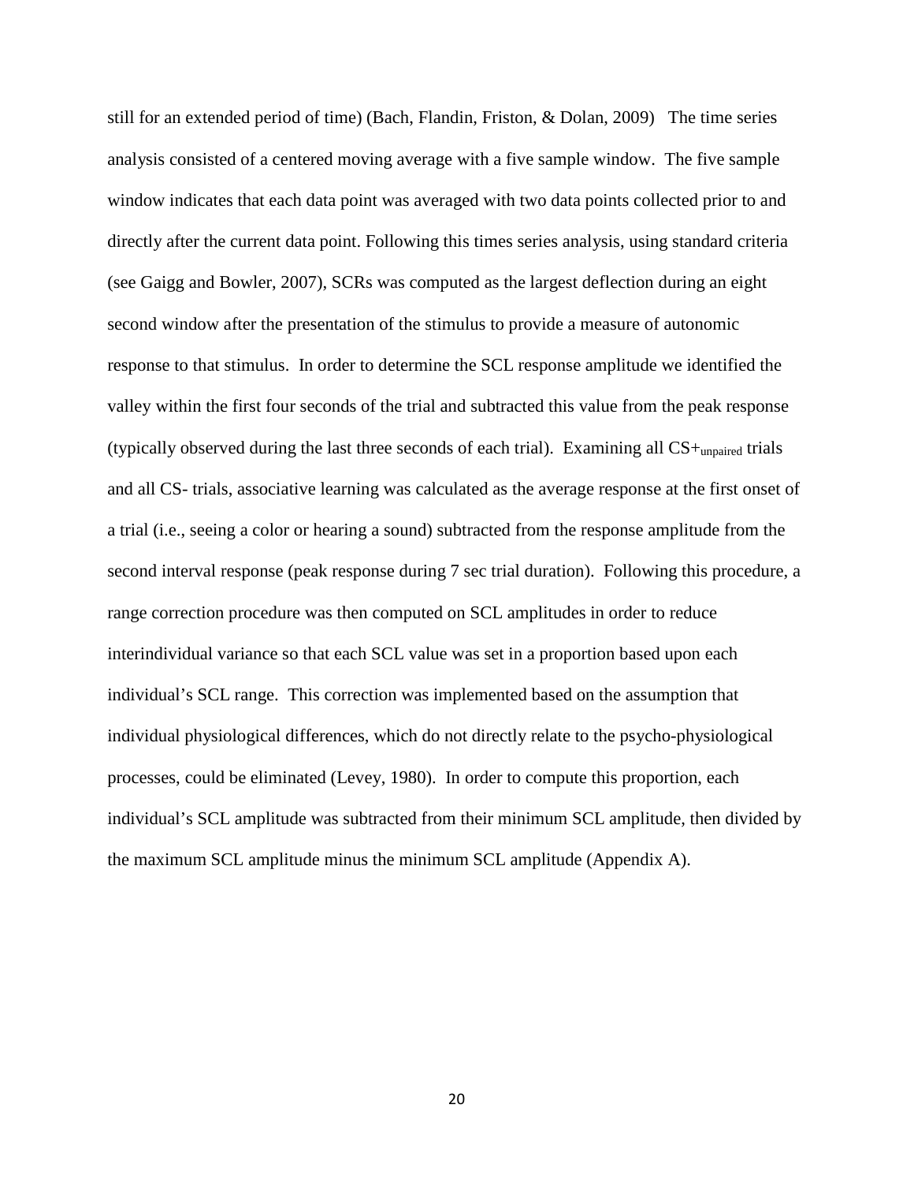still for an extended period of time) (Bach, Flandin, Friston, & Dolan, 2009) The time series analysis consisted of a centered moving average with a five sample window. The five sample window indicates that each data point was averaged with two data points collected prior to and directly after the current data point. Following this times series analysis, using standard criteria (see Gaigg and Bowler, 2007), SCRs was computed as the largest deflection during an eight second window after the presentation of the stimulus to provide a measure of autonomic response to that stimulus. In order to determine the SCL response amplitude we identified the valley within the first four seconds of the trial and subtracted this value from the peak response (typically observed during the last three seconds of each trial). Examining all $CS+_{unpaired}$ trials and all CS- trials, associative learning was calculated as the average response at the first onset of a trial (i.e., seeing a color or hearing a sound) subtracted from the response amplitude from the second interval response (peak response during 7 sec trial duration). Following this procedure, a range correction procedure was then computed on SCL amplitudes in order to reduce interindividual variance so that each SCL value was set in a proportion based upon each individual's SCL range. This correction was implemented based on the assumption that individual physiological differences, which do not directly relate to the psycho-physiological processes, could be eliminated (Levey, 1980). In order to compute this proportion, each individual's SCL amplitude was subtracted from their minimum SCL amplitude, then divided by the maximum SCL amplitude minus the minimum SCL amplitude (Appendix A).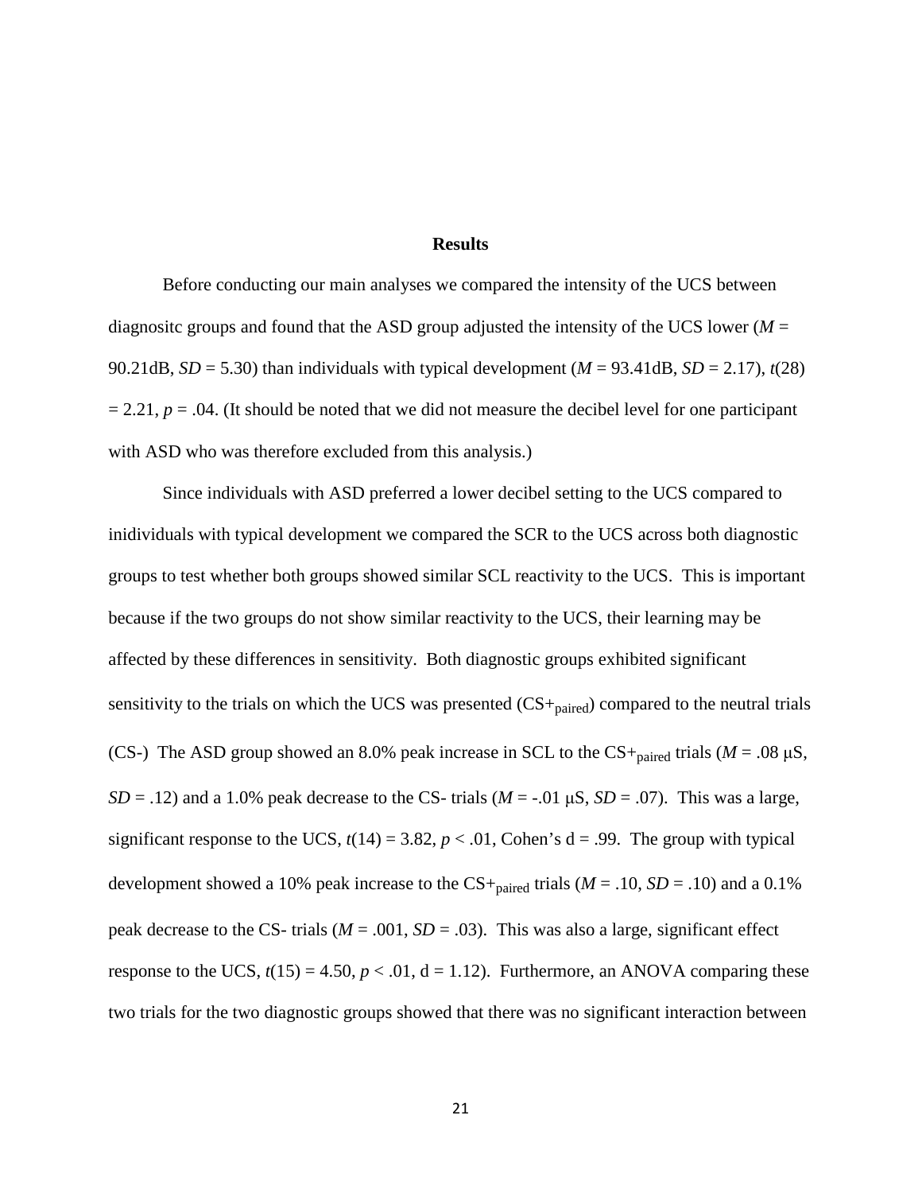## Results

Before conducting our main analyses we compared the intensity of the UCS between diagnositc groups and found that the ASD group adjusted the intensity of the UCS lower (*M* = 90.21dB, *SD* = 5.30) than individuals with typical development (*M* = 93.41dB, *SD* = 2.17), $t(28) = 2.21$, $p = .04$. (It should be noted that we did not measure the decibel level for one participant with ASD who was therefore excluded from this analysis.)

Since individuals with ASD preferred a lower decibel setting to the UCS compared to inidividuals with typical development we compared the SCR to the UCS across both diagnostic groups to test whether both groups showed similar SCL reactivity to the UCS. This is important because if the two groups do not show similar reactivity to the UCS, their learning may be affected by these differences in sensitivity. Both diagnostic groups exhibited significant sensitivity to the trials on which the UCS was presented ($CS+_{paired}$) compared to the neutral trials (CS-) The ASD group showed an 8.0% peak increase in SCL to the $CS+_{paired}$ trials (*M* = .08 μS, *SD* = .12) and a 1.0% peak decrease to the CS- trials (*M* = -.01 μS, *SD* = .07). This was a large, significant response to the UCS, $t(14) = 3.82$, $p < .01$, Cohen's d = .99. The group with typical development showed a 10% peak increase to the $CS+_{paired}$ trials (*M* = .10, *SD* = .10) and a 0.1% peak decrease to the CS- trials (*M* = .001, *SD* = .03). This was also a large, significant effect response to the UCS, $t(15) = 4.50$, $p < .01$, d = 1.12). Furthermore, an ANOVA comparing these two trials for the two diagnostic groups showed that there was no significant interaction between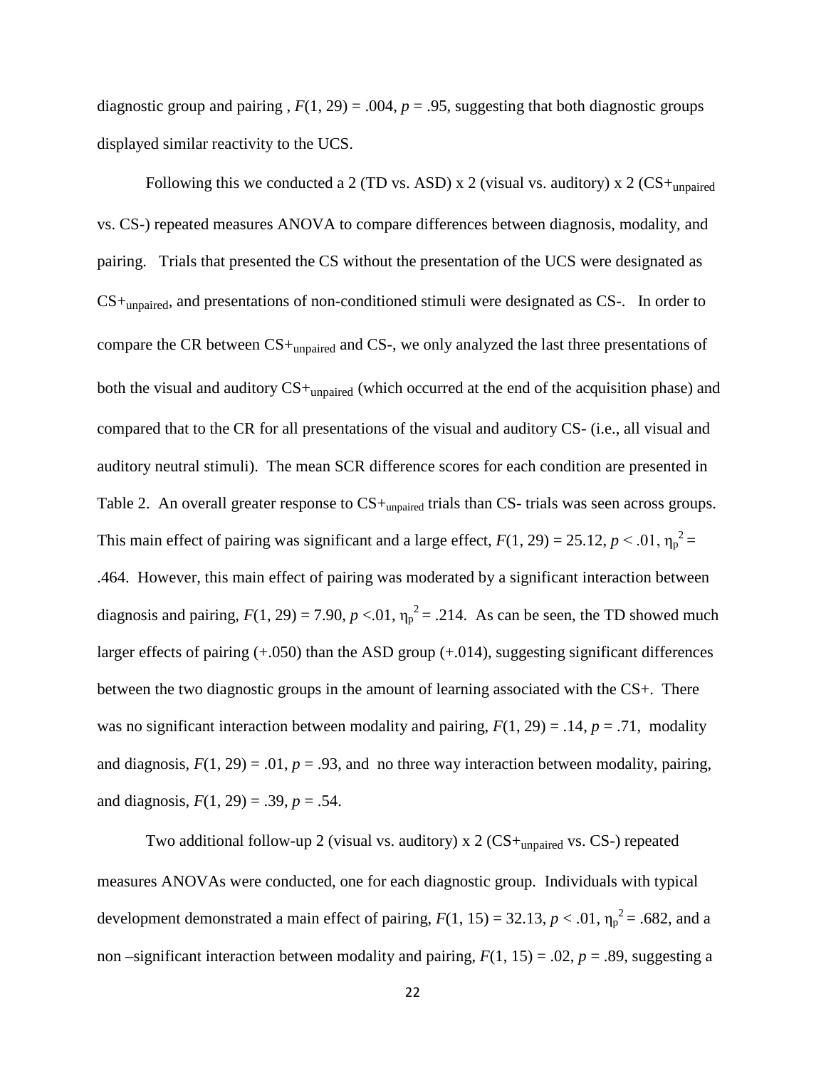diagnostic group and pairing , $F(1, 29) = .004$, $p = .95$, suggesting that both diagnostic groups displayed similar reactivity to the UCS.

Following this we conducted a 2 (TD vs. ASD) x 2 (visual vs. auditory) x 2 ($CS+_{unpaired}$ vs. CS-) repeated measures ANOVA to compare differences between diagnosis, modality, and pairing. Trials that presented the CS without the presentation of the UCS were designated as $CS+_{unpaired}$, and presentations of non-conditioned stimuli were designated as CS-. In order to compare the CR between $CS+_{unpaired}$ and CS-, we only analyzed the last three presentations of both the visual and auditory $CS+_{unpaired}$ (which occurred at the end of the acquisition phase) and compared that to the CR for all presentations of the visual and auditory CS- (i.e., all visual and auditory neutral stimuli). The mean SCR difference scores for each condition are presented in Table 2. An overall greater response to $CS+_{unpaired}$ trials than CS- trials was seen across groups. This main effect of pairing was significant and a large effect, $F(1, 29) = 25.12$, $p < .01$, $\eta_p^2 = .464$. However, this main effect of pairing was moderated by a significant interaction between diagnosis and pairing, $F(1, 29) = 7.90$, $p <.01$, $\eta_p^2 = .214$. As can be seen, the TD showed much larger effects of pairing (+.050) than the ASD group (+.014), suggesting significant differences between the two diagnostic groups in the amount of learning associated with the CS+. There was no significant interaction between modality and pairing, $F(1, 29) = .14$, $p = .71$, modality and diagnosis, $F(1, 29) = .01$, $p = .93$, and no three way interaction between modality, pairing, and diagnosis, $F(1, 29) = .39$, $p = .54$.

Two additional follow-up 2 (visual vs. auditory) x 2 ($CS+_{unpaired}$ vs. CS-) repeated measures ANOVAs were conducted, one for each diagnostic group. Individuals with typical development demonstrated a main effect of pairing, $F(1, 15) = 32.13$, $p < .01$, $\eta_p^2 = .682$, and a non –significant interaction between modality and pairing, $F(1, 15) = .02$, $p = .89$, suggesting a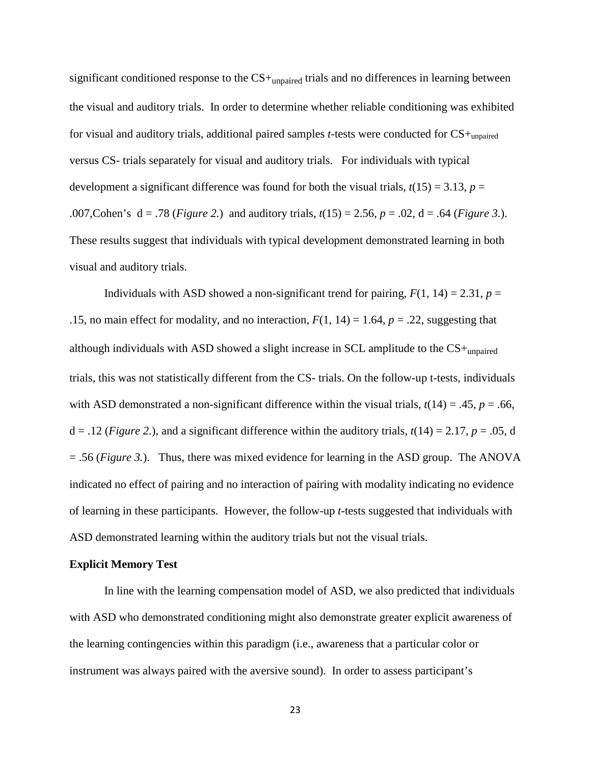significant conditioned response to the CS+$_{unpaired}$ trials and no differences in learning between the visual and auditory trials. In order to determine whether reliable conditioning was exhibited for visual and auditory trials, additional paired samples *t*-tests were conducted for CS+$_{unpaired}$ versus CS- trials separately for visual and auditory trials. For individuals with typical development a significant difference was found for both the visual trials, $t(15) = 3.13$, $p = .007$,Cohen's d = .78 (*Figure 2.*) and auditory trials, $t(15) = 2.56$, $p = .02$, d = .64 (*Figure 3.*). These results suggest that individuals with typical development demonstrated learning in both visual and auditory trials.

Individuals with ASD showed a non-significant trend for pairing, $F(1, 14) = 2.31$, $p = .15$, no main effect for modality, and no interaction, $F(1, 14) = 1.64$, $p = .22$, suggesting that although individuals with ASD showed a slight increase in SCL amplitude to the CS+$_{unpaired}$ trials, this was not statistically different from the CS- trials. On the follow-up t-tests, individuals with ASD demonstrated a non-significant difference within the visual trials, $t(14) = .45$, $p = .66$, d = .12 (*Figure 2.*), and a significant difference within the auditory trials, $t(14) = 2.17$, $p = .05$, d = .56 (*Figure 3.*). Thus, there was mixed evidence for learning in the ASD group. The ANOVA indicated no effect of pairing and no interaction of pairing with modality indicating no evidence of learning in these participants. However, the follow-up *t*-tests suggested that individuals with ASD demonstrated learning within the auditory trials but not the visual trials.

**Explicit Memory Test**

In line with the learning compensation model of ASD, we also predicted that individuals with ASD who demonstrated conditioning might also demonstrate greater explicit awareness of the learning contingencies within this paradigm (i.e., awareness that a particular color or instrument was always paired with the aversive sound). In order to assess participant's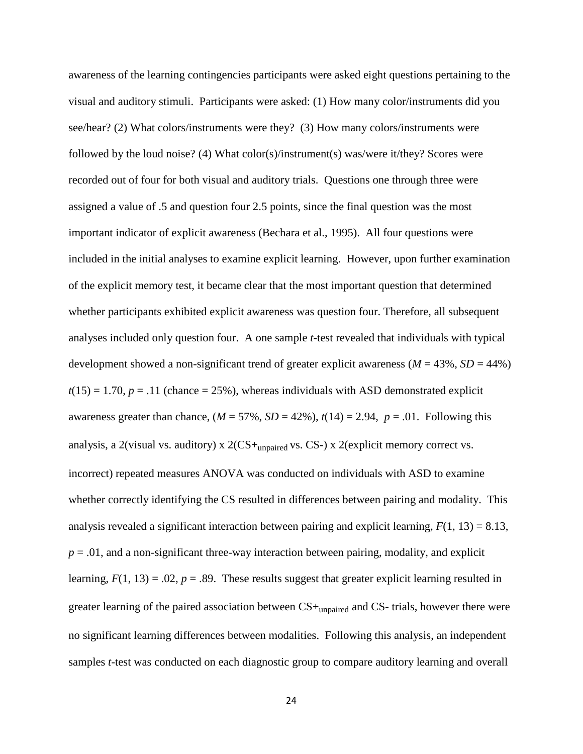awareness of the learning contingencies participants were asked eight questions pertaining to the visual and auditory stimuli. Participants were asked: (1) How many color/instruments did you see/hear? (2) What colors/instruments were they? (3) How many colors/instruments were followed by the loud noise? (4) What color(s)/instrument(s) was/were it/they? Scores were recorded out of four for both visual and auditory trials. Questions one through three were assigned a value of .5 and question four 2.5 points, since the final question was the most important indicator of explicit awareness (Bechara et al., 1995). All four questions were included in the initial analyses to examine explicit learning. However, upon further examination of the explicit memory test, it became clear that the most important question that determined whether participants exhibited explicit awareness was question four. Therefore, all subsequent analyses included only question four. A one sample *t*-test revealed that individuals with typical development showed a non-significant trend of greater explicit awareness ($M$ = 43%, $SD$ = 44%) $t(15) = 1.70$, $p = .11$ (chance = 25%), whereas individuals with ASD demonstrated explicit awareness greater than chance, ($M$ = 57%, $SD$ = 42%), $t(14) = 2.94$, $p = .01$. Following this analysis, a 2(visual vs. auditory) x 2($CS+_{unpaired}$ vs. CS-) x 2(explicit memory correct vs. incorrect) repeated measures ANOVA was conducted on individuals with ASD to examine whether correctly identifying the CS resulted in differences between pairing and modality. This analysis revealed a significant interaction between pairing and explicit learning, $F(1, 13) = 8.13$, $p = .01$, and a non-significant three-way interaction between pairing, modality, and explicit learning, $F(1, 13) = .02$, $p = .89$. These results suggest that greater explicit learning resulted in greater learning of the paired association between $CS+_{unpaired}$ and CS- trials, however there were no significant learning differences between modalities. Following this analysis, an independent samples *t*-test was conducted on each diagnostic group to compare auditory learning and overall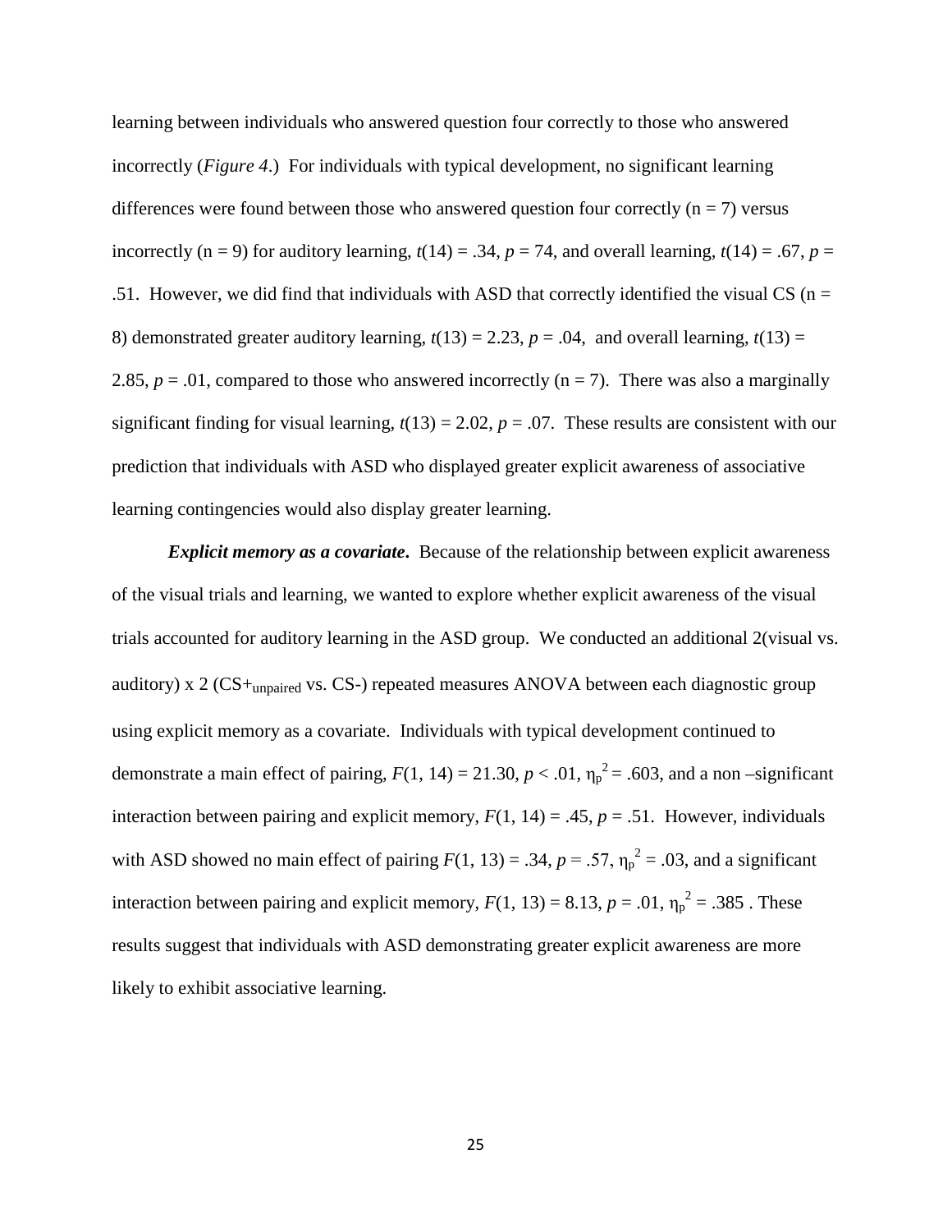learning between individuals who answered question four correctly to those who answered incorrectly (*Figure 4*.) For individuals with typical development, no significant learning differences were found between those who answered question four correctly (n = 7) versus incorrectly (n = 9) for auditory learning, $t(14) = .34$, $p = 74$, and overall learning, $t(14) = .67$, $p = .51$. However, we did find that individuals with ASD that correctly identified the visual CS (n = 8) demonstrated greater auditory learning, $t(13) = 2.23$, $p = .04$, and overall learning, $t(13) = 2.85$, $p = .01$, compared to those who answered incorrectly (n = 7). There was also a marginally significant finding for visual learning, $t(13) = 2.02$, $p = .07$. These results are consistent with our prediction that individuals with ASD who displayed greater explicit awareness of associative learning contingencies would also display greater learning.

***Explicit memory as a covariate***. Because of the relationship between explicit awareness of the visual trials and learning, we wanted to explore whether explicit awareness of the visual trials accounted for auditory learning in the ASD group. We conducted an additional 2(visual vs. auditory) x 2 ($CS+_{unpaired}$ vs. CS-) repeated measures ANOVA between each diagnostic group using explicit memory as a covariate. Individuals with typical development continued to demonstrate a main effect of pairing, $F(1, 14) = 21.30$, $p < .01$, $\eta_p^2 = .603$, and a non –significant interaction between pairing and explicit memory, $F(1, 14) = .45$, $p = .51$. However, individuals with ASD showed no main effect of pairing $F(1, 13) = .34$, $p = .57$, $\eta_p^2 = .03$, and a significant interaction between pairing and explicit memory, $F(1, 13) = 8.13$, $p = .01$, $\eta_p^2 = .385$ . These results suggest that individuals with ASD demonstrating greater explicit awareness are more likely to exhibit associative learning.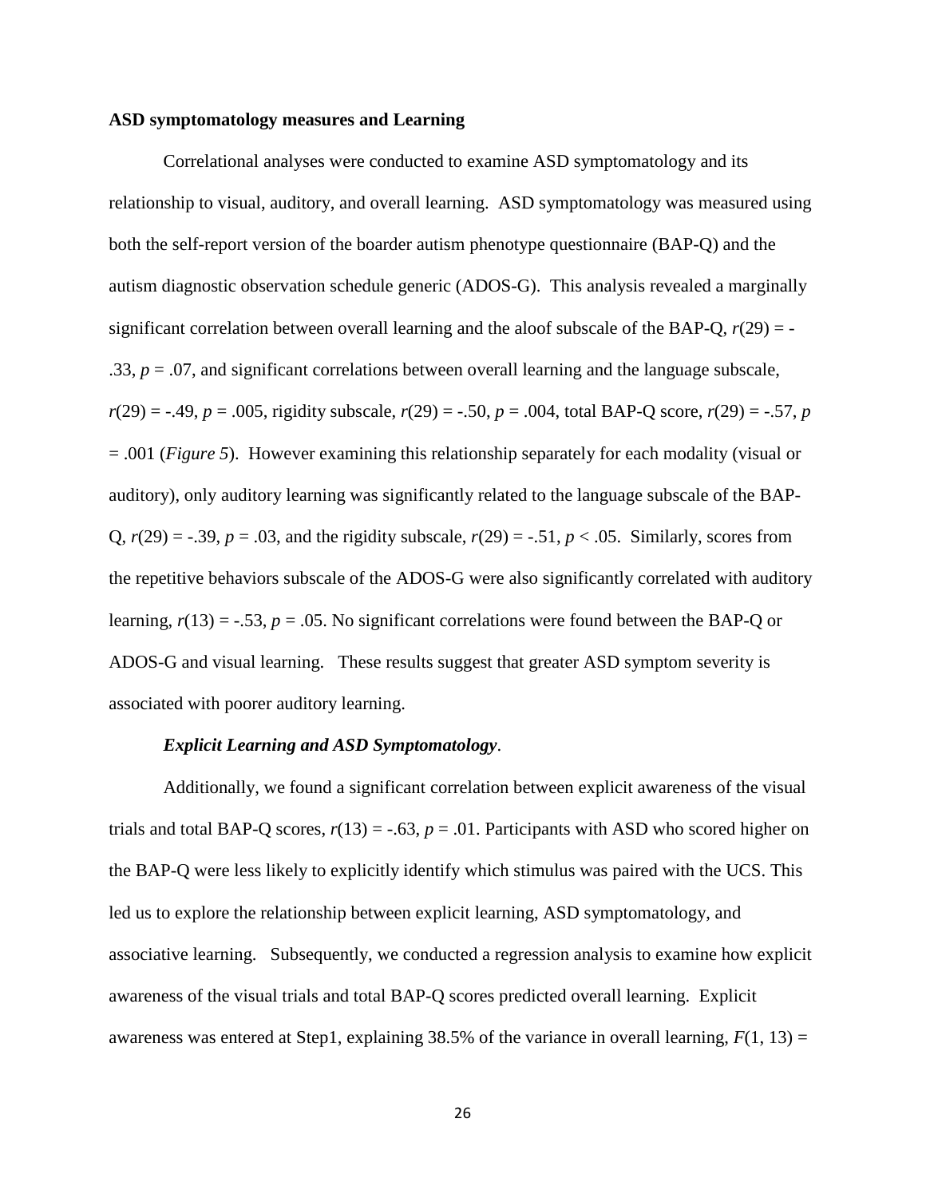**ASD symptomatology measures and Learning**

Correlational analyses were conducted to examine ASD symptomatology and its relationship to visual, auditory, and overall learning. ASD symptomatology was measured using both the self-report version of the boarder autism phenotype questionnaire (BAP-Q) and the autism diagnostic observation schedule generic (ADOS-G). This analysis revealed a marginally significant correlation between overall learning and the aloof subscale of the BAP-Q, $r(29) = -.33$, $p = .07$, and significant correlations between overall learning and the language subscale, $r(29) = -.49$, $p = .005$, rigidity subscale, $r(29) = -.50$, $p = .004$, total BAP-Q score, $r(29) = -.57$, $p = .001$ (*Figure 5*). However examining this relationship separately for each modality (visual or auditory), only auditory learning was significantly related to the language subscale of the BAP-Q, $r(29) = -.39$, $p = .03$, and the rigidity subscale, $r(29) = -.51$, $p < .05$. Similarly, scores from the repetitive behaviors subscale of the ADOS-G were also significantly correlated with auditory learning, $r(13) = -.53$, $p = .05$. No significant correlations were found between the BAP-Q or ADOS-G and visual learning. These results suggest that greater ASD symptom severity is associated with poorer auditory learning.

***Explicit Learning and ASD Symptomatology*.**

Additionally, we found a significant correlation between explicit awareness of the visual trials and total BAP-Q scores, $r(13) = -.63$, $p = .01$. Participants with ASD who scored higher on the BAP-Q were less likely to explicitly identify which stimulus was paired with the UCS. This led us to explore the relationship between explicit learning, ASD symptomatology, and associative learning. Subsequently, we conducted a regression analysis to examine how explicit awareness of the visual trials and total BAP-Q scores predicted overall learning. Explicit awareness was entered at Step1, explaining 38.5% of the variance in overall learning, $F(1, 13) =$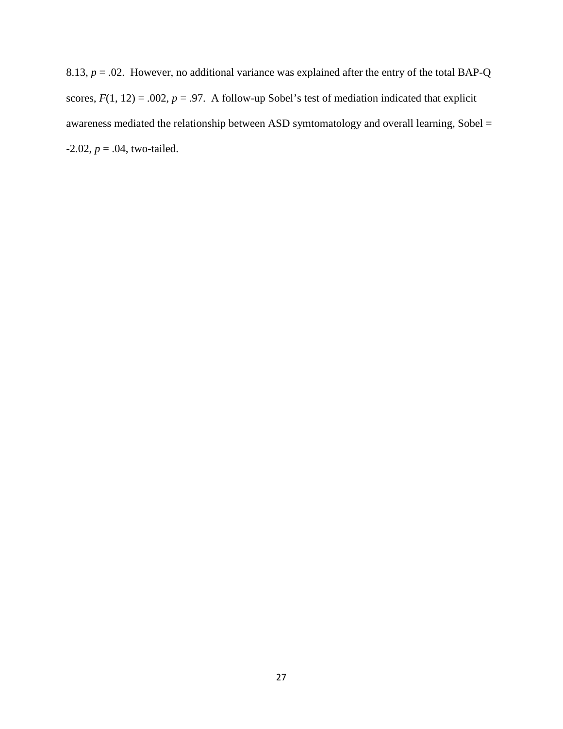8.13, $p = .02$. However, no additional variance was explained after the entry of the total BAP-Q scores, $F(1, 12) = .002$, $p = .97$. A follow-up Sobel's test of mediation indicated that explicit awareness mediated the relationship between ASD symtomatology and overall learning, Sobel = -2.02, $p = .04$, two-tailed.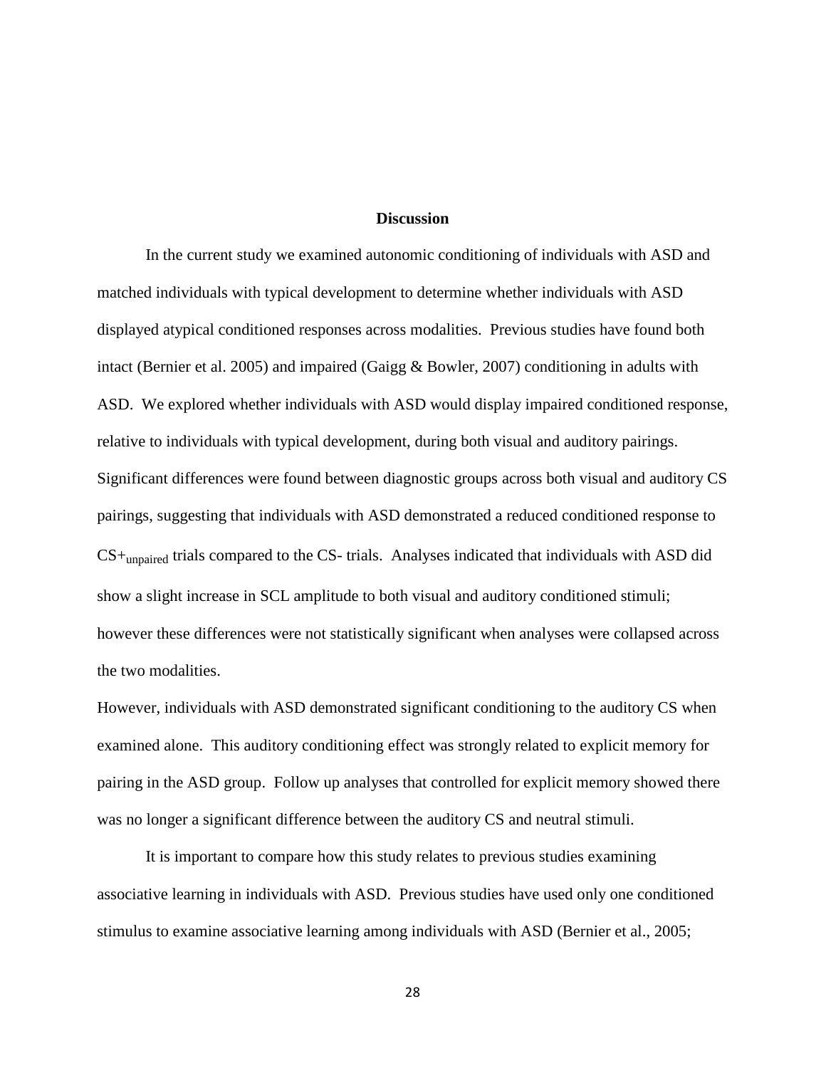## Discussion

In the current study we examined autonomic conditioning of individuals with ASD and matched individuals with typical development to determine whether individuals with ASD displayed atypical conditioned responses across modalities. Previous studies have found both intact (Bernier et al. 2005) and impaired (Gaigg & Bowler, 2007) conditioning in adults with ASD. We explored whether individuals with ASD would display impaired conditioned response, relative to individuals with typical development, during both visual and auditory pairings. Significant differences were found between diagnostic groups across both visual and auditory CS pairings, suggesting that individuals with ASD demonstrated a reduced conditioned response to $CS+_{unpaired}$ trials compared to the CS- trials. Analyses indicated that individuals with ASD did show a slight increase in SCL amplitude to both visual and auditory conditioned stimuli; however these differences were not statistically significant when analyses were collapsed across the two modalities.

However, individuals with ASD demonstrated significant conditioning to the auditory CS when examined alone. This auditory conditioning effect was strongly related to explicit memory for pairing in the ASD group. Follow up analyses that controlled for explicit memory showed there was no longer a significant difference between the auditory CS and neutral stimuli.

It is important to compare how this study relates to previous studies examining associative learning in individuals with ASD. Previous studies have used only one conditioned stimulus to examine associative learning among individuals with ASD (Bernier et al., 2005;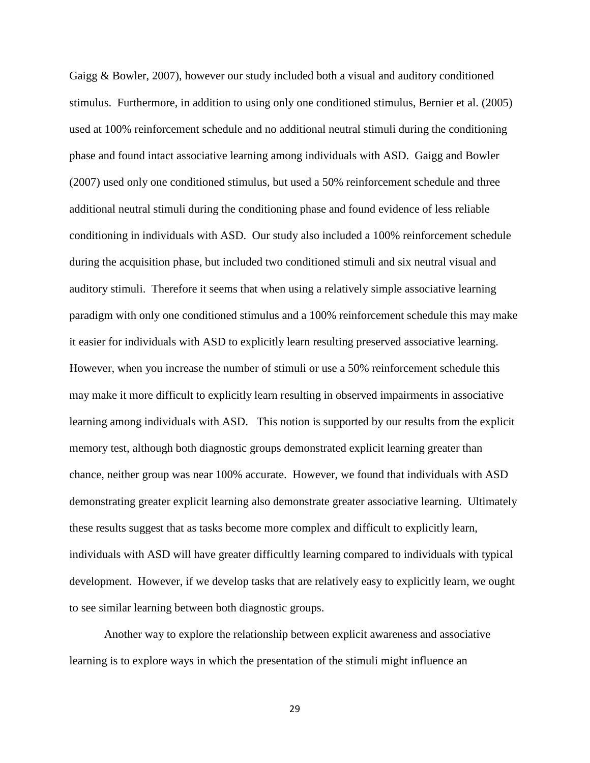Gaigg & Bowler, 2007), however our study included both a visual and auditory conditioned stimulus. Furthermore, in addition to using only one conditioned stimulus, Bernier et al. (2005) used at 100% reinforcement schedule and no additional neutral stimuli during the conditioning phase and found intact associative learning among individuals with ASD. Gaigg and Bowler (2007) used only one conditioned stimulus, but used a 50% reinforcement schedule and three additional neutral stimuli during the conditioning phase and found evidence of less reliable conditioning in individuals with ASD. Our study also included a 100% reinforcement schedule during the acquisition phase, but included two conditioned stimuli and six neutral visual and auditory stimuli. Therefore it seems that when using a relatively simple associative learning paradigm with only one conditioned stimulus and a 100% reinforcement schedule this may make it easier for individuals with ASD to explicitly learn resulting preserved associative learning. However, when you increase the number of stimuli or use a 50% reinforcement schedule this may make it more difficult to explicitly learn resulting in observed impairments in associative learning among individuals with ASD. This notion is supported by our results from the explicit memory test, although both diagnostic groups demonstrated explicit learning greater than chance, neither group was near 100% accurate. However, we found that individuals with ASD demonstrating greater explicit learning also demonstrate greater associative learning. Ultimately these results suggest that as tasks become more complex and difficult to explicitly learn, individuals with ASD will have greater difficultly learning compared to individuals with typical development. However, if we develop tasks that are relatively easy to explicitly learn, we ought to see similar learning between both diagnostic groups.

Another way to explore the relationship between explicit awareness and associative learning is to explore ways in which the presentation of the stimuli might influence an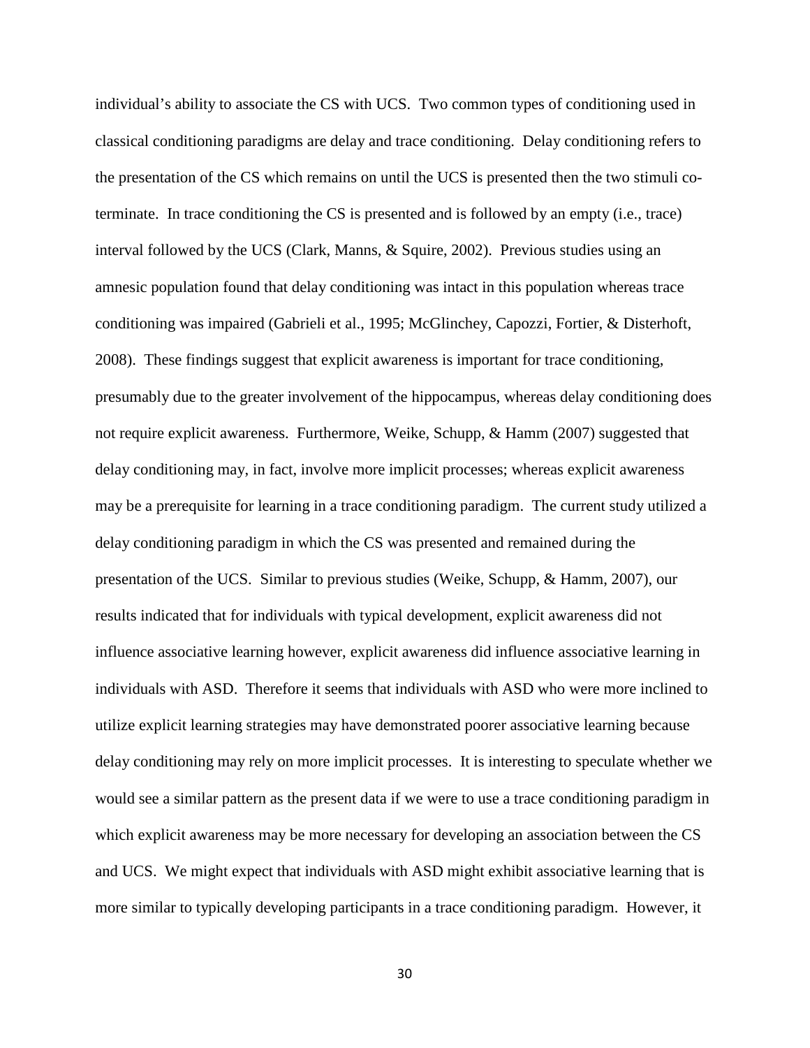individual's ability to associate the CS with UCS. Two common types of conditioning used in classical conditioning paradigms are delay and trace conditioning. Delay conditioning refers to the presentation of the CS which remains on until the UCS is presented then the two stimuli co-terminate. In trace conditioning the CS is presented and is followed by an empty (i.e., trace) interval followed by the UCS (Clark, Manns, & Squire, 2002). Previous studies using an amnesic population found that delay conditioning was intact in this population whereas trace conditioning was impaired (Gabrieli et al., 1995; McGlinchey, Capozzi, Fortier, & Disterhoft, 2008). These findings suggest that explicit awareness is important for trace conditioning, presumably due to the greater involvement of the hippocampus, whereas delay conditioning does not require explicit awareness. Furthermore, Weike, Schupp, & Hamm (2007) suggested that delay conditioning may, in fact, involve more implicit processes; whereas explicit awareness may be a prerequisite for learning in a trace conditioning paradigm. The current study utilized a delay conditioning paradigm in which the CS was presented and remained during the presentation of the UCS. Similar to previous studies (Weike, Schupp, & Hamm, 2007), our results indicated that for individuals with typical development, explicit awareness did not influence associative learning however, explicit awareness did influence associative learning in individuals with ASD. Therefore it seems that individuals with ASD who were more inclined to utilize explicit learning strategies may have demonstrated poorer associative learning because delay conditioning may rely on more implicit processes. It is interesting to speculate whether we would see a similar pattern as the present data if we were to use a trace conditioning paradigm in which explicit awareness may be more necessary for developing an association between the CS and UCS. We might expect that individuals with ASD might exhibit associative learning that is more similar to typically developing participants in a trace conditioning paradigm. However, it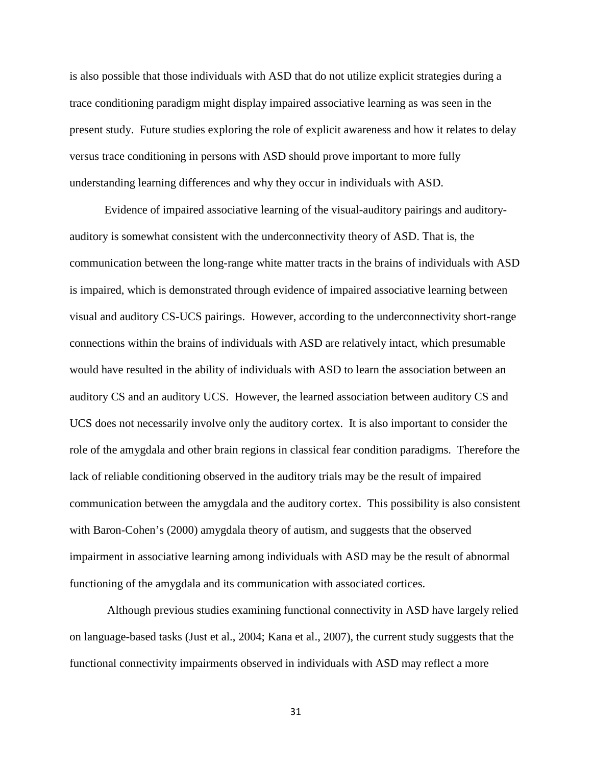is also possible that those individuals with ASD that do not utilize explicit strategies during a trace conditioning paradigm might display impaired associative learning as was seen in the present study. Future studies exploring the role of explicit awareness and how it relates to delay versus trace conditioning in persons with ASD should prove important to more fully understanding learning differences and why they occur in individuals with ASD.

Evidence of impaired associative learning of the visual-auditory pairings and auditory-auditory is somewhat consistent with the underconnectivity theory of ASD. That is, the communication between the long-range white matter tracts in the brains of individuals with ASD is impaired, which is demonstrated through evidence of impaired associative learning between visual and auditory CS-UCS pairings. However, according to the underconnectivity short-range connections within the brains of individuals with ASD are relatively intact, which presumable would have resulted in the ability of individuals with ASD to learn the association between an auditory CS and an auditory UCS. However, the learned association between auditory CS and UCS does not necessarily involve only the auditory cortex. It is also important to consider the role of the amygdala and other brain regions in classical fear condition paradigms. Therefore the lack of reliable conditioning observed in the auditory trials may be the result of impaired communication between the amygdala and the auditory cortex. This possibility is also consistent with Baron-Cohen's (2000) amygdala theory of autism, and suggests that the observed impairment in associative learning among individuals with ASD may be the result of abnormal functioning of the amygdala and its communication with associated cortices.

Although previous studies examining functional connectivity in ASD have largely relied on language-based tasks (Just et al., 2004; Kana et al., 2007), the current study suggests that the functional connectivity impairments observed in individuals with ASD may reflect a more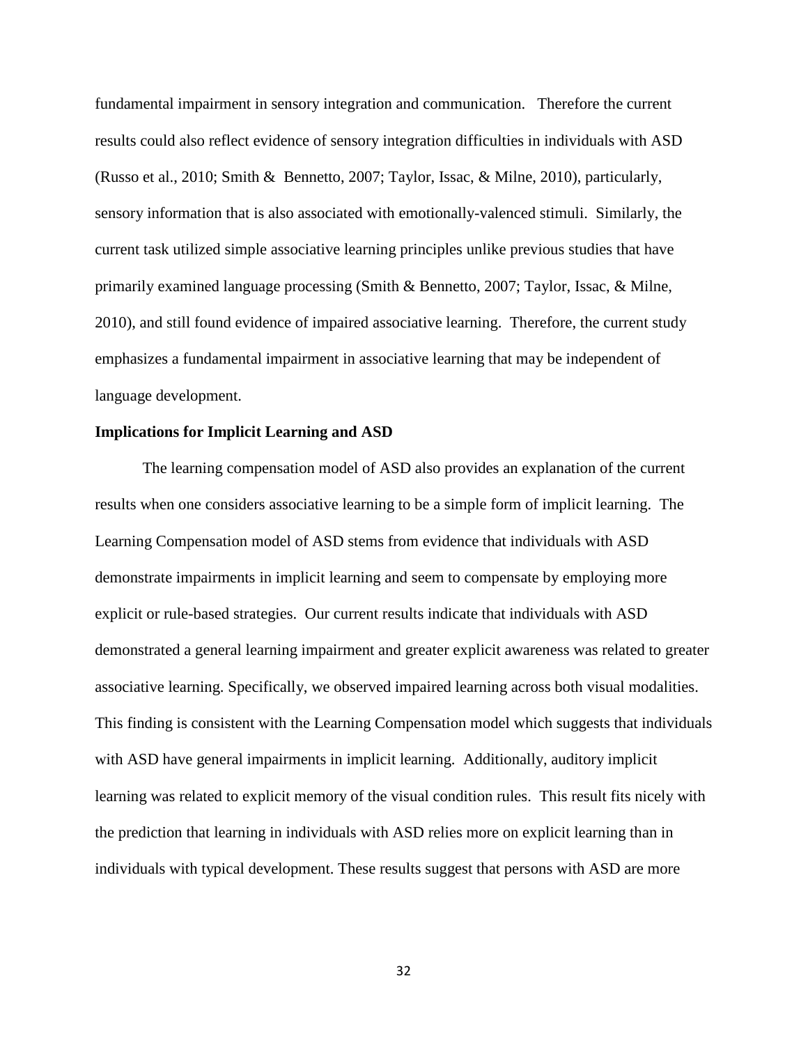fundamental impairment in sensory integration and communication. Therefore the current results could also reflect evidence of sensory integration difficulties in individuals with ASD (Russo et al., 2010; Smith & Bennetto, 2007; Taylor, Issac, & Milne, 2010), particularly, sensory information that is also associated with emotionally-valenced stimuli. Similarly, the current task utilized simple associative learning principles unlike previous studies that have primarily examined language processing (Smith & Bennetto, 2007; Taylor, Issac, & Milne, 2010), and still found evidence of impaired associative learning. Therefore, the current study emphasizes a fundamental impairment in associative learning that may be independent of language development.

**Implications for Implicit Learning and ASD**

The learning compensation model of ASD also provides an explanation of the current results when one considers associative learning to be a simple form of implicit learning. The Learning Compensation model of ASD stems from evidence that individuals with ASD demonstrate impairments in implicit learning and seem to compensate by employing more explicit or rule-based strategies. Our current results indicate that individuals with ASD demonstrated a general learning impairment and greater explicit awareness was related to greater associative learning. Specifically, we observed impaired learning across both visual modalities. This finding is consistent with the Learning Compensation model which suggests that individuals with ASD have general impairments in implicit learning. Additionally, auditory implicit learning was related to explicit memory of the visual condition rules. This result fits nicely with the prediction that learning in individuals with ASD relies more on explicit learning than in individuals with typical development. These results suggest that persons with ASD are more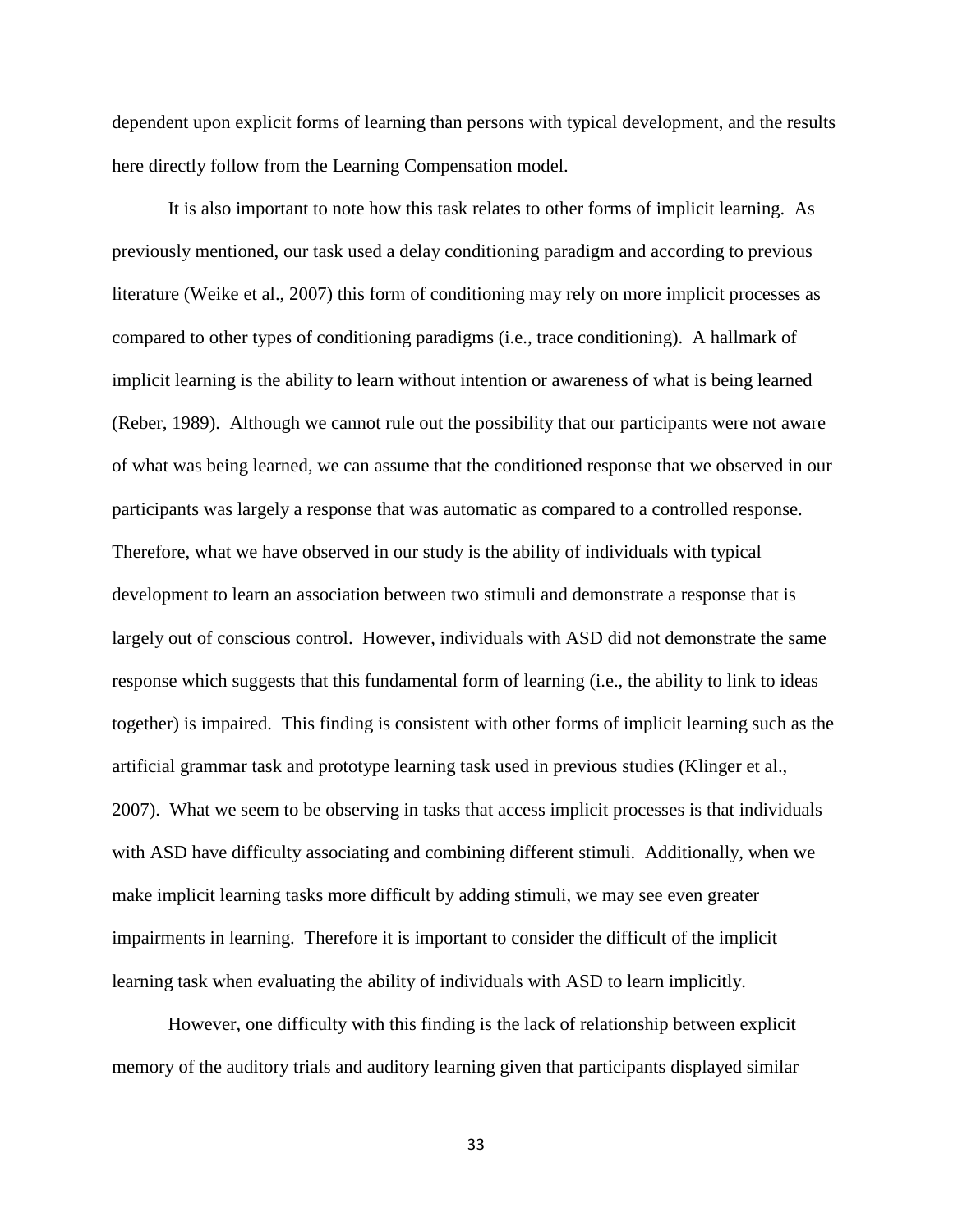dependent upon explicit forms of learning than persons with typical development, and the results here directly follow from the Learning Compensation model.

It is also important to note how this task relates to other forms of implicit learning. As previously mentioned, our task used a delay conditioning paradigm and according to previous literature (Weike et al., 2007) this form of conditioning may rely on more implicit processes as compared to other types of conditioning paradigms (i.e., trace conditioning). A hallmark of implicit learning is the ability to learn without intention or awareness of what is being learned (Reber, 1989). Although we cannot rule out the possibility that our participants were not aware of what was being learned, we can assume that the conditioned response that we observed in our participants was largely a response that was automatic as compared to a controlled response. Therefore, what we have observed in our study is the ability of individuals with typical development to learn an association between two stimuli and demonstrate a response that is largely out of conscious control. However, individuals with ASD did not demonstrate the same response which suggests that this fundamental form of learning (i.e., the ability to link to ideas together) is impaired. This finding is consistent with other forms of implicit learning such as the artificial grammar task and prototype learning task used in previous studies (Klinger et al., 2007). What we seem to be observing in tasks that access implicit processes is that individuals with ASD have difficulty associating and combining different stimuli. Additionally, when we make implicit learning tasks more difficult by adding stimuli, we may see even greater impairments in learning. Therefore it is important to consider the difficult of the implicit learning task when evaluating the ability of individuals with ASD to learn implicitly.

However, one difficulty with this finding is the lack of relationship between explicit memory of the auditory trials and auditory learning given that participants displayed similar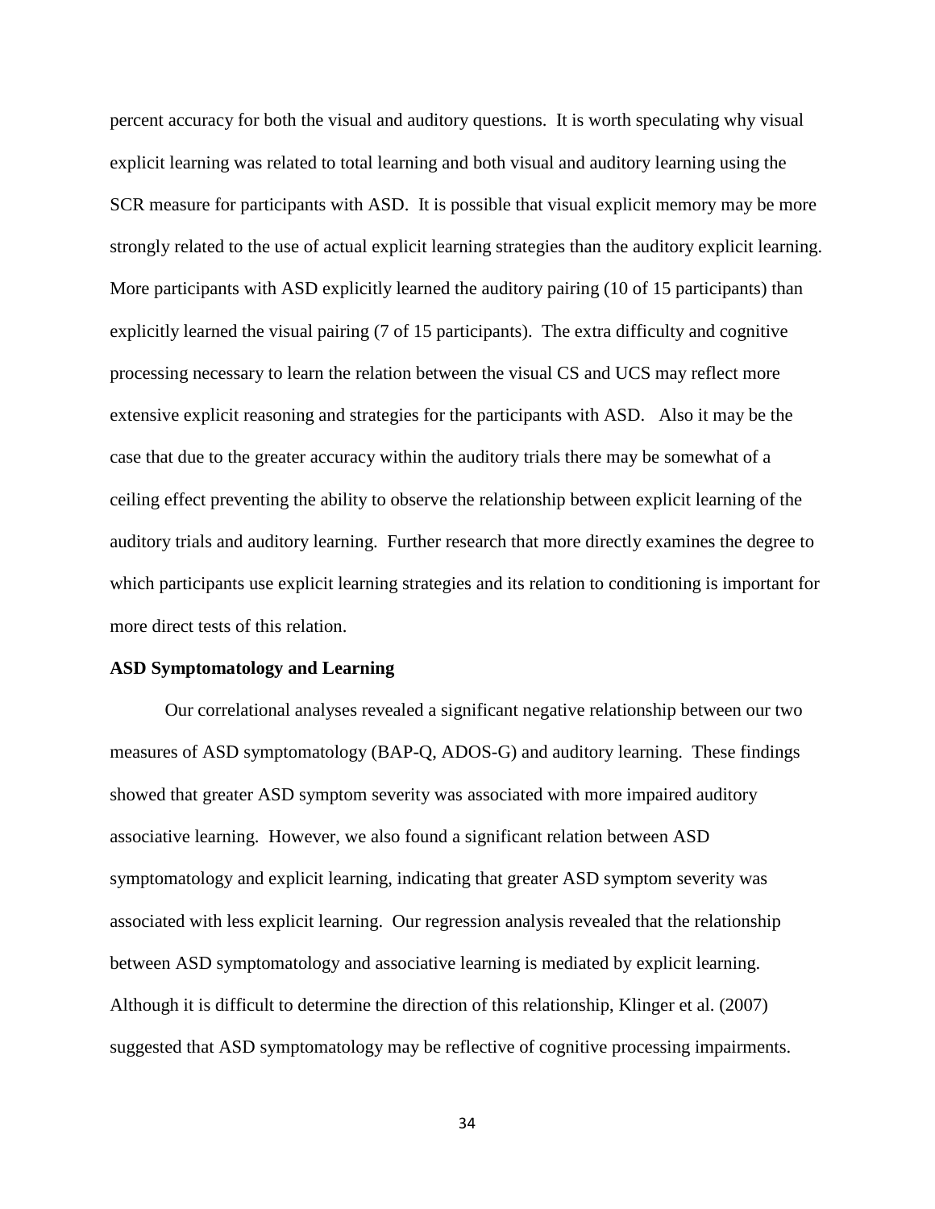percent accuracy for both the visual and auditory questions. It is worth speculating why visual explicit learning was related to total learning and both visual and auditory learning using the SCR measure for participants with ASD. It is possible that visual explicit memory may be more strongly related to the use of actual explicit learning strategies than the auditory explicit learning. More participants with ASD explicitly learned the auditory pairing (10 of 15 participants) than explicitly learned the visual pairing (7 of 15 participants). The extra difficulty and cognitive processing necessary to learn the relation between the visual CS and UCS may reflect more extensive explicit reasoning and strategies for the participants with ASD. Also it may be the case that due to the greater accuracy within the auditory trials there may be somewhat of a ceiling effect preventing the ability to observe the relationship between explicit learning of the auditory trials and auditory learning. Further research that more directly examines the degree to which participants use explicit learning strategies and its relation to conditioning is important for more direct tests of this relation.

**ASD Symptomatology and Learning**

Our correlational analyses revealed a significant negative relationship between our two measures of ASD symptomatology (BAP-Q, ADOS-G) and auditory learning. These findings showed that greater ASD symptom severity was associated with more impaired auditory associative learning. However, we also found a significant relation between ASD symptomatology and explicit learning, indicating that greater ASD symptom severity was associated with less explicit learning. Our regression analysis revealed that the relationship between ASD symptomatology and associative learning is mediated by explicit learning. Although it is difficult to determine the direction of this relationship, Klinger et al. (2007) suggested that ASD symptomatology may be reflective of cognitive processing impairments.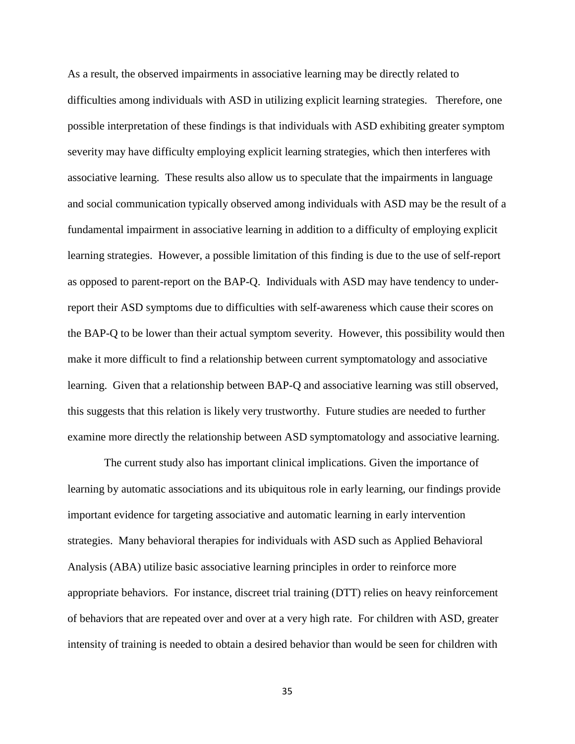As a result, the observed impairments in associative learning may be directly related to difficulties among individuals with ASD in utilizing explicit learning strategies. Therefore, one possible interpretation of these findings is that individuals with ASD exhibiting greater symptom severity may have difficulty employing explicit learning strategies, which then interferes with associative learning. These results also allow us to speculate that the impairments in language and social communication typically observed among individuals with ASD may be the result of a fundamental impairment in associative learning in addition to a difficulty of employing explicit learning strategies. However, a possible limitation of this finding is due to the use of self-report as opposed to parent-report on the BAP-Q. Individuals with ASD may have tendency to under-report their ASD symptoms due to difficulties with self-awareness which cause their scores on the BAP-Q to be lower than their actual symptom severity. However, this possibility would then make it more difficult to find a relationship between current symptomatology and associative learning. Given that a relationship between BAP-Q and associative learning was still observed, this suggests that this relation is likely very trustworthy. Future studies are needed to further examine more directly the relationship between ASD symptomatology and associative learning.

The current study also has important clinical implications. Given the importance of learning by automatic associations and its ubiquitous role in early learning, our findings provide important evidence for targeting associative and automatic learning in early intervention strategies. Many behavioral therapies for individuals with ASD such as Applied Behavioral Analysis (ABA) utilize basic associative learning principles in order to reinforce more appropriate behaviors. For instance, discreet trial training (DTT) relies on heavy reinforcement of behaviors that are repeated over and over at a very high rate. For children with ASD, greater intensity of training is needed to obtain a desired behavior than would be seen for children with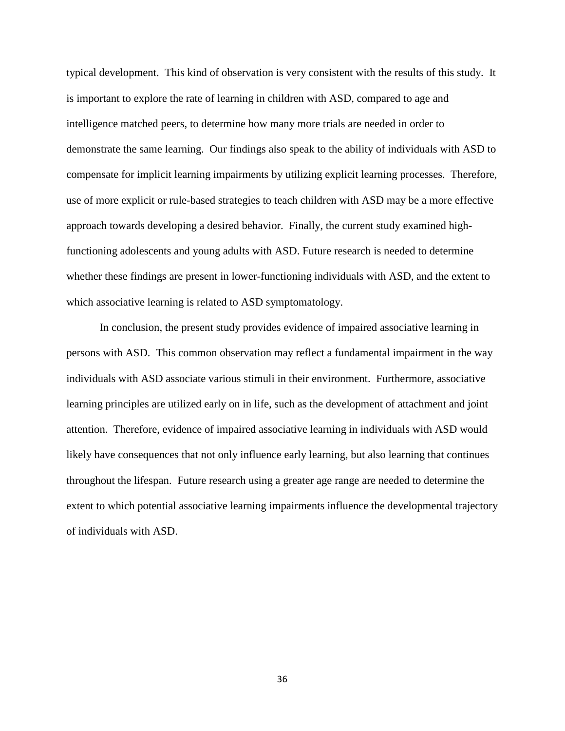typical development. This kind of observation is very consistent with the results of this study. It is important to explore the rate of learning in children with ASD, compared to age and intelligence matched peers, to determine how many more trials are needed in order to demonstrate the same learning. Our findings also speak to the ability of individuals with ASD to compensate for implicit learning impairments by utilizing explicit learning processes. Therefore, use of more explicit or rule-based strategies to teach children with ASD may be a more effective approach towards developing a desired behavior. Finally, the current study examined high-functioning adolescents and young adults with ASD. Future research is needed to determine whether these findings are present in lower-functioning individuals with ASD, and the extent to which associative learning is related to ASD symptomatology.

In conclusion, the present study provides evidence of impaired associative learning in persons with ASD. This common observation may reflect a fundamental impairment in the way individuals with ASD associate various stimuli in their environment. Furthermore, associative learning principles are utilized early on in life, such as the development of attachment and joint attention. Therefore, evidence of impaired associative learning in individuals with ASD would likely have consequences that not only influence early learning, but also learning that continues throughout the lifespan. Future research using a greater age range are needed to determine the extent to which potential associative learning impairments influence the developmental trajectory of individuals with ASD.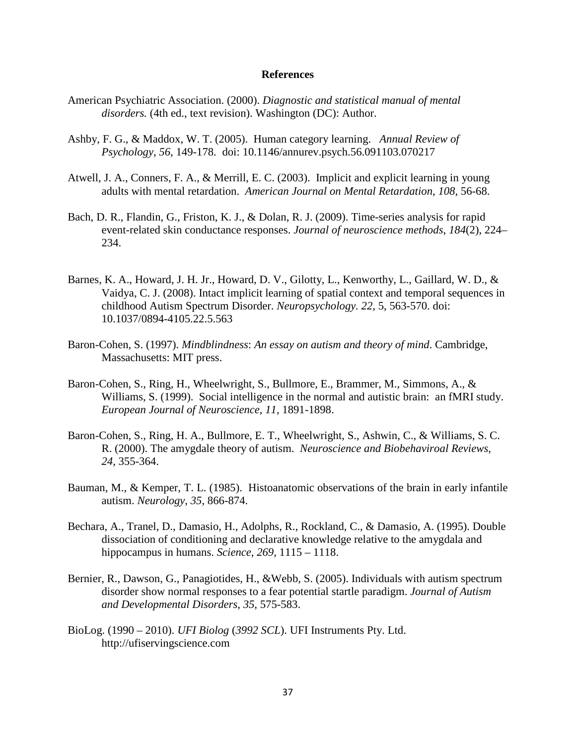# References

American Psychiatric Association. (2000). *Diagnostic and statistical manual of mental disorders.* (4th ed., text revision). Washington (DC): Author.

Ashby, F. G., & Maddox, W. T. (2005). Human category learning. *Annual Review of Psychology*, *56*, 149-178. doi: 10.1146/annurev.psych.56.091103.070217

Atwell, J. A., Conners, F. A., & Merrill, E. C. (2003). Implicit and explicit learning in young adults with mental retardation. *American Journal on Mental Retardation, 108*, 56-68.

Bach, D. R., Flandin, G., Friston, K. J., & Dolan, R. J. (2009). Time-series analysis for rapid event-related skin conductance responses. *Journal of neuroscience methods*, *184*(2), 224–234.

Barnes, K. A., Howard, J. H. Jr., Howard, D. V., Gilotty, L., Kenworthy, L., Gaillard, W. D., & Vaidya, C. J. (2008). Intact implicit learning of spatial context and temporal sequences in childhood Autism Spectrum Disorder. *Neuropsychology. 22*, 5, 563-570. doi: 10.1037/0894-4105.22.5.563

Baron-Cohen, S. (1997). *Mindblindness*: *An essay on autism and theory of mind*. Cambridge, Massachusetts: MIT press.

Baron-Cohen, S., Ring, H., Wheelwright, S., Bullmore, E., Brammer, M., Simmons, A., & Williams, S. (1999). Social intelligence in the normal and autistic brain: an fMRI study. *European Journal of Neuroscience*, *11*, 1891-1898.

Baron-Cohen, S., Ring, H. A., Bullmore, E. T., Wheelwright, S., Ashwin, C., & Williams, S. C. R. (2000). The amygdale theory of autism. *Neuroscience and Biobehaviroal Reviews*, *24*, 355-364.

Bauman, M., & Kemper, T. L. (1985). Histoanatomic observations of the brain in early infantile autism. *Neurology*, *35*, 866-874.

Bechara, A., Tranel, D., Damasio, H., Adolphs, R., Rockland, C., & Damasio, A. (1995). Double dissociation of conditioning and declarative knowledge relative to the amygdala and hippocampus in humans. *Science*, *269*, 1115 – 1118.

Bernier, R., Dawson, G., Panagiotides, H., &Webb, S. (2005). Individuals with autism spectrum disorder show normal responses to a fear potential startle paradigm. *Journal of Autism and Developmental Disorders*, *35*, 575-583.

BioLog. (1990 – 2010). *UFI Biolog* (*3992 SCL*). UFI Instruments Pty. Ltd. http://ufiservingscience.com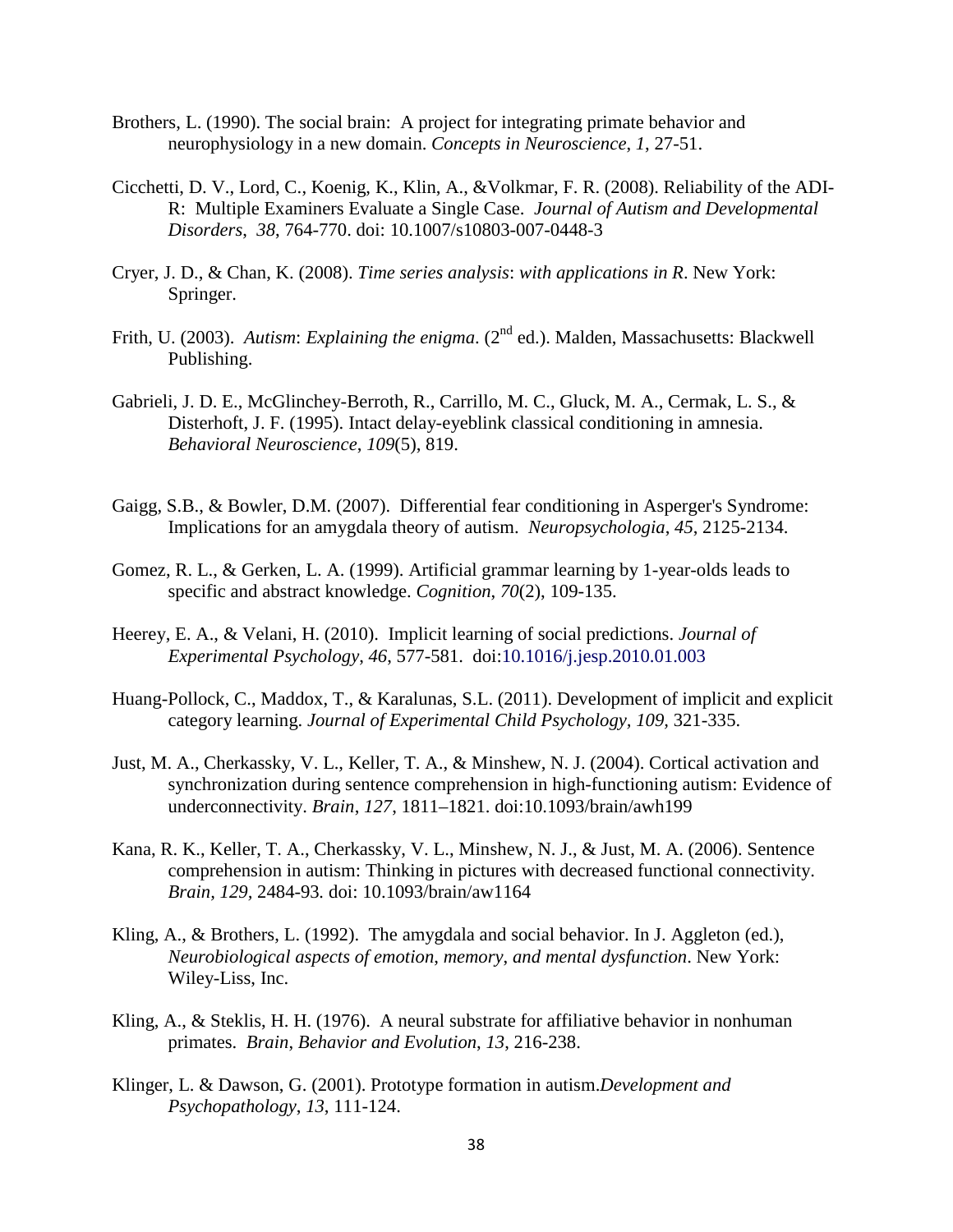Brothers, L. (1990). The social brain: A project for integrating primate behavior and neurophysiology in a new domain. *Concepts in Neuroscience, 1*, 27-51.

Cicchetti, D. V., Lord, C., Koenig, K., Klin, A., &Volkmar, F. R. (2008). Reliability of the ADI-R: Multiple Examiners Evaluate a Single Case. *Journal of Autism and Developmental Disorders, 38*, 764-770. doi: 10.1007/s10803-007-0448-3

Cryer, J. D., & Chan, K. (2008). *Time series analysis*: *with applications in R*. New York: Springer.

Frith, U. (2003). *Autism*: *Explaining the enigma*. (2nd ed.). Malden, Massachusetts: Blackwell Publishing.

Gabrieli, J. D. E., McGlinchey-Berroth, R., Carrillo, M. C., Gluck, M. A., Cermak, L. S., & Disterhoft, J. F. (1995). Intact delay-eyeblink classical conditioning in amnesia. *Behavioral Neuroscience*, *109*(5), 819.

Gaigg, S.B., & Bowler, D.M. (2007). Differential fear conditioning in Asperger's Syndrome: Implications for an amygdala theory of autism. *Neuropsychologia*, *45*, 2125-2134.

Gomez, R. L., & Gerken, L. A. (1999). Artificial grammar learning by 1-year-olds leads to specific and abstract knowledge. *Cognition*, *70*(2), 109-135.

Heerey, E. A., & Velani, H. (2010). Implicit learning of social predictions. *Journal of Experimental Psychology*, *46*, 577-581. doi:10.1016/j.jesp.2010.01.003

Huang-Pollock, C., Maddox, T., & Karalunas, S.L. (2011). Development of implicit and explicit category learning. *Journal of Experimental Child Psychology, 109*, 321-335.

Just, M. A., Cherkassky, V. L., Keller, T. A., & Minshew, N. J. (2004). Cortical activation and synchronization during sentence comprehension in high-functioning autism: Evidence of underconnectivity. *Brain*, *127*, 1811–1821. doi:10.1093/brain/awh199

Kana, R. K., Keller, T. A., Cherkassky, V. L., Minshew, N. J., & Just, M. A. (2006). Sentence comprehension in autism: Thinking in pictures with decreased functional connectivity. *Brain, 129*, 2484-93*.* doi: 10.1093/brain/aw1164

Kling, A., & Brothers, L. (1992). The amygdala and social behavior. In J. Aggleton (ed.), *Neurobiological aspects of emotion, memory, and mental dysfunction*. New York: Wiley-Liss, Inc.

Kling, A., & Steklis, H. H. (1976). A neural substrate for affiliative behavior in nonhuman primates. *Brain, Behavior and Evolution*, *13*, 216-238.

Klinger, L. & Dawson, G. (2001). Prototype formation in autism.*Development and Psychopathology*, *13*, 111-124.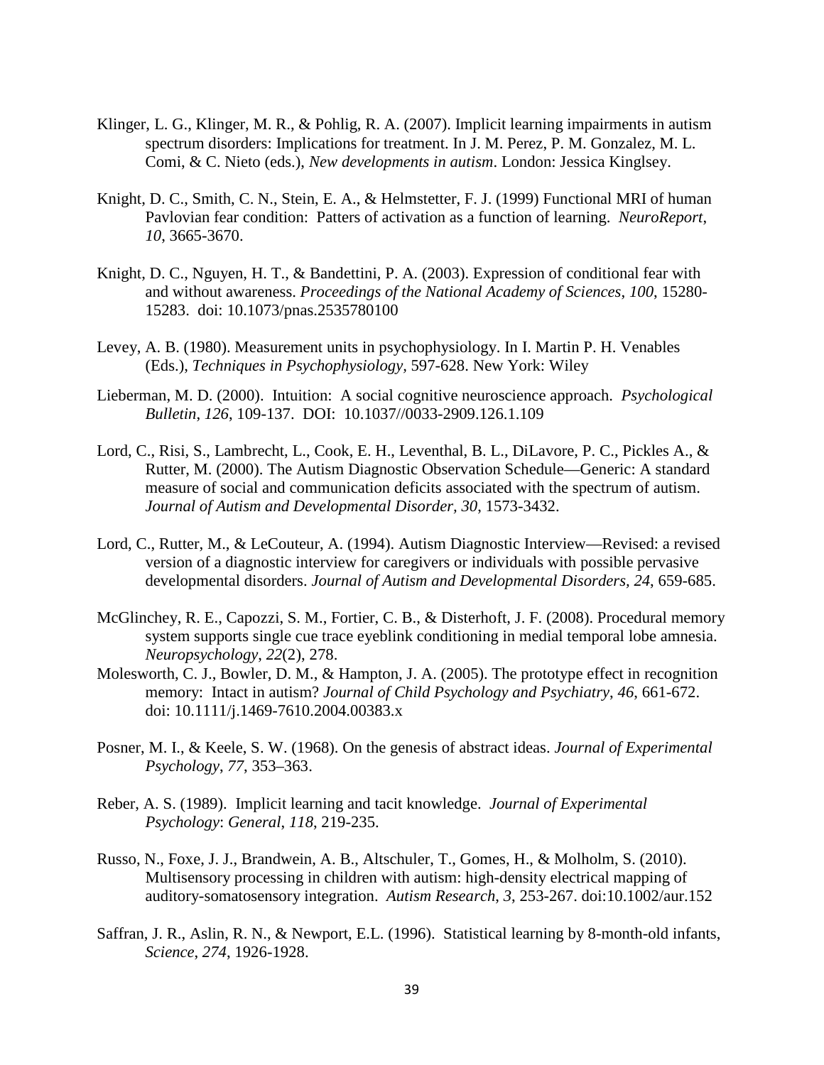Klinger, L. G., Klinger, M. R., & Pohlig, R. A. (2007). Implicit learning impairments in autism spectrum disorders: Implications for treatment. In J. M. Perez, P. M. Gonzalez, M. L. Comi, & C. Nieto (eds.), *New developments in autism*. London: Jessica Kinglsey.

Knight, D. C., Smith, C. N., Stein, E. A., & Helmstetter, F. J. (1999) Functional MRI of human Pavlovian fear condition: Patters of activation as a function of learning. *NeuroReport*, *10*, 3665-3670.

Knight, D. C., Nguyen, H. T., & Bandettini, P. A. (2003). Expression of conditional fear with and without awareness. *Proceedings of the National Academy of Sciences*, *100*, 15280-15283. doi: 10.1073/pnas.2535780100

Levey, A. B. (1980). Measurement units in psychophysiology. In I. Martin P. H. Venables (Eds.), *Techniques in Psychophysiology,* 597-628. New York: Wiley

Lieberman, M. D. (2000). Intuition: A social cognitive neuroscience approach. *Psychological Bulletin*, *126*, 109-137. DOI: 10.1037//0033-2909.126.1.109

Lord, C., Risi, S., Lambrecht, L., Cook, E. H., Leventhal, B. L., DiLavore, P. C., Pickles A., & Rutter, M. (2000). The Autism Diagnostic Observation Schedule—Generic: A standard measure of social and communication deficits associated with the spectrum of autism. *Journal of Autism and Developmental Disorder, 30*, 1573-3432.

Lord, C., Rutter, M., & LeCouteur, A. (1994). Autism Diagnostic Interview—Revised: a revised version of a diagnostic interview for caregivers or individuals with possible pervasive developmental disorders. *Journal of Autism and Developmental Disorders, 24*, 659-685.

McGlinchey, R. E., Capozzi, S. M., Fortier, C. B., & Disterhoft, J. F. (2008). Procedural memory system supports single cue trace eyeblink conditioning in medial temporal lobe amnesia. *Neuropsychology*, *22*(2), 278.

Molesworth, C. J., Bowler, D. M., & Hampton, J. A. (2005). The prototype effect in recognition memory: Intact in autism? *Journal of Child Psychology and Psychiatry*, *46*, 661-672. doi: 10.1111/j.1469-7610.2004.00383.x

Posner, M. I., & Keele, S. W. (1968). On the genesis of abstract ideas. *Journal of Experimental Psychology*, *77*, 353–363.

Reber, A. S. (1989). Implicit learning and tacit knowledge. *Journal of Experimental Psychology*: *General*, *118*, 219-235.

Russo, N., Foxe, J. J., Brandwein, A. B., Altschuler, T., Gomes, H., & Molholm, S. (2010). Multisensory processing in children with autism: high-density electrical mapping of auditory-somatosensory integration. *Autism Research*, *3*, 253-267. doi:10.1002/aur.152

Saffran, J. R., Aslin, R. N., & Newport, E.L. (1996). Statistical learning by 8-month-old infants, *Science*, *274*, 1926-1928.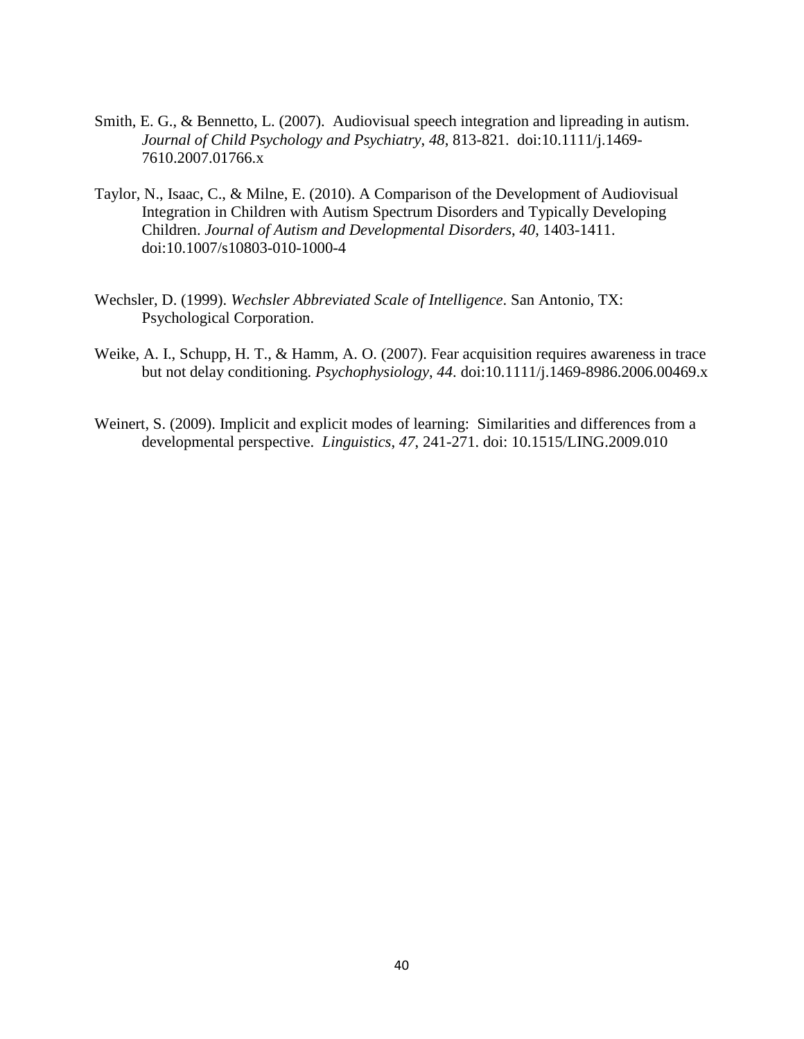Smith, E. G., & Bennetto, L. (2007). Audiovisual speech integration and lipreading in autism. *Journal of Child Psychology and Psychiatry*, *48*, 813-821. doi:10.1111/j.1469-7610.2007.01766.x

Taylor, N., Isaac, C., & Milne, E. (2010). A Comparison of the Development of Audiovisual Integration in Children with Autism Spectrum Disorders and Typically Developing Children. *Journal of Autism and Developmental Disorders*, *40*, 1403-1411. doi:10.1007/s10803-010-1000-4

Wechsler, D. (1999). *Wechsler Abbreviated Scale of Intelligence*. San Antonio, TX: Psychological Corporation.

Weike, A. I., Schupp, H. T., & Hamm, A. O. (2007). Fear acquisition requires awareness in trace but not delay conditioning. *Psychophysiology*, *44*. doi:10.1111/j.1469-8986.2006.00469.x

Weinert, S. (2009). Implicit and explicit modes of learning: Similarities and differences from a developmental perspective. *Linguistics*, *47*, 241-271. doi: 10.1515/LING.2009.010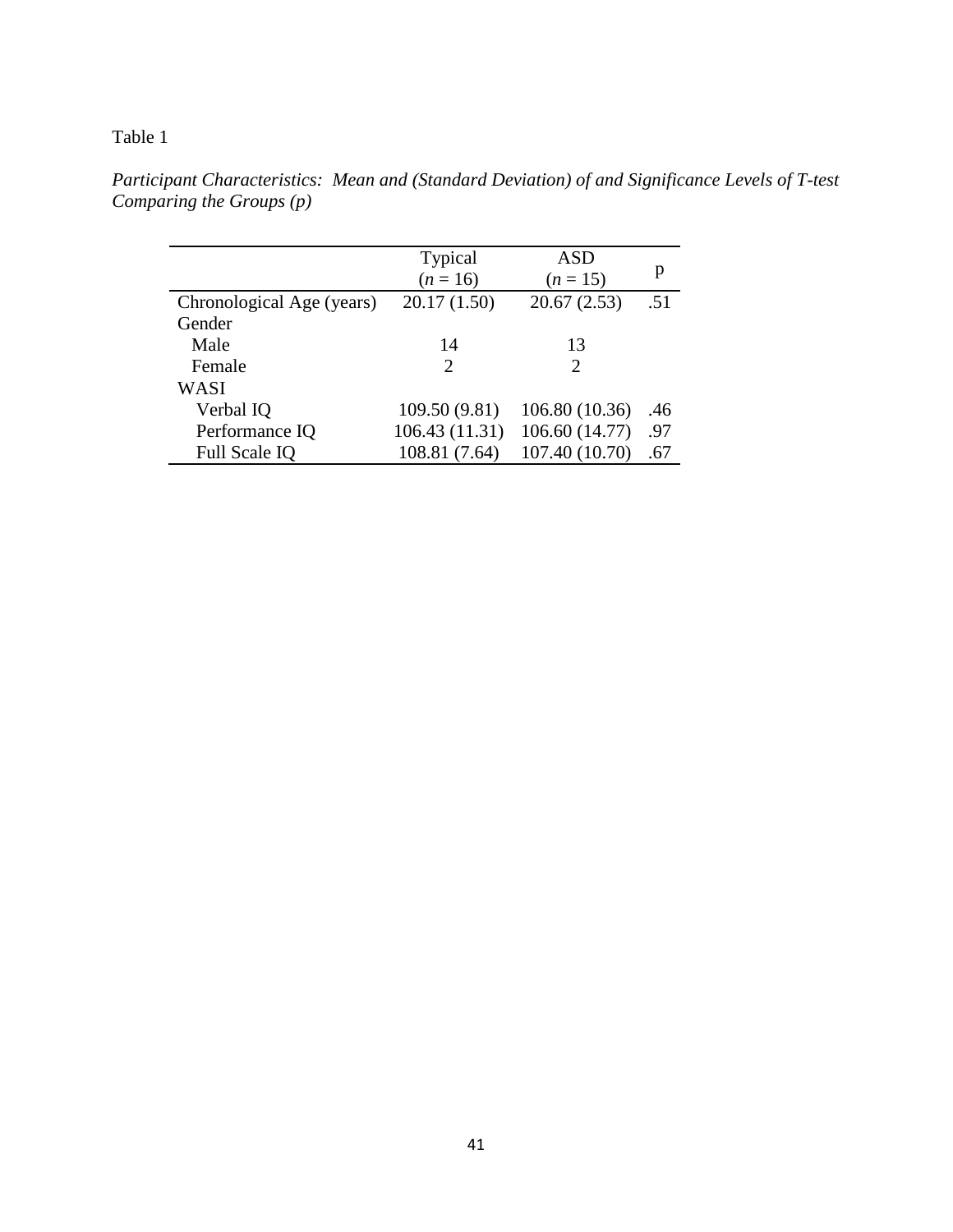Table 1

*Participant Characteristics: Mean and (Standard Deviation) of and Significance Levels of T-test Comparing the Groups (p)*

| | Typical ($n$ = 16) | ASD ($n$ = 15) | p |
|---|---|---|---|
| Chronological Age (years) | 20.17 (1.50) | 20.67 (2.53) | .51 |
| Gender | | | |
| Male | 14 | 13 | |
| Female | 2 | 2 | |
| WASI | | | |
| Verbal IQ | 109.50 (9.81) | 106.80 (10.36) | .46 |
| Performance IQ | 106.43 (11.31) | 106.60 (14.77) | .97 |
| Full Scale IQ | 108.81 (7.64) | 107.40 (10.70) | .67 |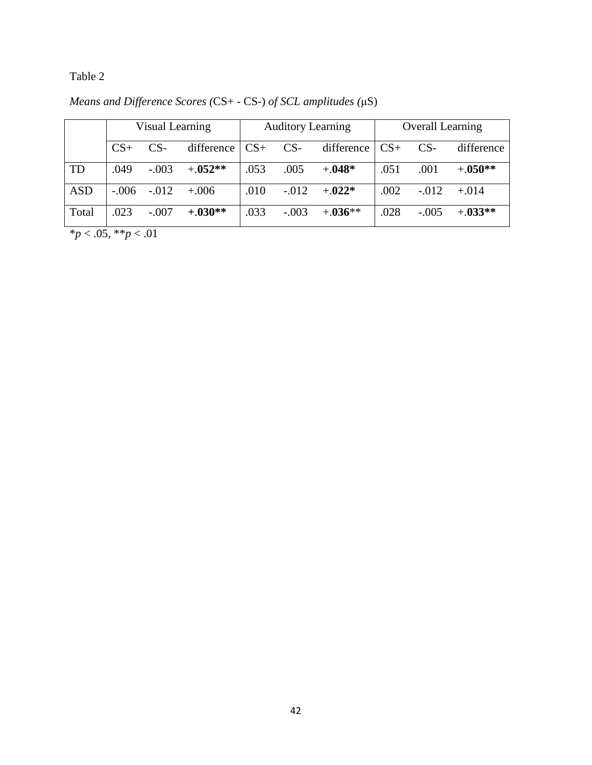Table 2

*Means and Difference Scores (*CS+ - CS-) *of SCL amplitudes (*μS)

| | Visual Learning | | | Auditory Learning | | | Overall Learning | | |
|---|---|---|---|---|---|---|---|---|---|
| | CS+ | CS- | difference | CS+ | CS- | difference | CS+ | CS- | difference |
| TD | .049 | -.003 | +.**052**** | .053 | .005 | +.**048*** | .051 | .001 | +.**050**** |
| ASD | -.006 | -.012 | +.006 | .010 | -.012 | +.**022*** | .002 | -.012 | +.014 |
| Total | .023 | -.007 | **+.030**** | .033 | -.003 | +.**036**** | .028 | -.005 | +.**033**** |

**p* < .05, ***p* < .01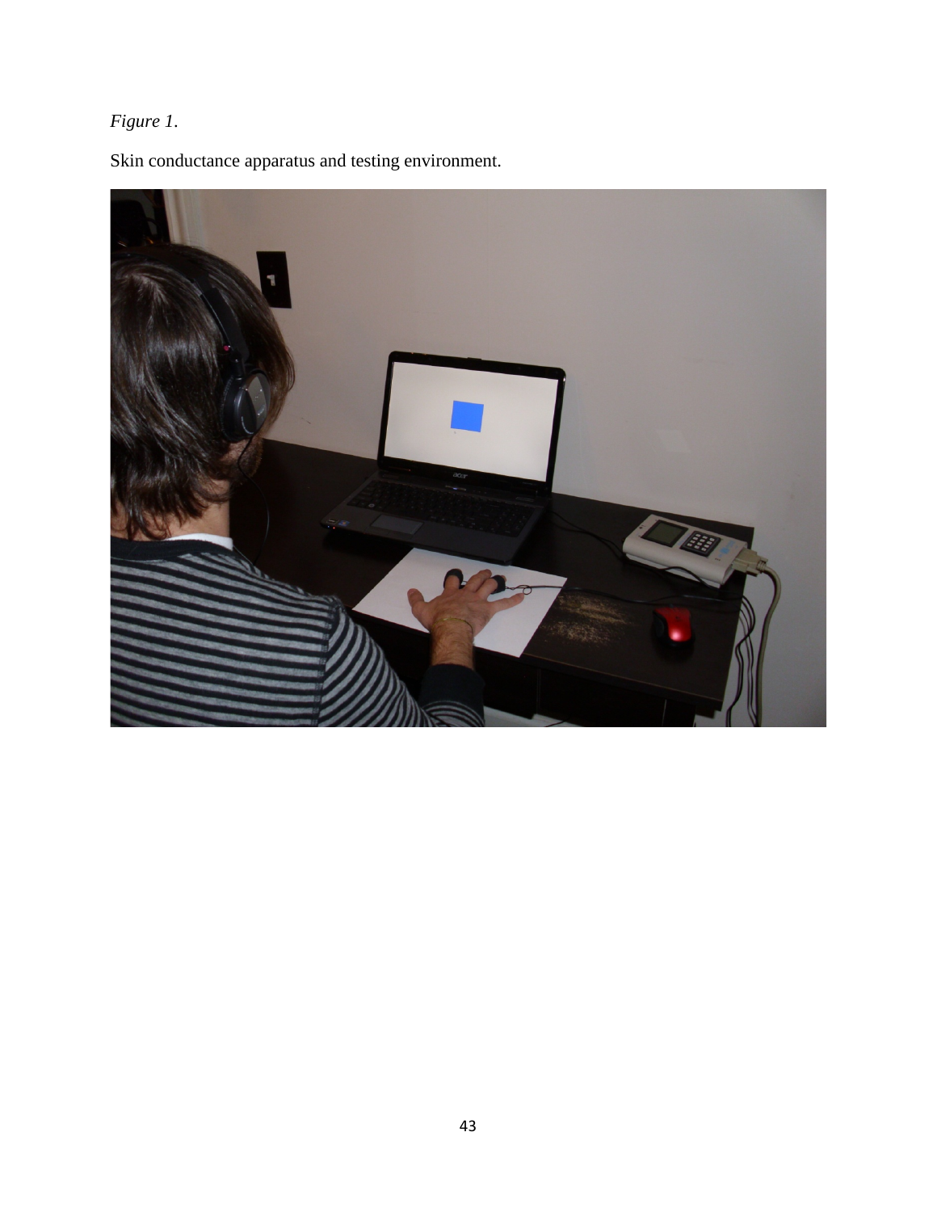*Figure 1.*

Skin conductance apparatus and testing environment.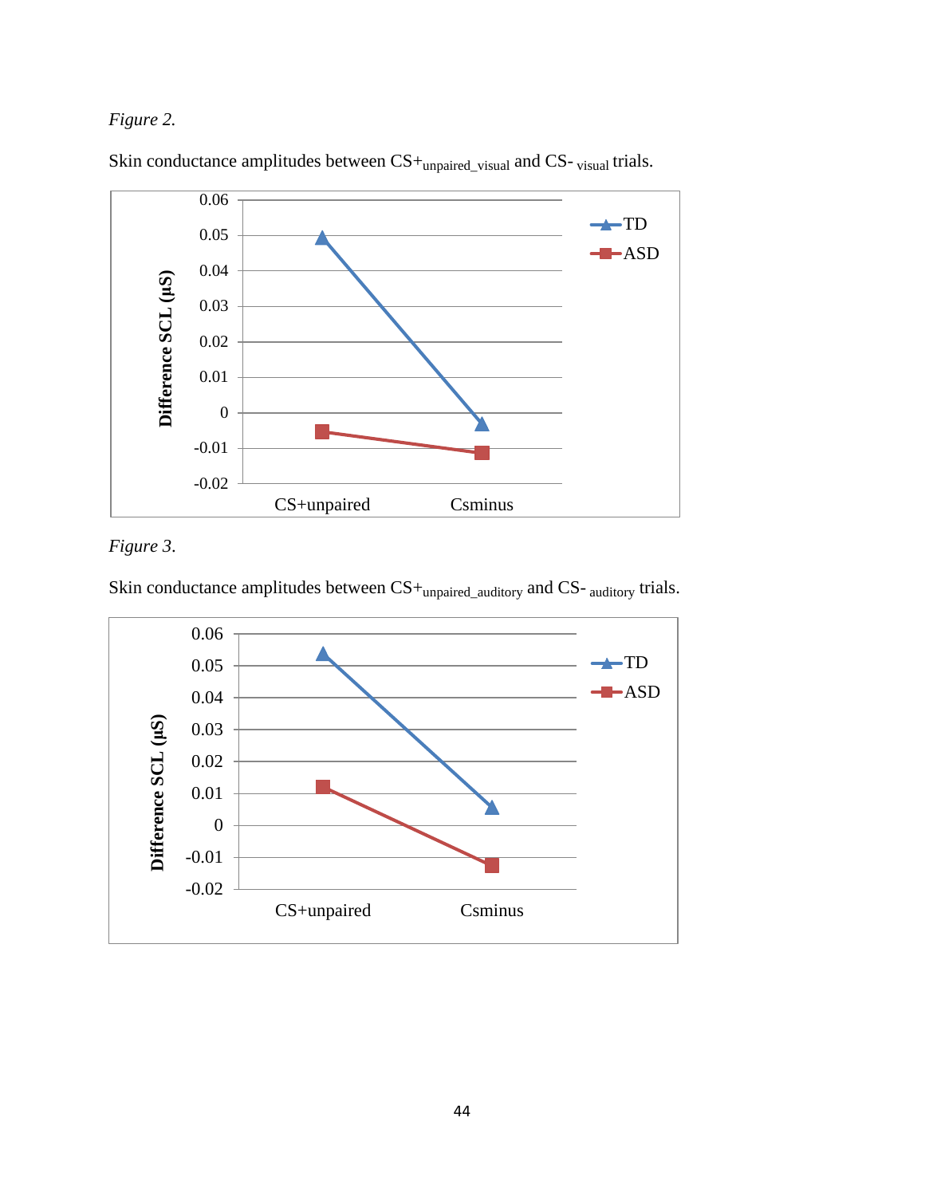*Figure 2.*

Skin conductance amplitudes between CS+$_{unpaired\_visual}$ and CS-$_{visual}$ trials.

*Figure 3.*

Skin conductance amplitudes between CS+$_{unpaired\_auditory}$ and CS-$_{auditory}$ trials.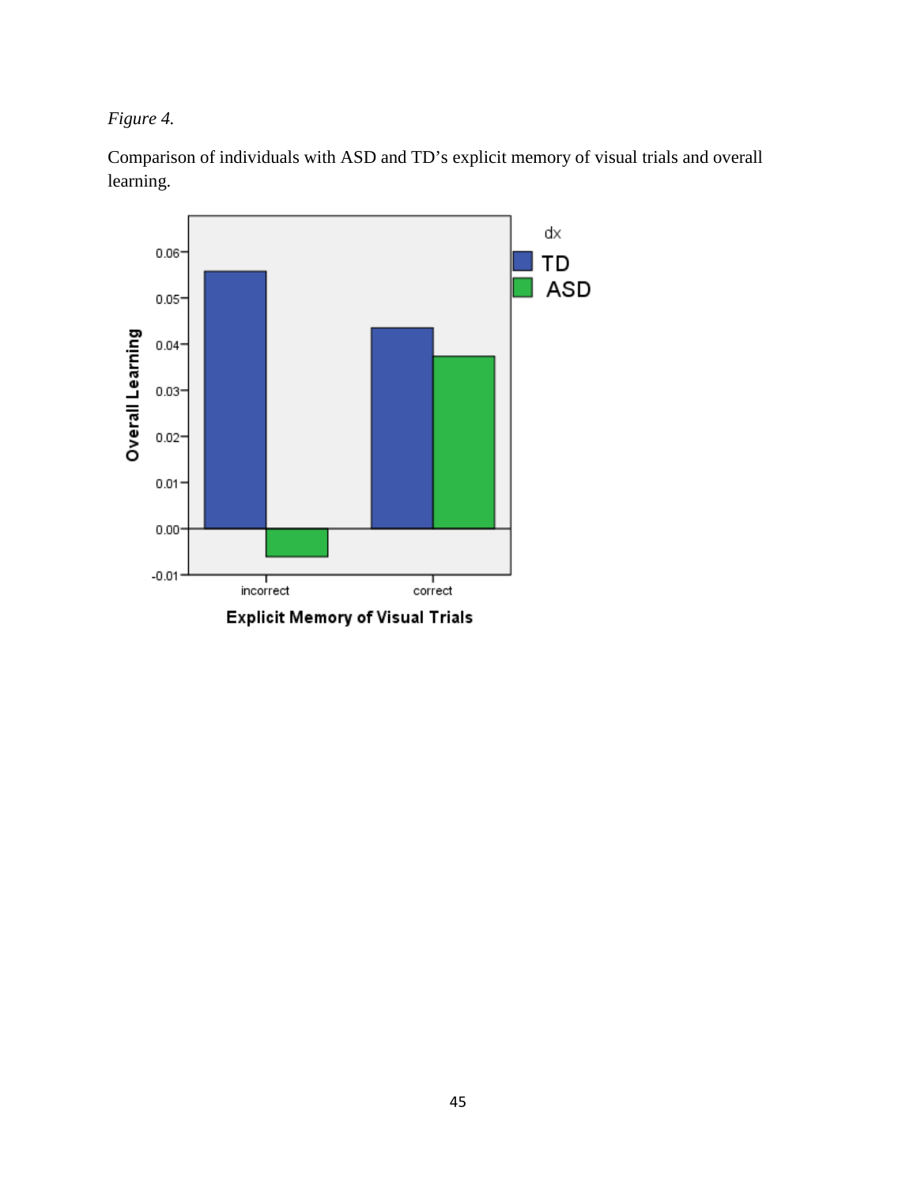*Figure 4.*

Comparison of individuals with ASD and TD's explicit memory of visual trials and overall learning.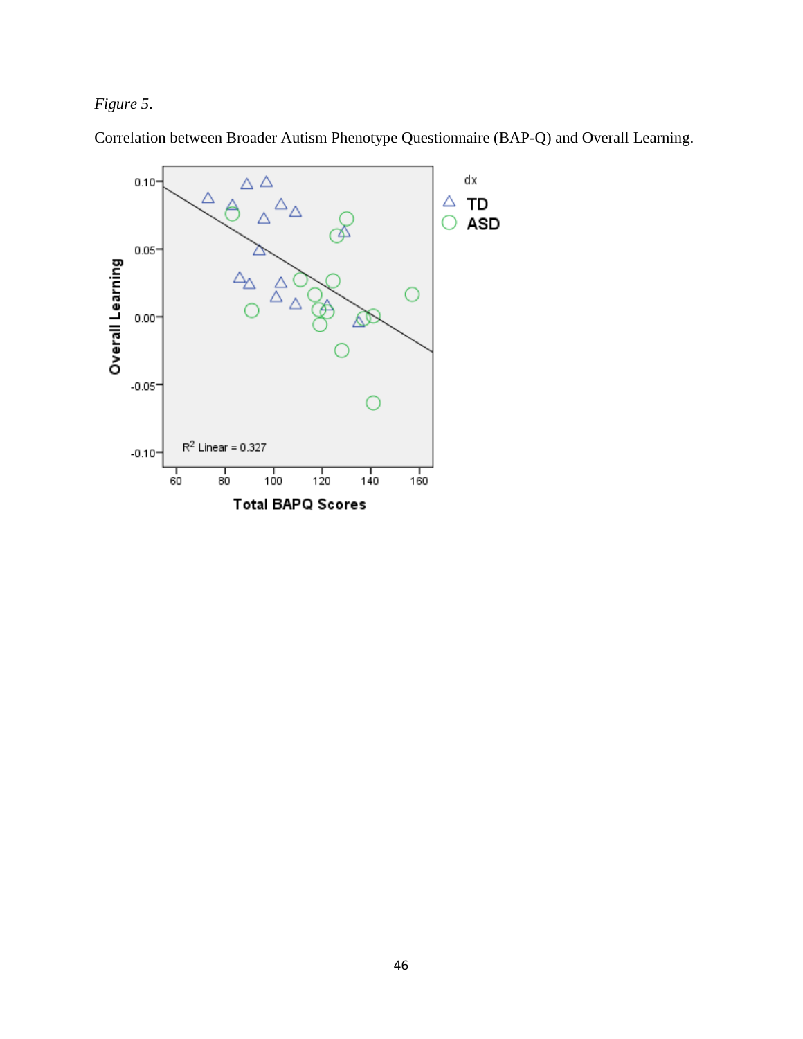*Figure 5.*

Correlation between Broader Autism Phenotype Questionnaire (BAP-Q) and Overall Learning.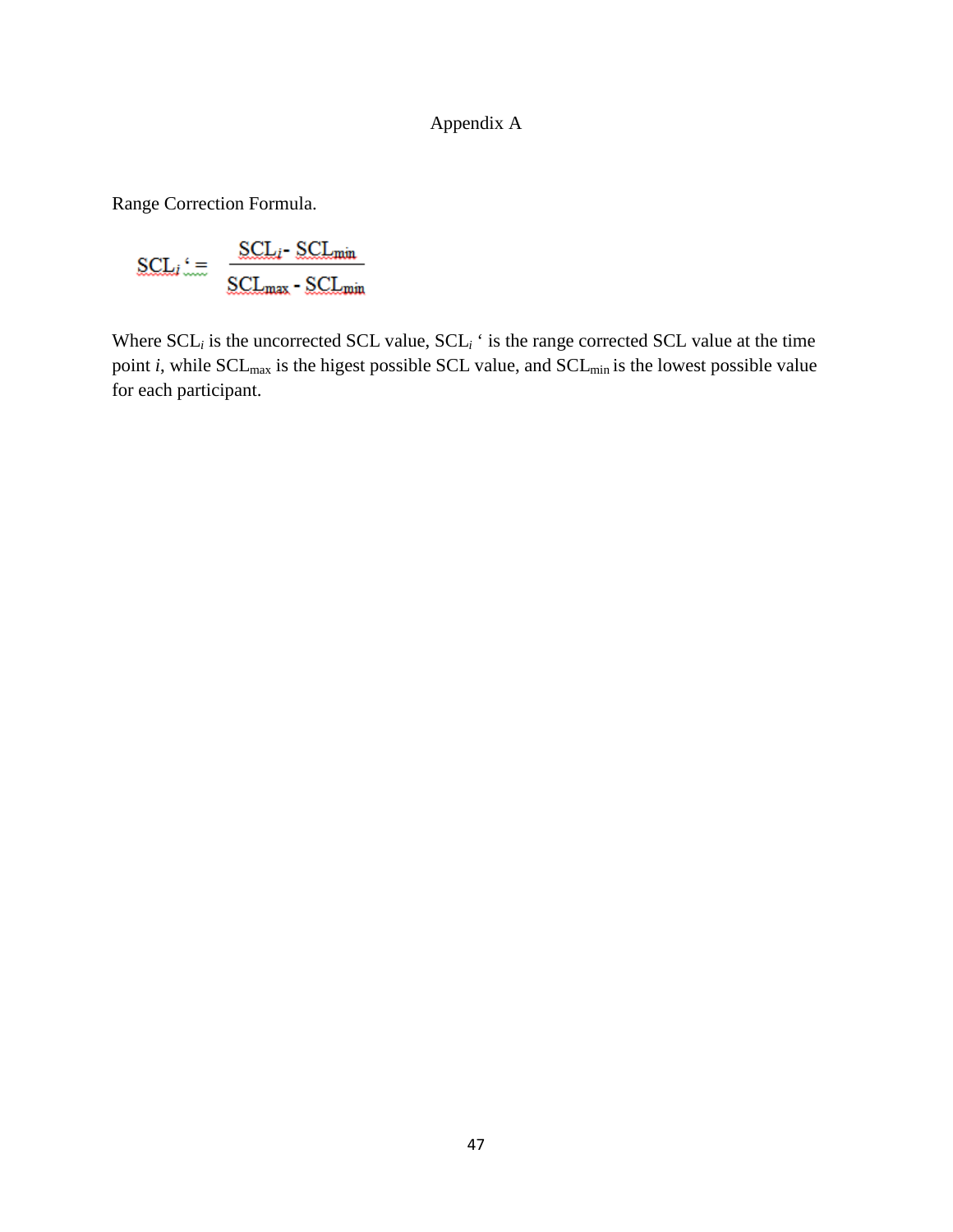# Appendix A

Range Correction Formula.

$$SCL_i' = \frac{SCL_i - SCL_{min}}{SCL_{max} - SCL_{min}}$$

Where $SCL_i$ is the uncorrected SCL value, $SCL_i'$ is the range corrected SCL value at the time point *i*, while $SCL_{max}$ is the higest possible SCL value, and $SCL_{min}$ is the lowest possible value for each participant.